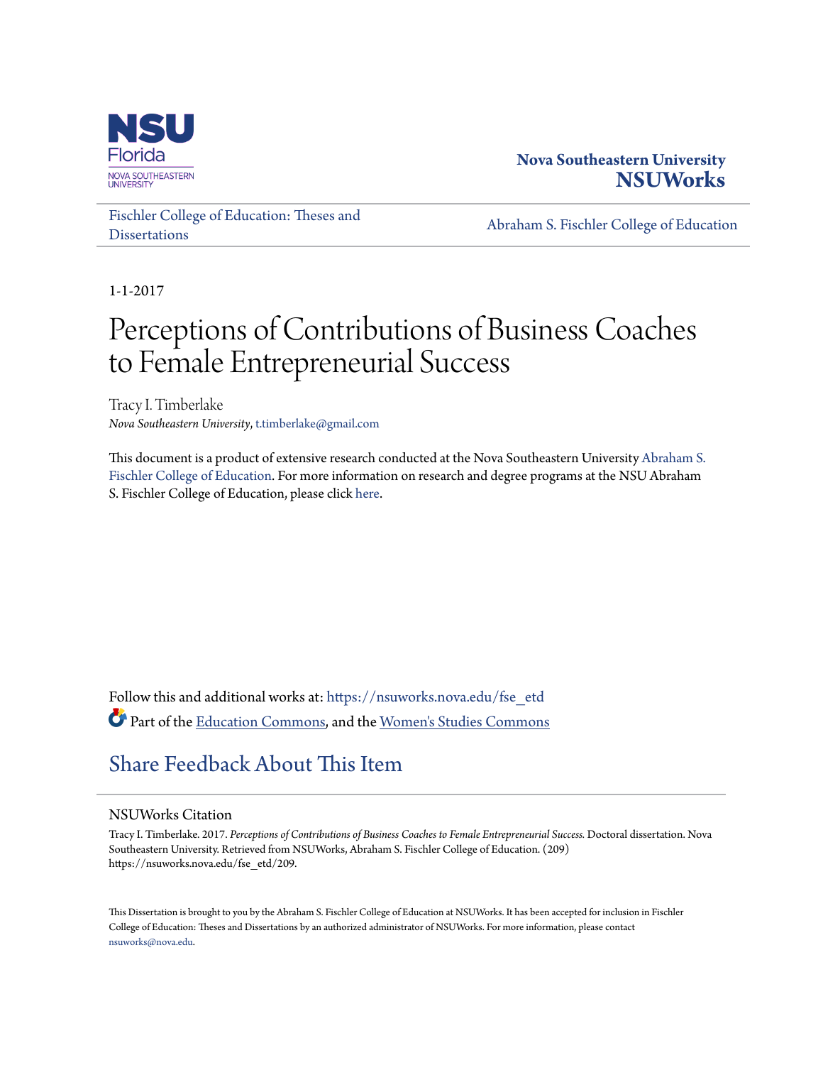NSU Florida
NOVA SOUTHEASTERN UNIVERSITY

**Nova Southeastern University**
**NSUWorks**

Fischler College of Education: Theses and Dissertations

Abraham S. Fischler College of Education

1-1-2017

# Perceptions of Contributions of Business Coaches to Female Entrepreneurial Success

Tracy I. Timberlake
*Nova Southeastern University*, t.timberlake@gmail.com

This document is a product of extensive research conducted at the Nova Southeastern University Abraham S. Fischler College of Education. For more information on research and degree programs at the NSU Abraham S. Fischler College of Education, please click here.

Follow this and additional works at: https://nsuworks.nova.edu/fse_etd

Part of the Education Commons, and the Women's Studies Commons

## Share Feedback About This Item

### NSUWorks Citation

Tracy I. Timberlake. 2017. *Perceptions of Contributions of Business Coaches to Female Entrepreneurial Success.* Doctoral dissertation. Nova Southeastern University. Retrieved from NSUWorks, Abraham S. Fischler College of Education. (209) https://nsuworks.nova.edu/fse_etd/209.

This Dissertation is brought to you by the Abraham S. Fischler College of Education at NSUWorks. It has been accepted for inclusion in Fischler College of Education: Theses and Dissertations by an authorized administrator of NSUWorks. For more information, please contact nsuworks@nova.edu.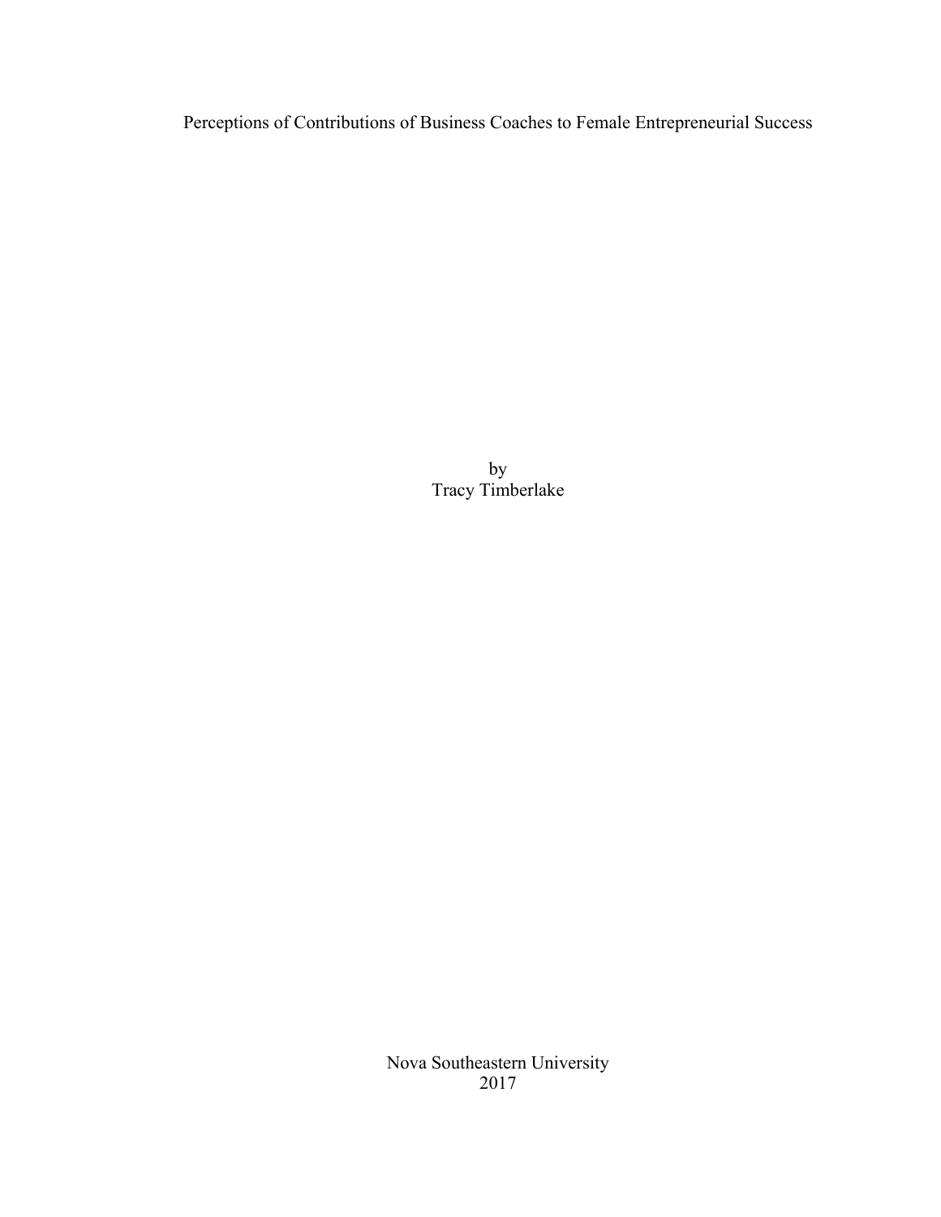# Perceptions of Contributions of Business Coaches to Female Entrepreneurial Success

by
Tracy Timberlake

Nova Southeastern University
2017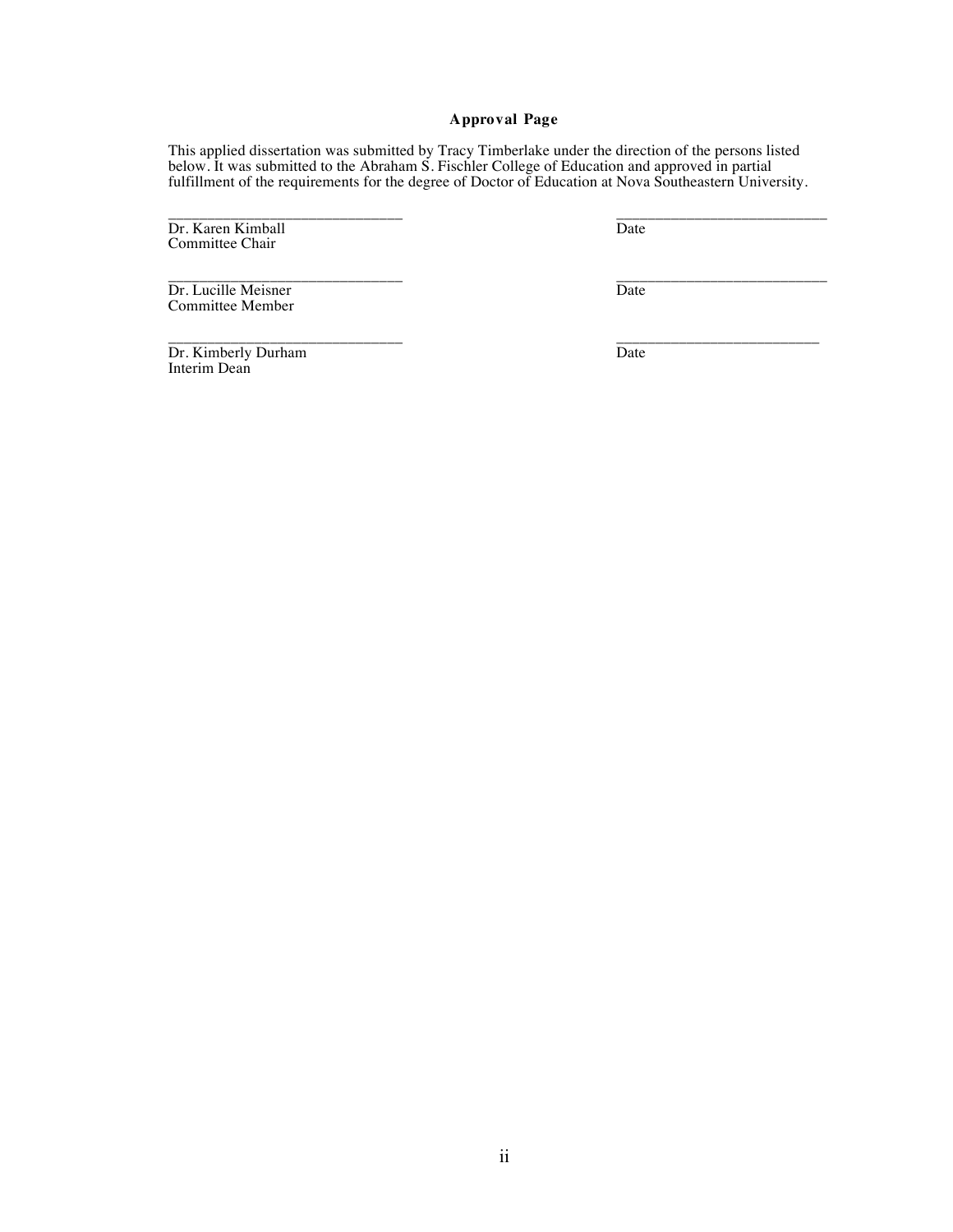## Approval Page

This applied dissertation was submitted by Tracy Timberlake under the direction of the persons listed below. It was submitted to the Abraham S. Fischler College of Education and approved in partial fulfillment of the requirements for the degree of Doctor of Education at Nova Southeastern University.

______________________________ ______________________________
Dr. Karen Kimball Date
Committee Chair

______________________________ ______________________________
Dr. Lucille Meisner Date
Committee Member

______________________________ ______________________________
Dr. Kimberly Durham Date
Interim Dean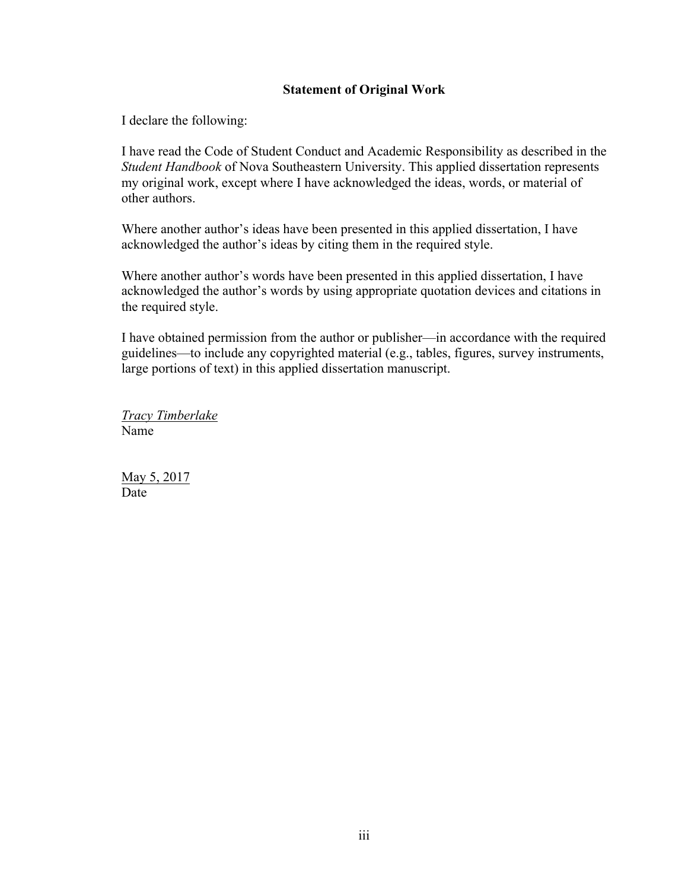## Statement of Original Work

I declare the following:

I have read the Code of Student Conduct and Academic Responsibility as described in the *Student Handbook* of Nova Southeastern University. This applied dissertation represents my original work, except where I have acknowledged the ideas, words, or material of other authors.

Where another author's ideas have been presented in this applied dissertation, I have acknowledged the author's ideas by citing them in the required style.

Where another author's words have been presented in this applied dissertation, I have acknowledged the author's words by using appropriate quotation devices and citations in the required style.

I have obtained permission from the author or publisher—in accordance with the required guidelines—to include any copyrighted material (e.g., tables, figures, survey instruments, large portions of text) in this applied dissertation manuscript.

*Tracy Timberlake*
Name

May 5, 2017
Date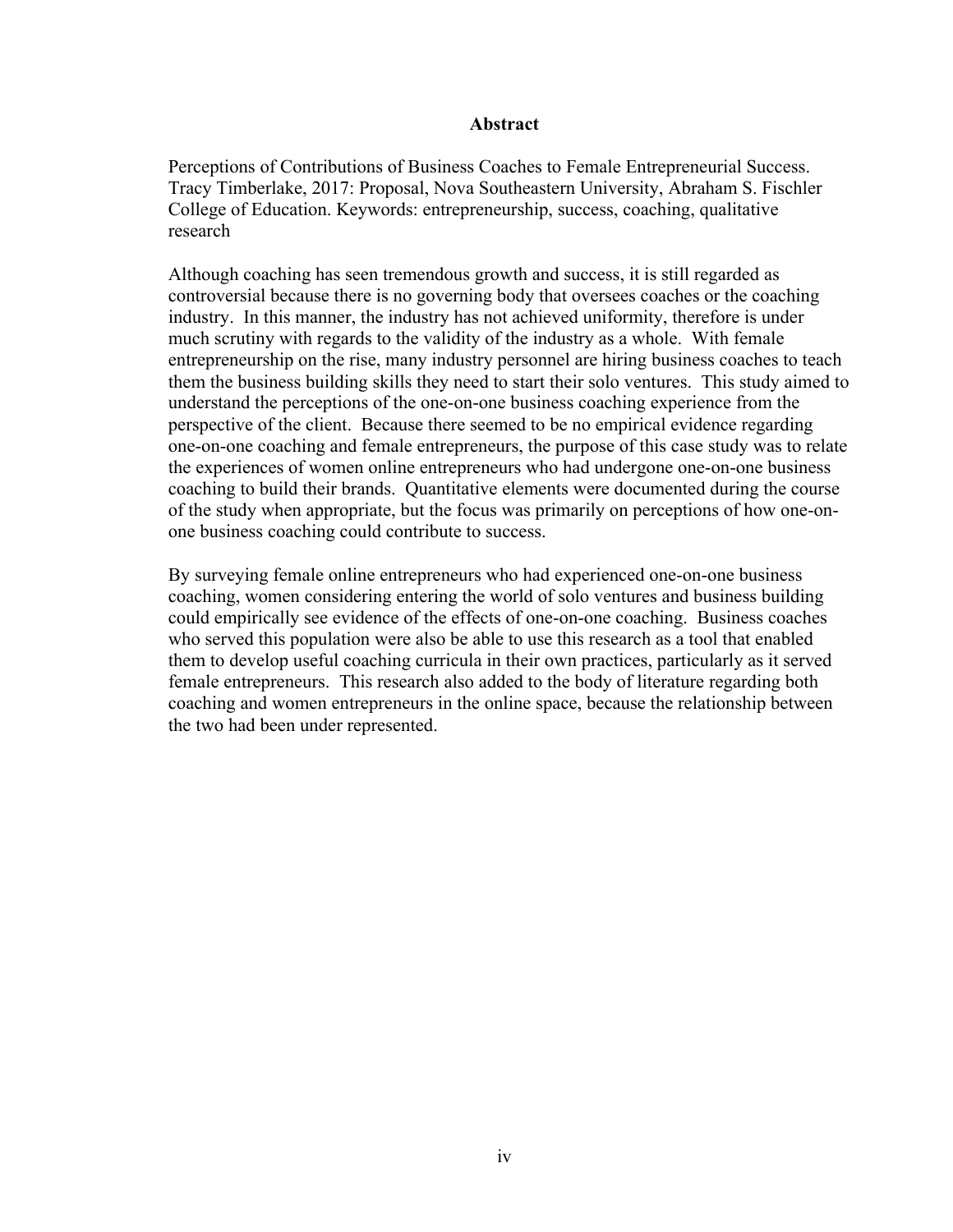## Abstract

Perceptions of Contributions of Business Coaches to Female Entrepreneurial Success. Tracy Timberlake, 2017: Proposal, Nova Southeastern University, Abraham S. Fischler College of Education. Keywords: entrepreneurship, success, coaching, qualitative research

Although coaching has seen tremendous growth and success, it is still regarded as controversial because there is no governing body that oversees coaches or the coaching industry. In this manner, the industry has not achieved uniformity, therefore is under much scrutiny with regards to the validity of the industry as a whole. With female entrepreneurship on the rise, many industry personnel are hiring business coaches to teach them the business building skills they need to start their solo ventures. This study aimed to understand the perceptions of the one-on-one business coaching experience from the perspective of the client. Because there seemed to be no empirical evidence regarding one-on-one coaching and female entrepreneurs, the purpose of this case study was to relate the experiences of women online entrepreneurs who had undergone one-on-one business coaching to build their brands. Quantitative elements were documented during the course of the study when appropriate, but the focus was primarily on perceptions of how one-on-one business coaching could contribute to success.

By surveying female online entrepreneurs who had experienced one-on-one business coaching, women considering entering the world of solo ventures and business building could empirically see evidence of the effects of one-on-one coaching. Business coaches who served this population were also be able to use this research as a tool that enabled them to develop useful coaching curricula in their own practices, particularly as it served female entrepreneurs. This research also added to the body of literature regarding both coaching and women entrepreneurs in the online space, because the relationship between the two had been under represented.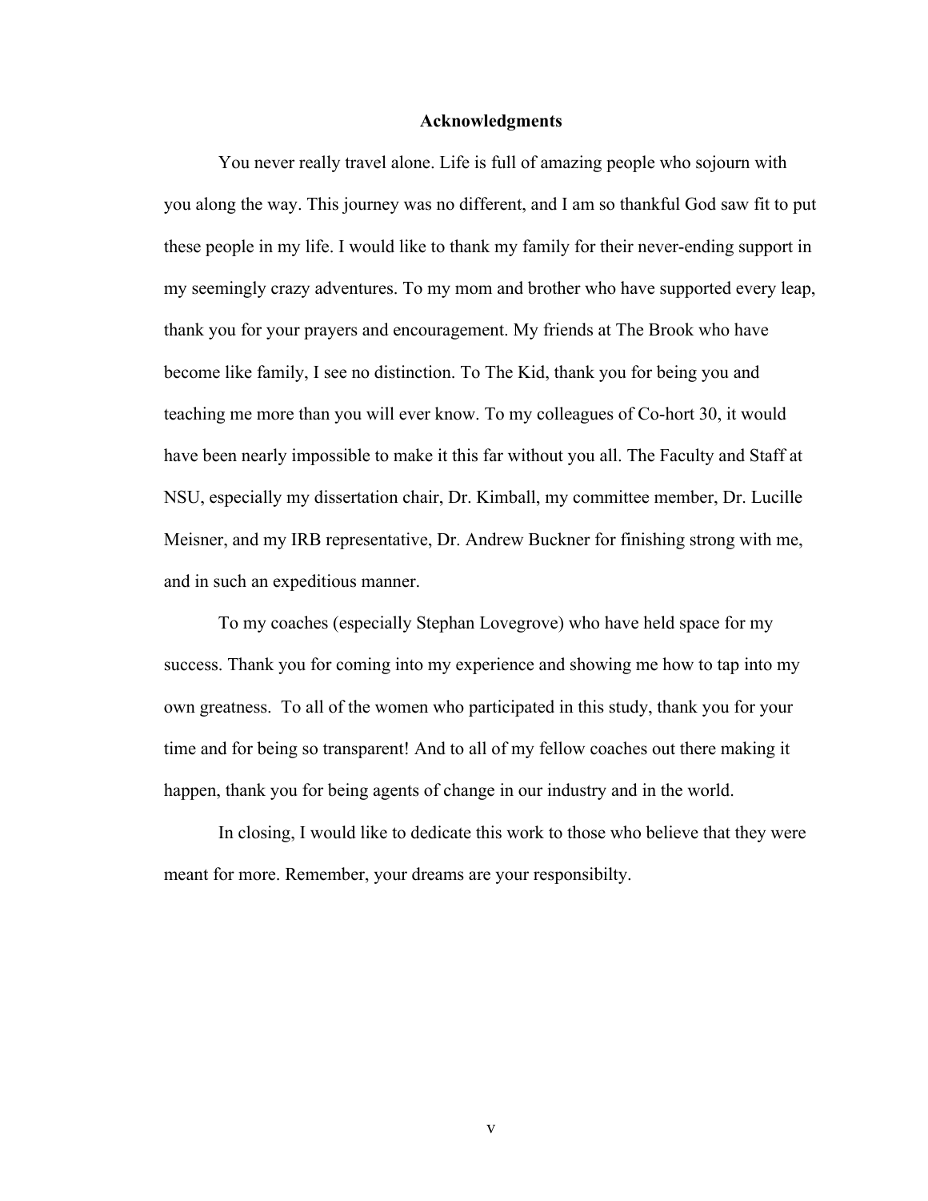# Acknowledgments

You never really travel alone. Life is full of amazing people who sojourn with you along the way. This journey was no different, and I am so thankful God saw fit to put these people in my life. I would like to thank my family for their never-ending support in my seemingly crazy adventures. To my mom and brother who have supported every leap, thank you for your prayers and encouragement. My friends at The Brook who have become like family, I see no distinction. To The Kid, thank you for being you and teaching me more than you will ever know. To my colleagues of Co-hort 30, it would have been nearly impossible to make it this far without you all. The Faculty and Staff at NSU, especially my dissertation chair, Dr. Kimball, my committee member, Dr. Lucille Meisner, and my IRB representative, Dr. Andrew Buckner for finishing strong with me, and in such an expeditious manner.

To my coaches (especially Stephan Lovegrove) who have held space for my success. Thank you for coming into my experience and showing me how to tap into my own greatness. To all of the women who participated in this study, thank you for your time and for being so transparent! And to all of my fellow coaches out there making it happen, thank you for being agents of change in our industry and in the world.

In closing, I would like to dedicate this work to those who believe that they were meant for more. Remember, your dreams are your responsibilty.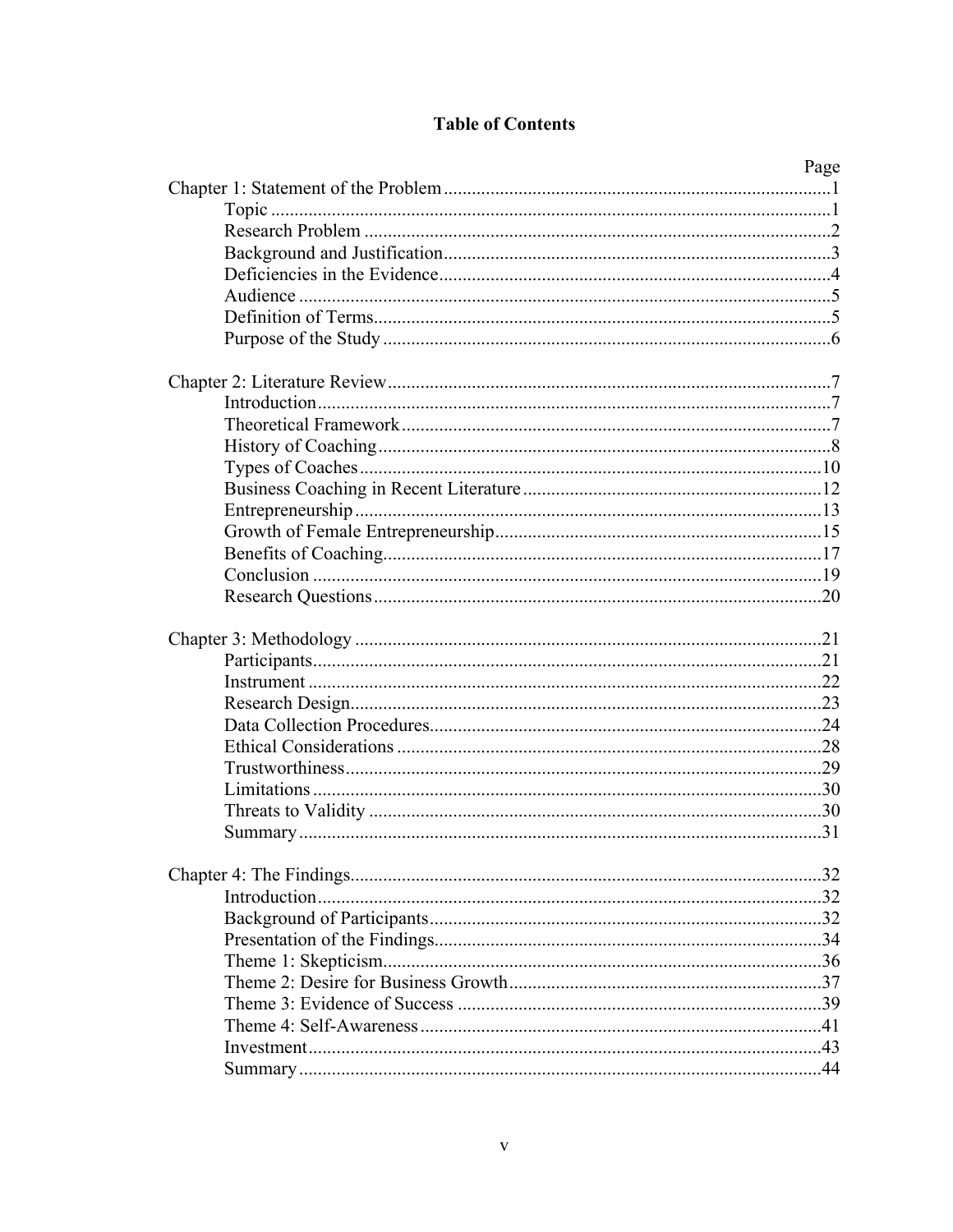# Table of Contents

| | Page |
|---|---|
| Chapter 1: Statement of the Problem | 1 |
| Topic | 1 |
| Research Problem | 2 |
| Background and Justification | 3 |
| Deficiencies in the Evidence | 4 |
| Audience | 5 |
| Definition of Terms | 5 |
| Purpose of the Study | 6 |
| Chapter 2: Literature Review | 7 |
| Introduction | 7 |
| Theoretical Framework | 7 |
| History of Coaching | 8 |
| Types of Coaches | 10 |
| Business Coaching in Recent Literature | 12 |
| Entrepreneurship | 13 |
| Growth of Female Entrepreneurship | 15 |
| Benefits of Coaching | 17 |
| Conclusion | 19 |
| Research Questions | 20 |
| Chapter 3: Methodology | 21 |
| Participants | 21 |
| Instrument | 22 |
| Research Design | 23 |
| Data Collection Procedures | 24 |
| Ethical Considerations | 28 |
| Trustworthiness | 29 |
| Limitations | 30 |
| Threats to Validity | 30 |
| Summary | 31 |
| Chapter 4: The Findings | 32 |
| Introduction | 32 |
| Background of Participants | 32 |
| Presentation of the Findings | 34 |
| Theme 1: Skepticism | 36 |
| Theme 2: Desire for Business Growth | 37 |
| Theme 3: Evidence of Success | 39 |
| Theme 4: Self-Awareness | 41 |
| Investment | 43 |
| Summary | 44 |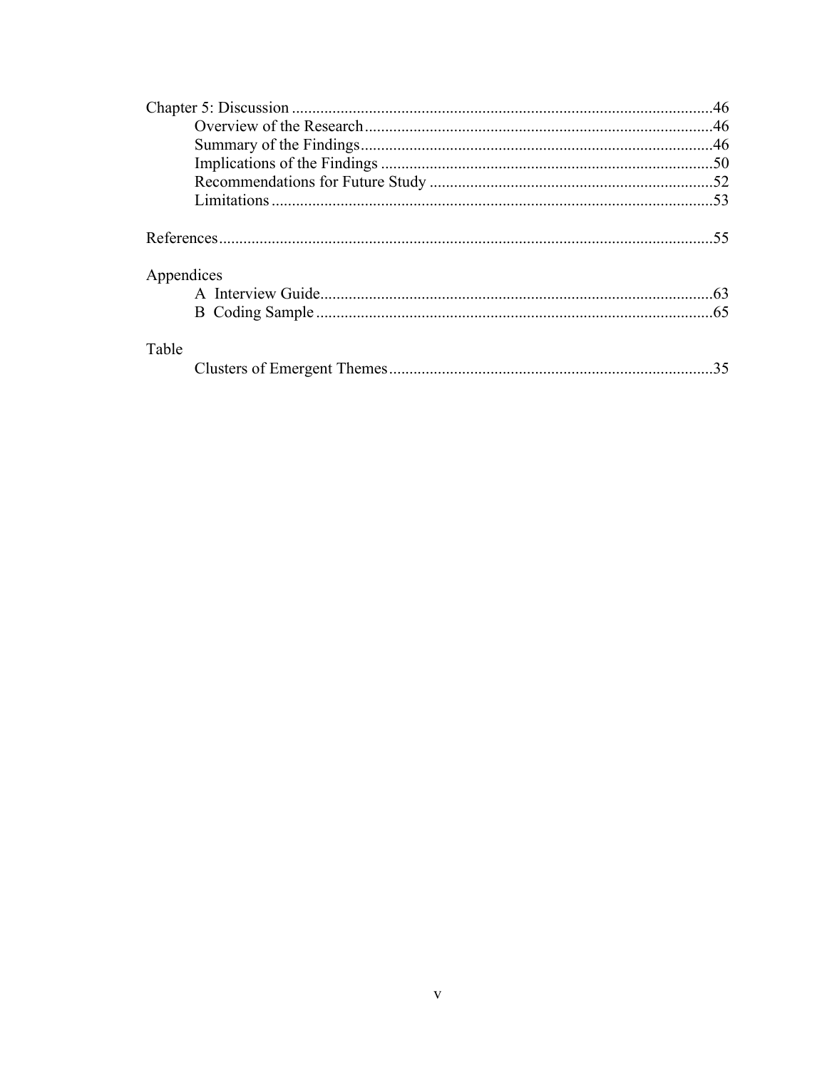Chapter 5: Discussion .......................................................................................................46
    Overview of the Research .....................................................................................46
    Summary of the Findings ......................................................................................46
    Implications of the Findings ..................................................................................50
    Recommendations for Future Study ......................................................................52
    Limitations ............................................................................................................53

References ..........................................................................................................................55

Appendices
    A Interview Guide .................................................................................................63
    B Coding Sample ...................................................................................................65

Table
    Clusters of Emergent Themes ................................................................................35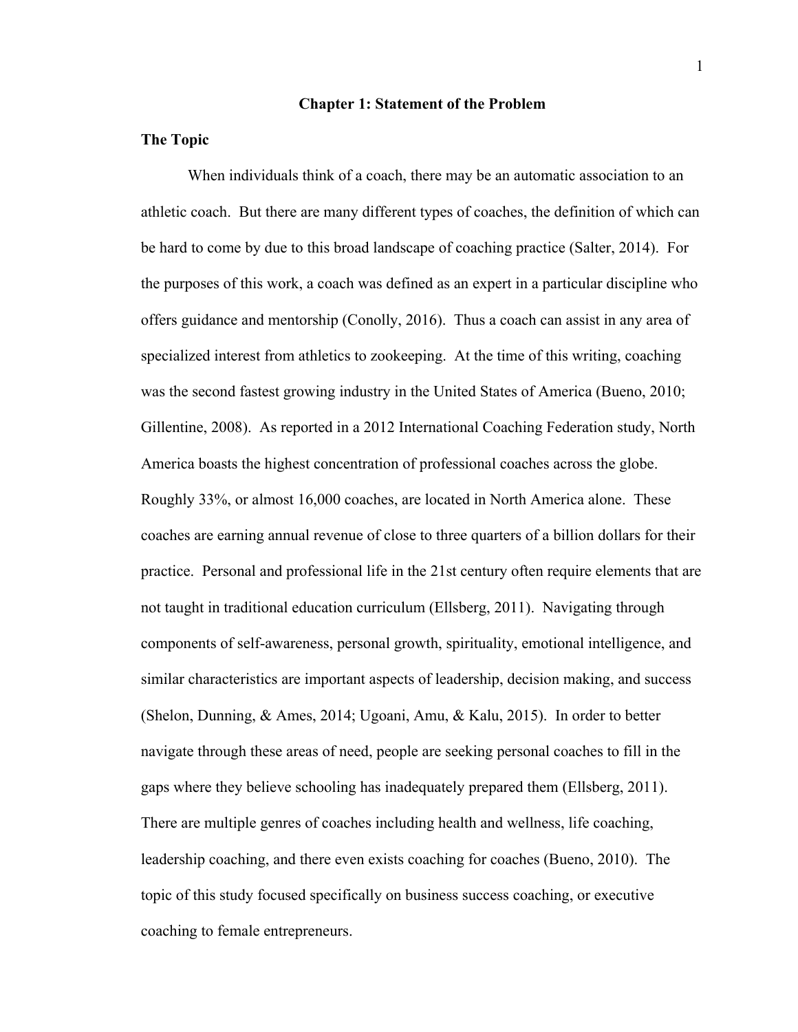# Chapter 1: Statement of the Problem

## The Topic

When individuals think of a coach, there may be an automatic association to an athletic coach. But there are many different types of coaches, the definition of which can be hard to come by due to this broad landscape of coaching practice (Salter, 2014). For the purposes of this work, a coach was defined as an expert in a particular discipline who offers guidance and mentorship (Conolly, 2016). Thus a coach can assist in any area of specialized interest from athletics to zookeeping. At the time of this writing, coaching was the second fastest growing industry in the United States of America (Bueno, 2010; Gillentine, 2008). As reported in a 2012 International Coaching Federation study, North America boasts the highest concentration of professional coaches across the globe. Roughly 33%, or almost 16,000 coaches, are located in North America alone. These coaches are earning annual revenue of close to three quarters of a billion dollars for their practice. Personal and professional life in the 21st century often require elements that are not taught in traditional education curriculum (Ellsberg, 2011). Navigating through components of self-awareness, personal growth, spirituality, emotional intelligence, and similar characteristics are important aspects of leadership, decision making, and success (Shelon, Dunning, & Ames, 2014; Ugoani, Amu, & Kalu, 2015). In order to better navigate through these areas of need, people are seeking personal coaches to fill in the gaps where they believe schooling has inadequately prepared them (Ellsberg, 2011). There are multiple genres of coaches including health and wellness, life coaching, leadership coaching, and there even exists coaching for coaches (Bueno, 2010). The topic of this study focused specifically on business success coaching, or executive coaching to female entrepreneurs.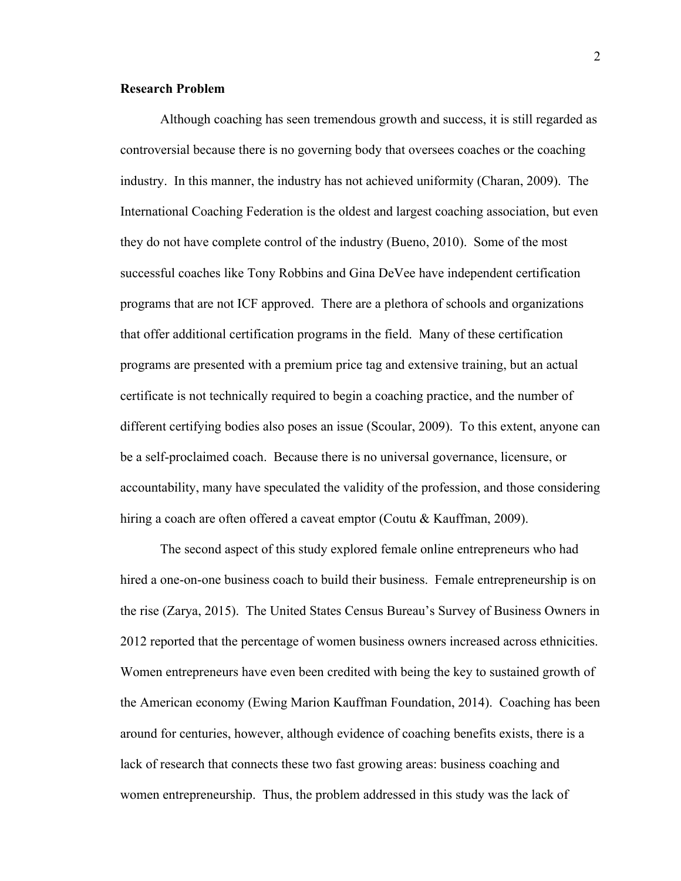**Research Problem**

Although coaching has seen tremendous growth and success, it is still regarded as controversial because there is no governing body that oversees coaches or the coaching industry. In this manner, the industry has not achieved uniformity (Charan, 2009). The International Coaching Federation is the oldest and largest coaching association, but even they do not have complete control of the industry (Bueno, 2010). Some of the most successful coaches like Tony Robbins and Gina DeVee have independent certification programs that are not ICF approved. There are a plethora of schools and organizations that offer additional certification programs in the field. Many of these certification programs are presented with a premium price tag and extensive training, but an actual certificate is not technically required to begin a coaching practice, and the number of different certifying bodies also poses an issue (Scoular, 2009). To this extent, anyone can be a self-proclaimed coach. Because there is no universal governance, licensure, or accountability, many have speculated the validity of the profession, and those considering hiring a coach are often offered a caveat emptor (Coutu & Kauffman, 2009).

The second aspect of this study explored female online entrepreneurs who had hired a one-on-one business coach to build their business. Female entrepreneurship is on the rise (Zarya, 2015). The United States Census Bureau's Survey of Business Owners in 2012 reported that the percentage of women business owners increased across ethnicities. Women entrepreneurs have even been credited with being the key to sustained growth of the American economy (Ewing Marion Kauffman Foundation, 2014). Coaching has been around for centuries, however, although evidence of coaching benefits exists, there is a lack of research that connects these two fast growing areas: business coaching and women entrepreneurship. Thus, the problem addressed in this study was the lack of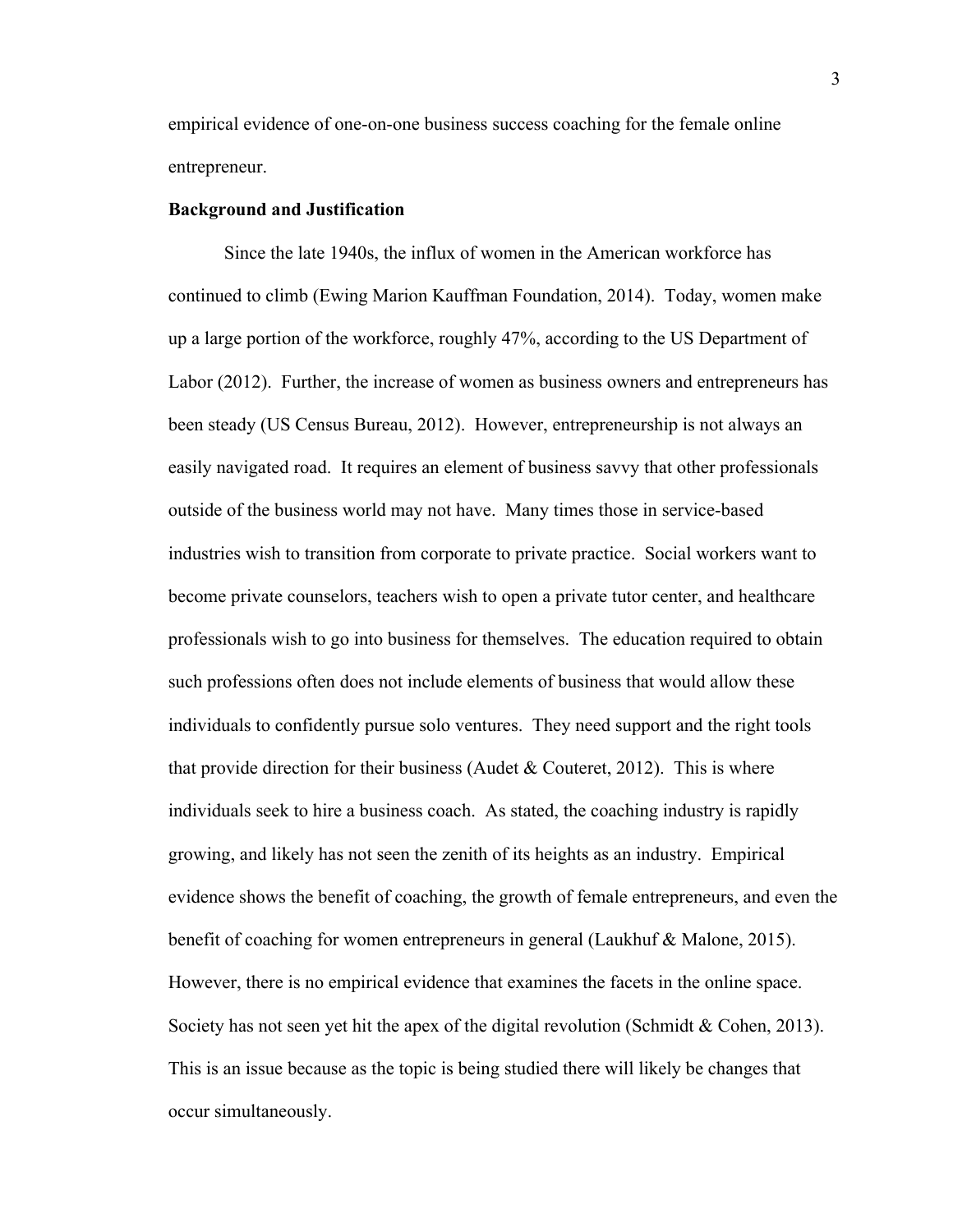empirical evidence of one-on-one business success coaching for the female online entrepreneur.

**Background and Justification**

Since the late 1940s, the influx of women in the American workforce has continued to climb (Ewing Marion Kauffman Foundation, 2014). Today, women make up a large portion of the workforce, roughly 47%, according to the US Department of Labor (2012). Further, the increase of women as business owners and entrepreneurs has been steady (US Census Bureau, 2012). However, entrepreneurship is not always an easily navigated road. It requires an element of business savvy that other professionals outside of the business world may not have. Many times those in service-based industries wish to transition from corporate to private practice. Social workers want to become private counselors, teachers wish to open a private tutor center, and healthcare professionals wish to go into business for themselves. The education required to obtain such professions often does not include elements of business that would allow these individuals to confidently pursue solo ventures. They need support and the right tools that provide direction for their business (Audet & Couteret, 2012). This is where individuals seek to hire a business coach. As stated, the coaching industry is rapidly growing, and likely has not seen the zenith of its heights as an industry. Empirical evidence shows the benefit of coaching, the growth of female entrepreneurs, and even the benefit of coaching for women entrepreneurs in general (Laukhuf & Malone, 2015). However, there is no empirical evidence that examines the facets in the online space. Society has not seen yet hit the apex of the digital revolution (Schmidt & Cohen, 2013). This is an issue because as the topic is being studied there will likely be changes that occur simultaneously.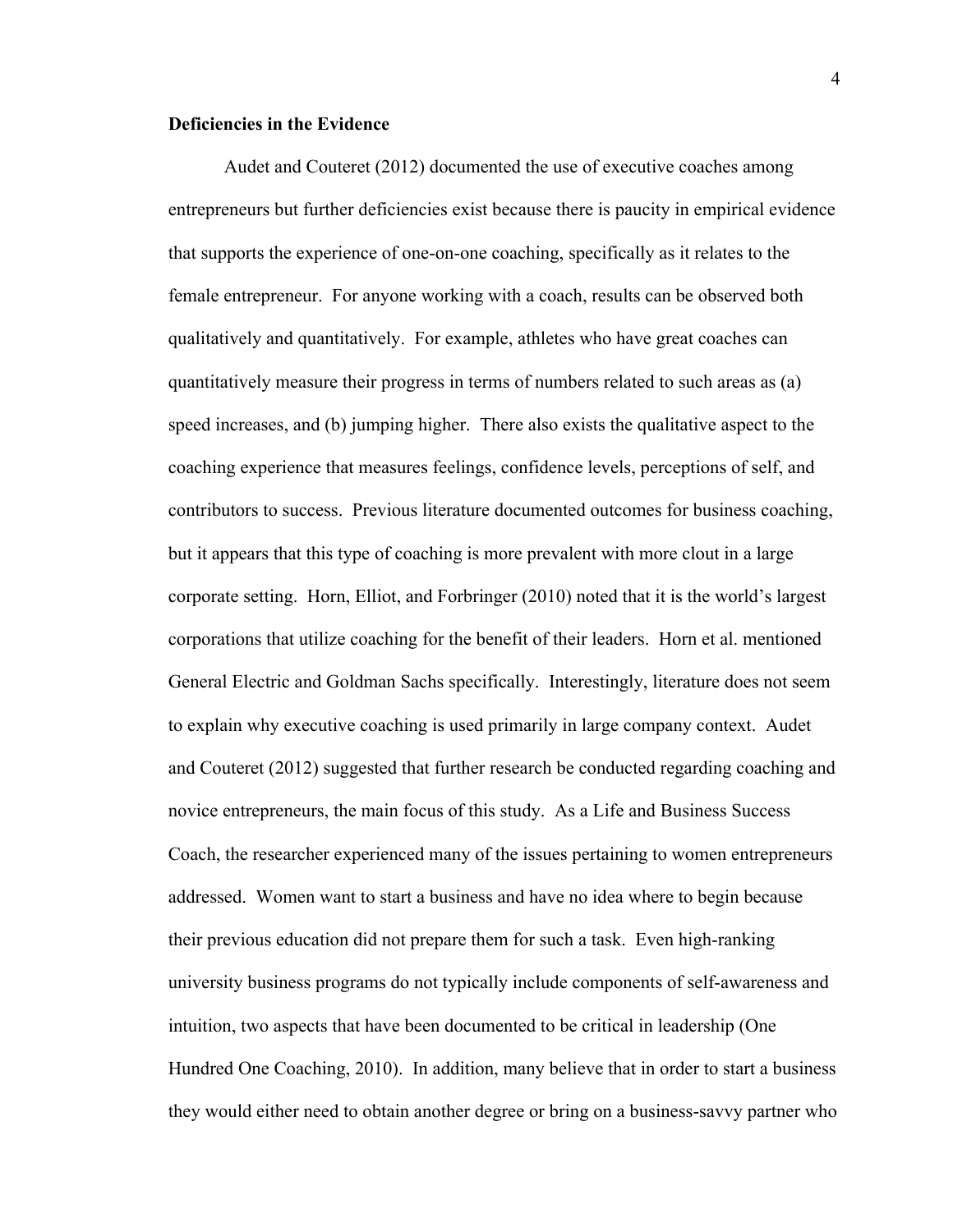**Deficiencies in the Evidence**

Audet and Couteret (2012) documented the use of executive coaches among entrepreneurs but further deficiencies exist because there is paucity in empirical evidence that supports the experience of one-on-one coaching, specifically as it relates to the female entrepreneur. For anyone working with a coach, results can be observed both qualitatively and quantitatively. For example, athletes who have great coaches can quantitatively measure their progress in terms of numbers related to such areas as (a) speed increases, and (b) jumping higher. There also exists the qualitative aspect to the coaching experience that measures feelings, confidence levels, perceptions of self, and contributors to success. Previous literature documented outcomes for business coaching, but it appears that this type of coaching is more prevalent with more clout in a large corporate setting. Horn, Elliot, and Forbringer (2010) noted that it is the world's largest corporations that utilize coaching for the benefit of their leaders. Horn et al. mentioned General Electric and Goldman Sachs specifically. Interestingly, literature does not seem to explain why executive coaching is used primarily in large company context. Audet and Couteret (2012) suggested that further research be conducted regarding coaching and novice entrepreneurs, the main focus of this study. As a Life and Business Success Coach, the researcher experienced many of the issues pertaining to women entrepreneurs addressed. Women want to start a business and have no idea where to begin because their previous education did not prepare them for such a task. Even high-ranking university business programs do not typically include components of self-awareness and intuition, two aspects that have been documented to be critical in leadership (One Hundred One Coaching, 2010). In addition, many believe that in order to start a business they would either need to obtain another degree or bring on a business-savvy partner who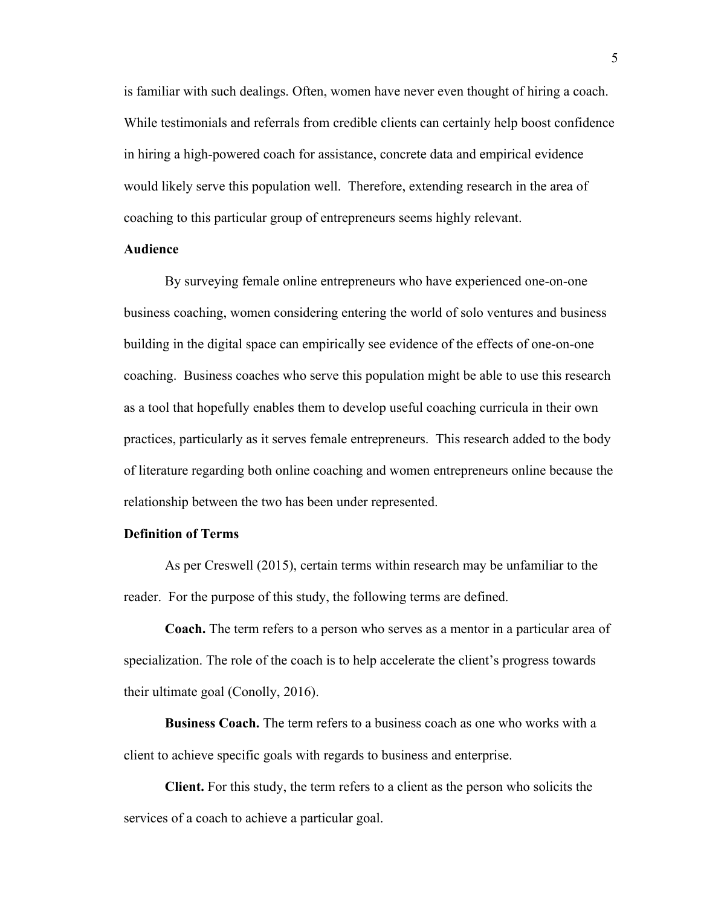is familiar with such dealings. Often, women have never even thought of hiring a coach. While testimonials and referrals from credible clients can certainly help boost confidence in hiring a high-powered coach for assistance, concrete data and empirical evidence would likely serve this population well. Therefore, extending research in the area of coaching to this particular group of entrepreneurs seems highly relevant.

**Audience**

By surveying female online entrepreneurs who have experienced one-on-one business coaching, women considering entering the world of solo ventures and business building in the digital space can empirically see evidence of the effects of one-on-one coaching. Business coaches who serve this population might be able to use this research as a tool that hopefully enables them to develop useful coaching curricula in their own practices, particularly as it serves female entrepreneurs. This research added to the body of literature regarding both online coaching and women entrepreneurs online because the relationship between the two has been under represented.

**Definition of Terms**

As per Creswell (2015), certain terms within research may be unfamiliar to the reader. For the purpose of this study, the following terms are defined.

**Coach.** The term refers to a person who serves as a mentor in a particular area of specialization. The role of the coach is to help accelerate the client's progress towards their ultimate goal (Conolly, 2016).

**Business Coach.** The term refers to a business coach as one who works with a client to achieve specific goals with regards to business and enterprise.

**Client.** For this study, the term refers to a client as the person who solicits the services of a coach to achieve a particular goal.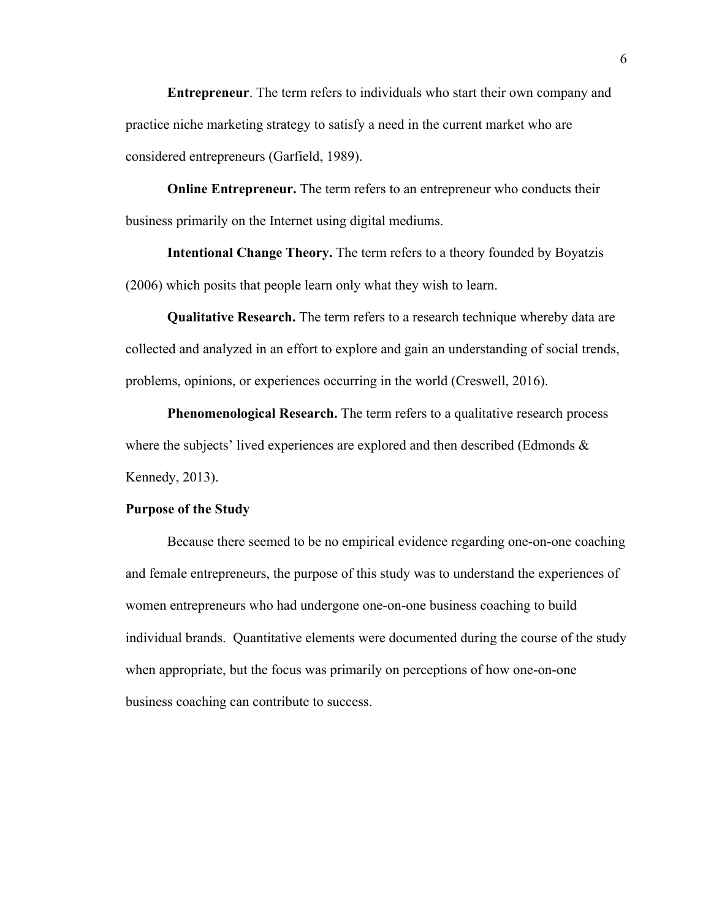**Entrepreneur**. The term refers to individuals who start their own company and practice niche marketing strategy to satisfy a need in the current market who are considered entrepreneurs (Garfield, 1989).

**Online Entrepreneur.** The term refers to an entrepreneur who conducts their business primarily on the Internet using digital mediums.

**Intentional Change Theory.** The term refers to a theory founded by Boyatzis (2006) which posits that people learn only what they wish to learn.

**Qualitative Research.** The term refers to a research technique whereby data are collected and analyzed in an effort to explore and gain an understanding of social trends, problems, opinions, or experiences occurring in the world (Creswell, 2016).

**Phenomenological Research.** The term refers to a qualitative research process where the subjects' lived experiences are explored and then described (Edmonds & Kennedy, 2013).

### Purpose of the Study

Because there seemed to be no empirical evidence regarding one-on-one coaching and female entrepreneurs, the purpose of this study was to understand the experiences of women entrepreneurs who had undergone one-on-one business coaching to build individual brands. Quantitative elements were documented during the course of the study when appropriate, but the focus was primarily on perceptions of how one-on-one business coaching can contribute to success.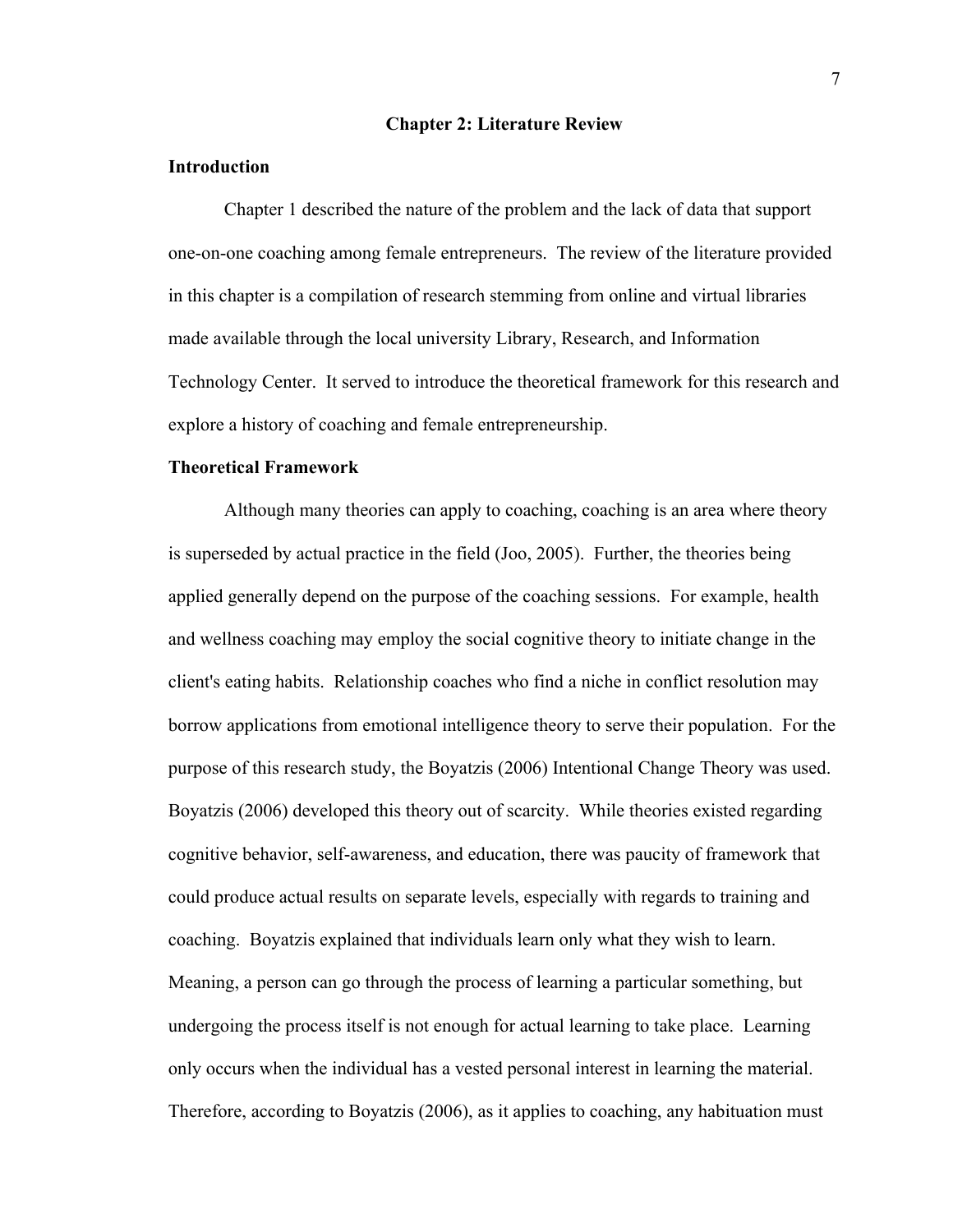# Chapter 2: Literature Review

## Introduction

Chapter 1 described the nature of the problem and the lack of data that support one-on-one coaching among female entrepreneurs. The review of the literature provided in this chapter is a compilation of research stemming from online and virtual libraries made available through the local university Library, Research, and Information Technology Center. It served to introduce the theoretical framework for this research and explore a history of coaching and female entrepreneurship.

## Theoretical Framework

Although many theories can apply to coaching, coaching is an area where theory is superseded by actual practice in the field (Joo, 2005). Further, the theories being applied generally depend on the purpose of the coaching sessions. For example, health and wellness coaching may employ the social cognitive theory to initiate change in the client's eating habits. Relationship coaches who find a niche in conflict resolution may borrow applications from emotional intelligence theory to serve their population. For the purpose of this research study, the Boyatzis (2006) Intentional Change Theory was used. Boyatzis (2006) developed this theory out of scarcity. While theories existed regarding cognitive behavior, self-awareness, and education, there was paucity of framework that could produce actual results on separate levels, especially with regards to training and coaching. Boyatzis explained that individuals learn only what they wish to learn. Meaning, a person can go through the process of learning a particular something, but undergoing the process itself is not enough for actual learning to take place. Learning only occurs when the individual has a vested personal interest in learning the material. Therefore, according to Boyatzis (2006), as it applies to coaching, any habituation must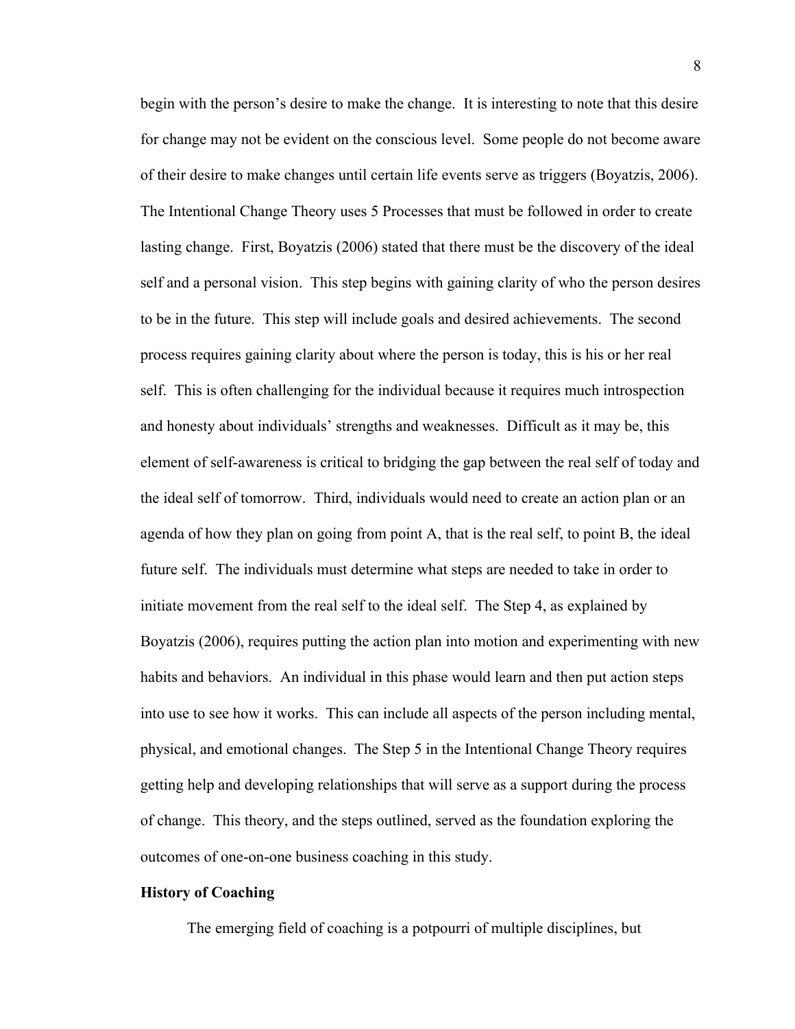begin with the person's desire to make the change. It is interesting to note that this desire for change may not be evident on the conscious level. Some people do not become aware of their desire to make changes until certain life events serve as triggers (Boyatzis, 2006). The Intentional Change Theory uses 5 Processes that must be followed in order to create lasting change. First, Boyatzis (2006) stated that there must be the discovery of the ideal self and a personal vision. This step begins with gaining clarity of who the person desires to be in the future. This step will include goals and desired achievements. The second process requires gaining clarity about where the person is today, this is his or her real self. This is often challenging for the individual because it requires much introspection and honesty about individuals' strengths and weaknesses. Difficult as it may be, this element of self-awareness is critical to bridging the gap between the real self of today and the ideal self of tomorrow. Third, individuals would need to create an action plan or an agenda of how they plan on going from point A, that is the real self, to point B, the ideal future self. The individuals must determine what steps are needed to take in order to initiate movement from the real self to the ideal self. The Step 4, as explained by Boyatzis (2006), requires putting the action plan into motion and experimenting with new habits and behaviors. An individual in this phase would learn and then put action steps into use to see how it works. This can include all aspects of the person including mental, physical, and emotional changes. The Step 5 in the Intentional Change Theory requires getting help and developing relationships that will serve as a support during the process of change. This theory, and the steps outlined, served as the foundation exploring the outcomes of one-on-one business coaching in this study.

## History of Coaching

The emerging field of coaching is a potpourri of multiple disciplines, but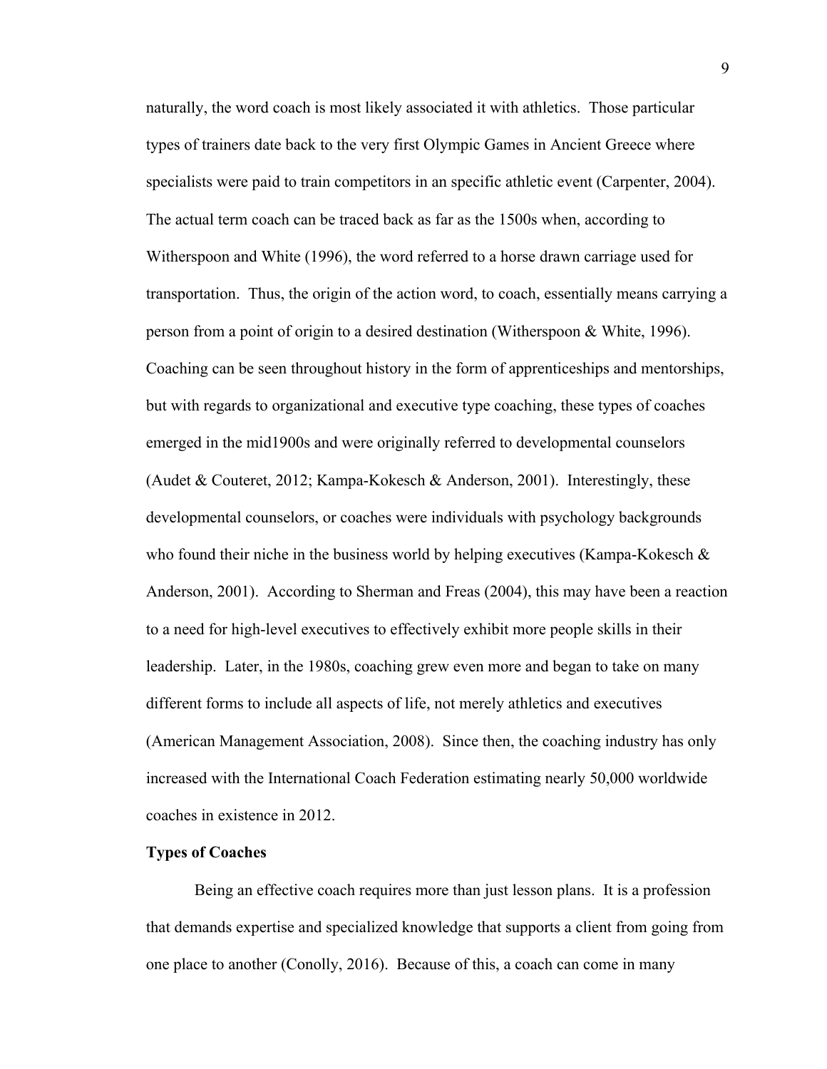naturally, the word coach is most likely associated it with athletics. Those particular types of trainers date back to the very first Olympic Games in Ancient Greece where specialists were paid to train competitors in an specific athletic event (Carpenter, 2004). The actual term coach can be traced back as far as the 1500s when, according to Witherspoon and White (1996), the word referred to a horse drawn carriage used for transportation. Thus, the origin of the action word, to coach, essentially means carrying a person from a point of origin to a desired destination (Witherspoon & White, 1996). Coaching can be seen throughout history in the form of apprenticeships and mentorships, but with regards to organizational and executive type coaching, these types of coaches emerged in the mid1900s and were originally referred to developmental counselors (Audet & Couteret, 2012; Kampa-Kokesch & Anderson, 2001). Interestingly, these developmental counselors, or coaches were individuals with psychology backgrounds who found their niche in the business world by helping executives (Kampa-Kokesch & Anderson, 2001). According to Sherman and Freas (2004), this may have been a reaction to a need for high-level executives to effectively exhibit more people skills in their leadership. Later, in the 1980s, coaching grew even more and began to take on many different forms to include all aspects of life, not merely athletics and executives (American Management Association, 2008). Since then, the coaching industry has only increased with the International Coach Federation estimating nearly 50,000 worldwide coaches in existence in 2012.

**Types of Coaches**

Being an effective coach requires more than just lesson plans. It is a profession that demands expertise and specialized knowledge that supports a client from going from one place to another (Conolly, 2016). Because of this, a coach can come in many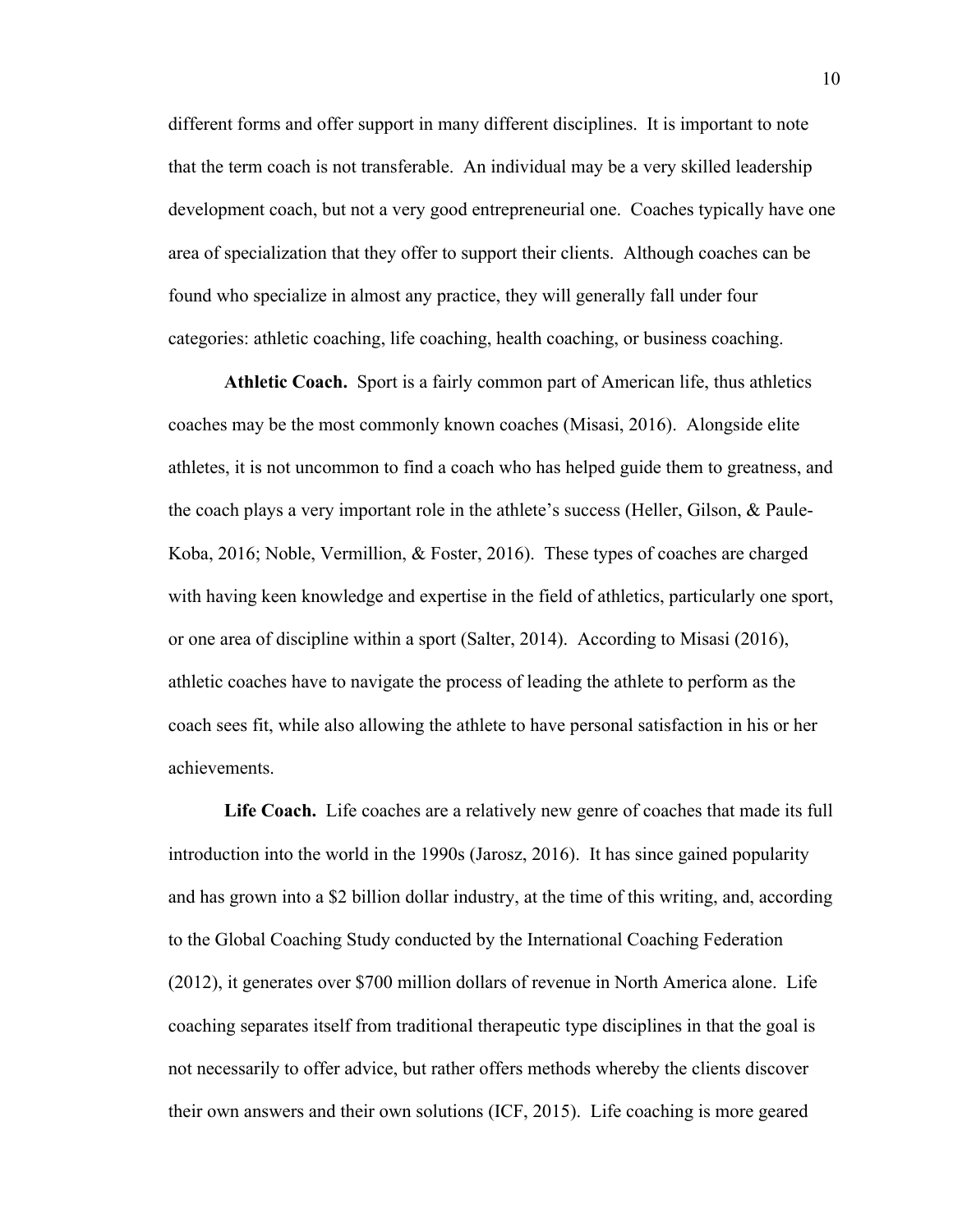different forms and offer support in many different disciplines. It is important to note that the term coach is not transferable. An individual may be a very skilled leadership development coach, but not a very good entrepreneurial one. Coaches typically have one area of specialization that they offer to support their clients. Although coaches can be found who specialize in almost any practice, they will generally fall under four categories: athletic coaching, life coaching, health coaching, or business coaching.

**Athletic Coach.** Sport is a fairly common part of American life, thus athletics coaches may be the most commonly known coaches (Misasi, 2016). Alongside elite athletes, it is not uncommon to find a coach who has helped guide them to greatness, and the coach plays a very important role in the athlete's success (Heller, Gilson, & Paule-Koba, 2016; Noble, Vermillion, & Foster, 2016). These types of coaches are charged with having keen knowledge and expertise in the field of athletics, particularly one sport, or one area of discipline within a sport (Salter, 2014). According to Misasi (2016), athletic coaches have to navigate the process of leading the athlete to perform as the coach sees fit, while also allowing the athlete to have personal satisfaction in his or her achievements.

**Life Coach.** Life coaches are a relatively new genre of coaches that made its full introduction into the world in the 1990s (Jarosz, 2016). It has since gained popularity and has grown into a $2 billion dollar industry, at the time of this writing, and, according to the Global Coaching Study conducted by the International Coaching Federation (2012), it generates over $700 million dollars of revenue in North America alone. Life coaching separates itself from traditional therapeutic type disciplines in that the goal is not necessarily to offer advice, but rather offers methods whereby the clients discover their own answers and their own solutions (ICF, 2015). Life coaching is more geared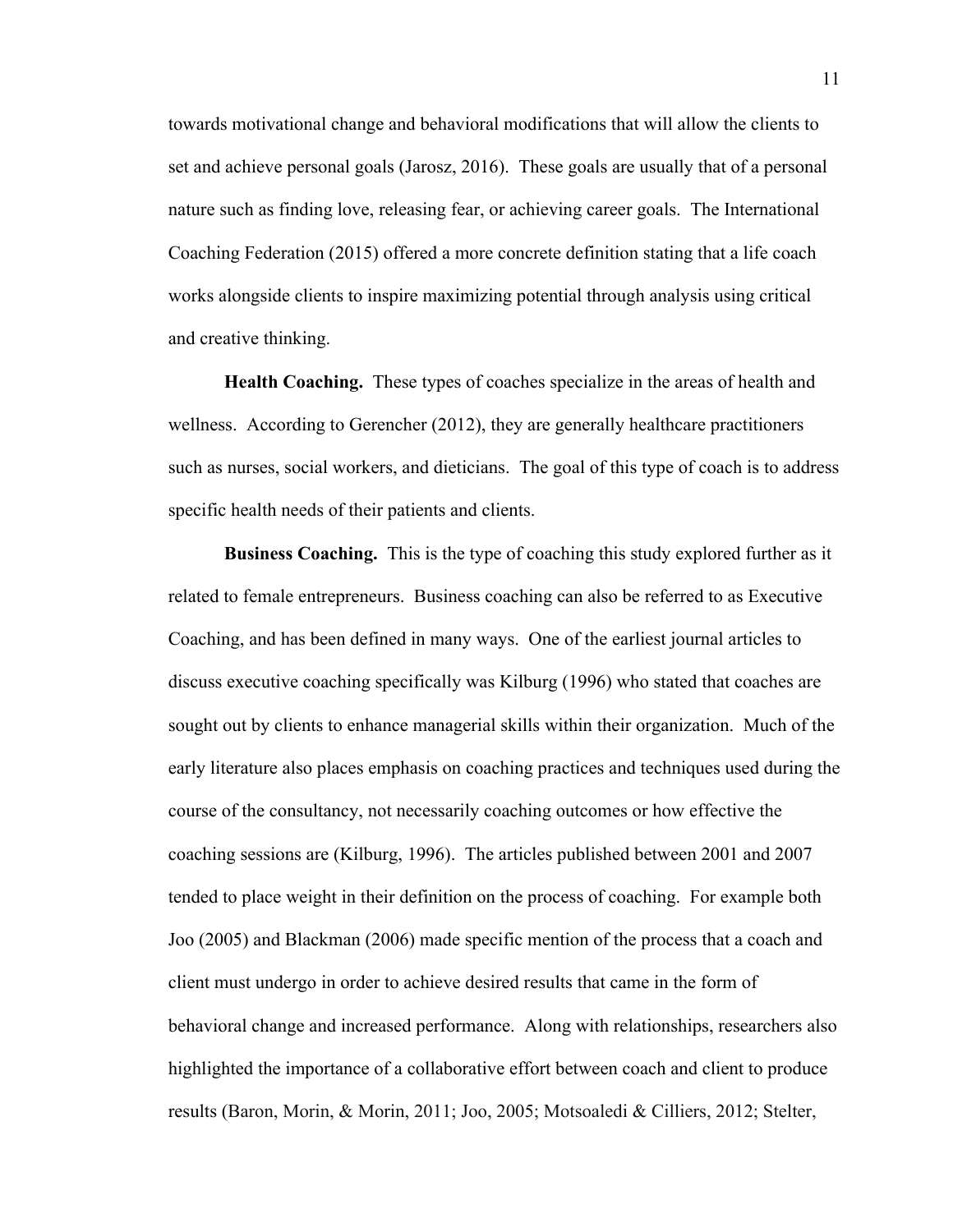towards motivational change and behavioral modifications that will allow the clients to set and achieve personal goals (Jarosz, 2016). These goals are usually that of a personal nature such as finding love, releasing fear, or achieving career goals. The International Coaching Federation (2015) offered a more concrete definition stating that a life coach works alongside clients to inspire maximizing potential through analysis using critical and creative thinking.

**Health Coaching.** These types of coaches specialize in the areas of health and wellness. According to Gerencher (2012), they are generally healthcare practitioners such as nurses, social workers, and dieticians. The goal of this type of coach is to address specific health needs of their patients and clients.

**Business Coaching.** This is the type of coaching this study explored further as it related to female entrepreneurs. Business coaching can also be referred to as Executive Coaching, and has been defined in many ways. One of the earliest journal articles to discuss executive coaching specifically was Kilburg (1996) who stated that coaches are sought out by clients to enhance managerial skills within their organization. Much of the early literature also places emphasis on coaching practices and techniques used during the course of the consultancy, not necessarily coaching outcomes or how effective the coaching sessions are (Kilburg, 1996). The articles published between 2001 and 2007 tended to place weight in their definition on the process of coaching. For example both Joo (2005) and Blackman (2006) made specific mention of the process that a coach and client must undergo in order to achieve desired results that came in the form of behavioral change and increased performance. Along with relationships, researchers also highlighted the importance of a collaborative effort between coach and client to produce results (Baron, Morin, & Morin, 2011; Joo, 2005; Motsoaledi & Cilliers, 2012; Stelter,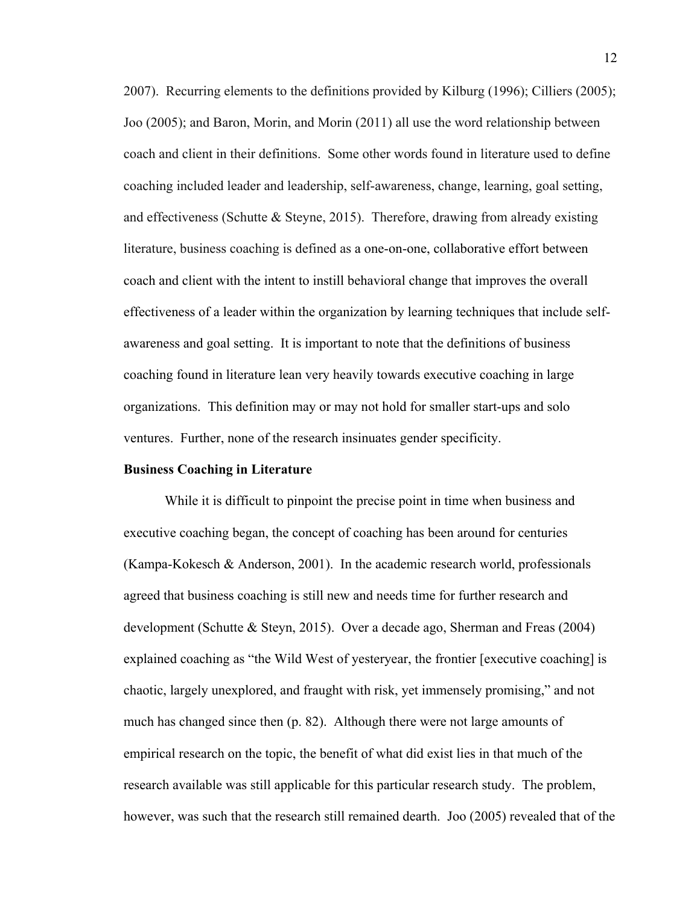2007). Recurring elements to the definitions provided by Kilburg (1996); Cilliers (2005); Joo (2005); and Baron, Morin, and Morin (2011) all use the word relationship between coach and client in their definitions. Some other words found in literature used to define coaching included leader and leadership, self-awareness, change, learning, goal setting, and effectiveness (Schutte & Steyne, 2015). Therefore, drawing from already existing literature, business coaching is defined as a one-on-one, collaborative effort between coach and client with the intent to instill behavioral change that improves the overall effectiveness of a leader within the organization by learning techniques that include self-awareness and goal setting. It is important to note that the definitions of business coaching found in literature lean very heavily towards executive coaching in large organizations. This definition may or may not hold for smaller start-ups and solo ventures. Further, none of the research insinuates gender specificity.

**Business Coaching in Literature**

While it is difficult to pinpoint the precise point in time when business and executive coaching began, the concept of coaching has been around for centuries (Kampa-Kokesch & Anderson, 2001). In the academic research world, professionals agreed that business coaching is still new and needs time for further research and development (Schutte & Steyn, 2015). Over a decade ago, Sherman and Freas (2004) explained coaching as "the Wild West of yesteryear, the frontier [executive coaching] is chaotic, largely unexplored, and fraught with risk, yet immensely promising," and not much has changed since then (p. 82). Although there were not large amounts of empirical research on the topic, the benefit of what did exist lies in that much of the research available was still applicable for this particular research study. The problem, however, was such that the research still remained dearth. Joo (2005) revealed that of the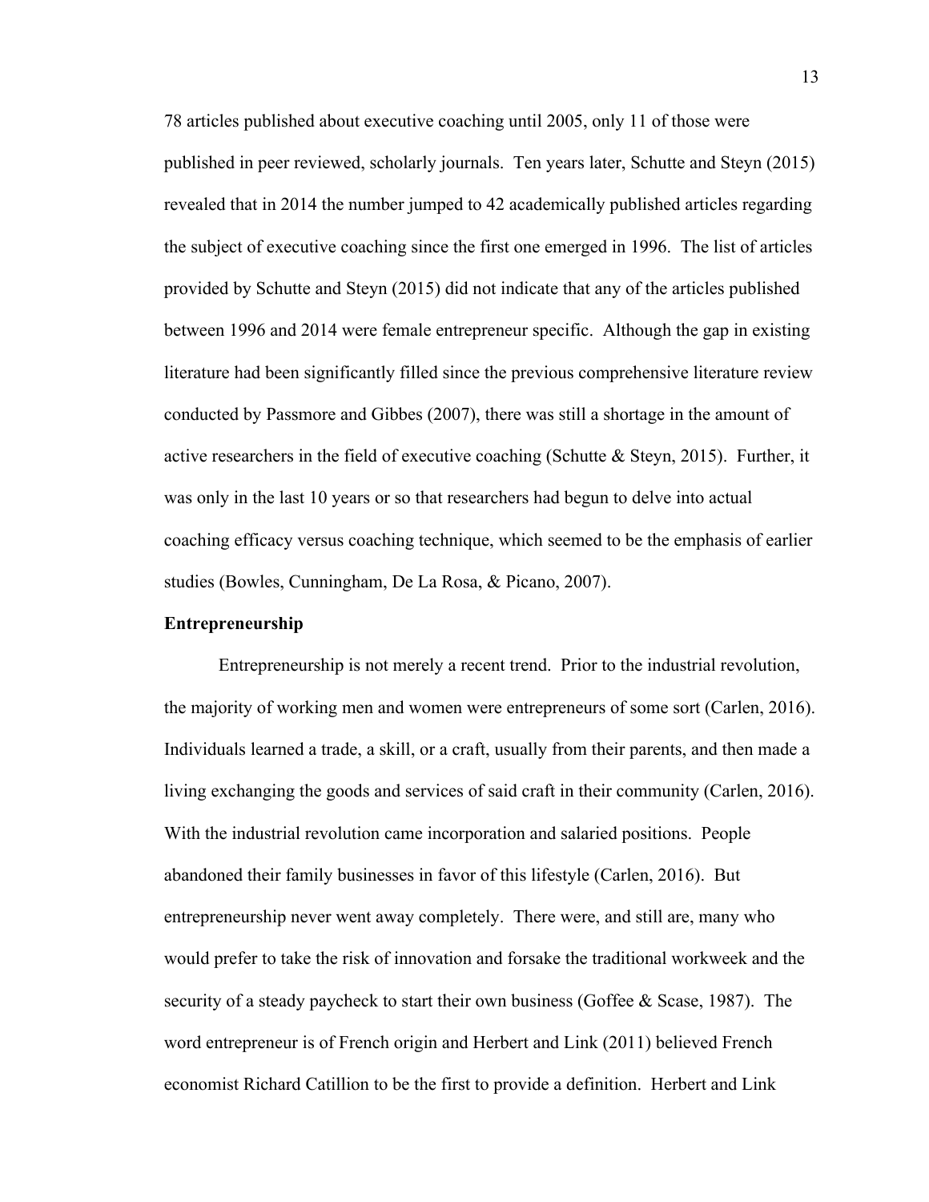78 articles published about executive coaching until 2005, only 11 of those were published in peer reviewed, scholarly journals. Ten years later, Schutte and Steyn (2015) revealed that in 2014 the number jumped to 42 academically published articles regarding the subject of executive coaching since the first one emerged in 1996. The list of articles provided by Schutte and Steyn (2015) did not indicate that any of the articles published between 1996 and 2014 were female entrepreneur specific. Although the gap in existing literature had been significantly filled since the previous comprehensive literature review conducted by Passmore and Gibbes (2007), there was still a shortage in the amount of active researchers in the field of executive coaching (Schutte & Steyn, 2015). Further, it was only in the last 10 years or so that researchers had begun to delve into actual coaching efficacy versus coaching technique, which seemed to be the emphasis of earlier studies (Bowles, Cunningham, De La Rosa, & Picano, 2007).

**Entrepreneurship**

Entrepreneurship is not merely a recent trend. Prior to the industrial revolution, the majority of working men and women were entrepreneurs of some sort (Carlen, 2016). Individuals learned a trade, a skill, or a craft, usually from their parents, and then made a living exchanging the goods and services of said craft in their community (Carlen, 2016). With the industrial revolution came incorporation and salaried positions. People abandoned their family businesses in favor of this lifestyle (Carlen, 2016). But entrepreneurship never went away completely. There were, and still are, many who would prefer to take the risk of innovation and forsake the traditional workweek and the security of a steady paycheck to start their own business (Goffee & Scase, 1987). The word entrepreneur is of French origin and Herbert and Link (2011) believed French economist Richard Catillion to be the first to provide a definition. Herbert and Link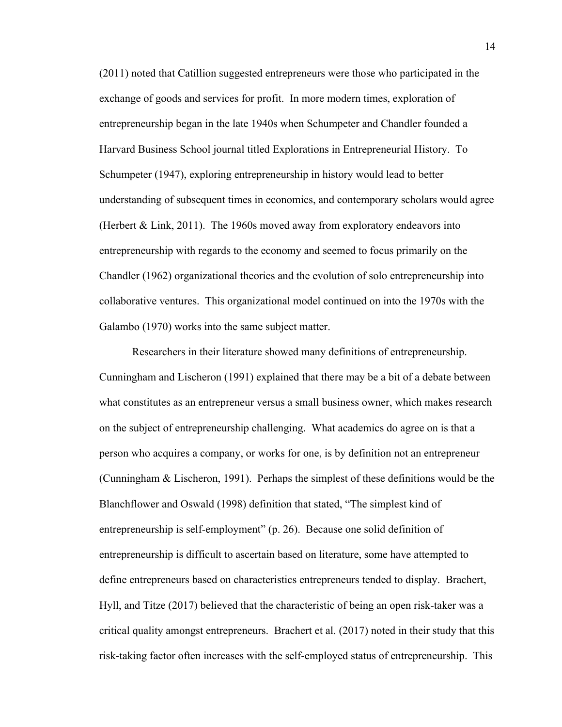(2011) noted that Catillion suggested entrepreneurs were those who participated in the exchange of goods and services for profit. In more modern times, exploration of entrepreneurship began in the late 1940s when Schumpeter and Chandler founded a Harvard Business School journal titled Explorations in Entrepreneurial History. To Schumpeter (1947), exploring entrepreneurship in history would lead to better understanding of subsequent times in economics, and contemporary scholars would agree (Herbert & Link, 2011). The 1960s moved away from exploratory endeavors into entrepreneurship with regards to the economy and seemed to focus primarily on the Chandler (1962) organizational theories and the evolution of solo entrepreneurship into collaborative ventures. This organizational model continued on into the 1970s with the Galambo (1970) works into the same subject matter.

Researchers in their literature showed many definitions of entrepreneurship. Cunningham and Lischeron (1991) explained that there may be a bit of a debate between what constitutes as an entrepreneur versus a small business owner, which makes research on the subject of entrepreneurship challenging. What academics do agree on is that a person who acquires a company, or works for one, is by definition not an entrepreneur (Cunningham & Lischeron, 1991). Perhaps the simplest of these definitions would be the Blanchflower and Oswald (1998) definition that stated, "The simplest kind of entrepreneurship is self-employment" (p. 26). Because one solid definition of entrepreneurship is difficult to ascertain based on literature, some have attempted to define entrepreneurs based on characteristics entrepreneurs tended to display. Brachert, Hyll, and Titze (2017) believed that the characteristic of being an open risk-taker was a critical quality amongst entrepreneurs. Brachert et al. (2017) noted in their study that this risk-taking factor often increases with the self-employed status of entrepreneurship. This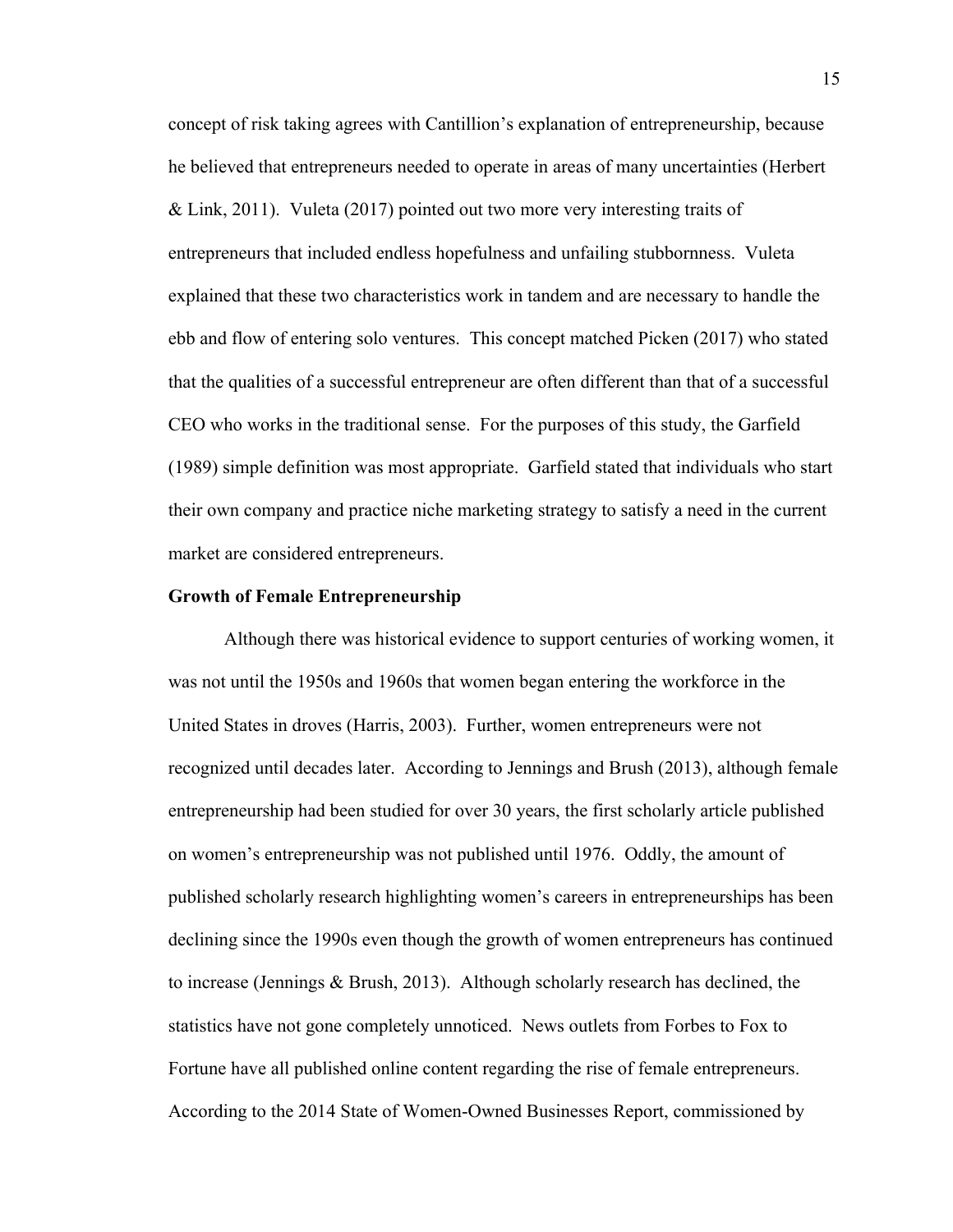concept of risk taking agrees with Cantillion's explanation of entrepreneurship, because he believed that entrepreneurs needed to operate in areas of many uncertainties (Herbert & Link, 2011). Vuleta (2017) pointed out two more very interesting traits of entrepreneurs that included endless hopefulness and unfailing stubbornness. Vuleta explained that these two characteristics work in tandem and are necessary to handle the ebb and flow of entering solo ventures. This concept matched Picken (2017) who stated that the qualities of a successful entrepreneur are often different than that of a successful CEO who works in the traditional sense. For the purposes of this study, the Garfield (1989) simple definition was most appropriate. Garfield stated that individuals who start their own company and practice niche marketing strategy to satisfy a need in the current market are considered entrepreneurs.

**Growth of Female Entrepreneurship**

Although there was historical evidence to support centuries of working women, it was not until the 1950s and 1960s that women began entering the workforce in the United States in droves (Harris, 2003). Further, women entrepreneurs were not recognized until decades later. According to Jennings and Brush (2013), although female entrepreneurship had been studied for over 30 years, the first scholarly article published on women's entrepreneurship was not published until 1976. Oddly, the amount of published scholarly research highlighting women's careers in entrepreneurships has been declining since the 1990s even though the growth of women entrepreneurs has continued to increase (Jennings & Brush, 2013). Although scholarly research has declined, the statistics have not gone completely unnoticed. News outlets from Forbes to Fox to Fortune have all published online content regarding the rise of female entrepreneurs. According to the 2014 State of Women-Owned Businesses Report, commissioned by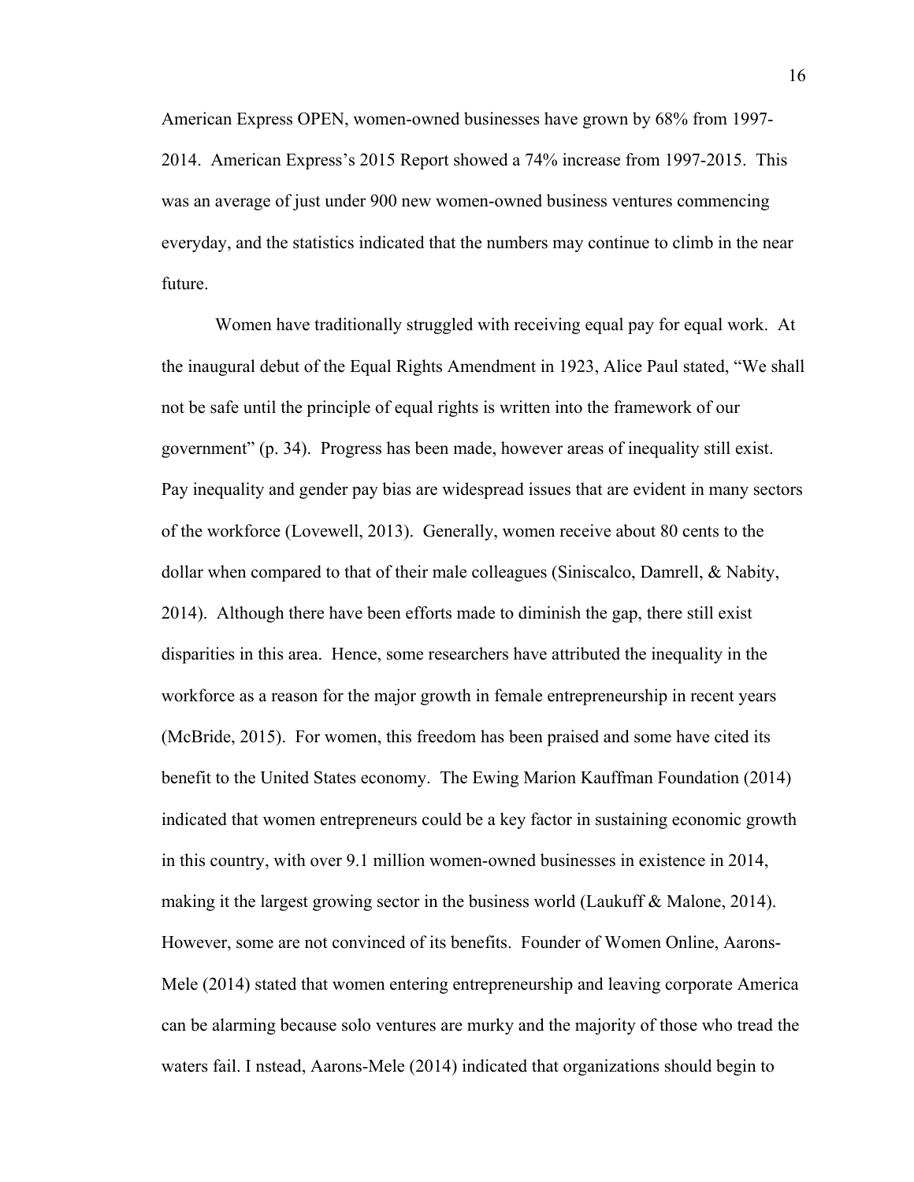American Express OPEN, women-owned businesses have grown by 68% from 1997-2014. American Express's 2015 Report showed a 74% increase from 1997-2015. This was an average of just under 900 new women-owned business ventures commencing everyday, and the statistics indicated that the numbers may continue to climb in the near future.

Women have traditionally struggled with receiving equal pay for equal work. At the inaugural debut of the Equal Rights Amendment in 1923, Alice Paul stated, "We shall not be safe until the principle of equal rights is written into the framework of our government" (p. 34). Progress has been made, however areas of inequality still exist. Pay inequality and gender pay bias are widespread issues that are evident in many sectors of the workforce (Lovewell, 2013). Generally, women receive about 80 cents to the dollar when compared to that of their male colleagues (Siniscalco, Damrell, & Nabity, 2014). Although there have been efforts made to diminish the gap, there still exist disparities in this area. Hence, some researchers have attributed the inequality in the workforce as a reason for the major growth in female entrepreneurship in recent years (McBride, 2015). For women, this freedom has been praised and some have cited its benefit to the United States economy. The Ewing Marion Kauffman Foundation (2014) indicated that women entrepreneurs could be a key factor in sustaining economic growth in this country, with over 9.1 million women-owned businesses in existence in 2014, making it the largest growing sector in the business world (Laukuff & Malone, 2014). However, some are not convinced of its benefits. Founder of Women Online, Aarons-Mele (2014) stated that women entering entrepreneurship and leaving corporate America can be alarming because solo ventures are murky and the majority of those who tread the waters fail. I nstead, Aarons-Mele (2014) indicated that organizations should begin to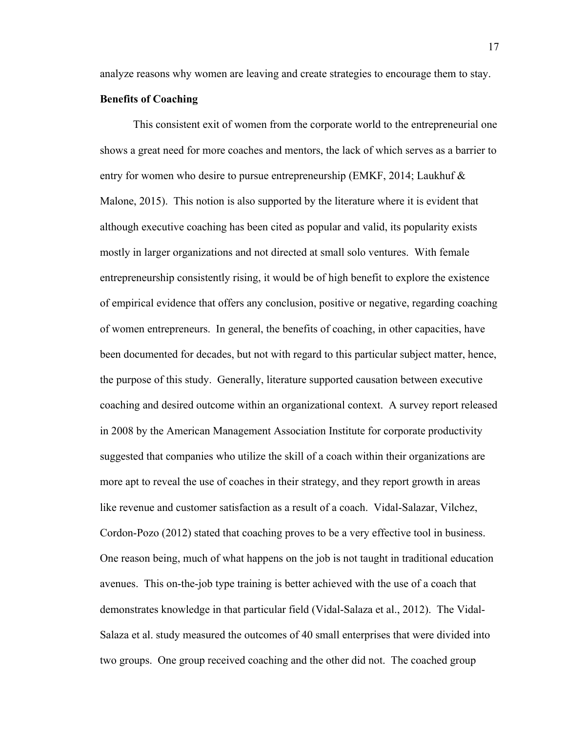analyze reasons why women are leaving and create strategies to encourage them to stay.

**Benefits of Coaching**

This consistent exit of women from the corporate world to the entrepreneurial one shows a great need for more coaches and mentors, the lack of which serves as a barrier to entry for women who desire to pursue entrepreneurship (EMKF, 2014; Laukhuf & Malone, 2015). This notion is also supported by the literature where it is evident that although executive coaching has been cited as popular and valid, its popularity exists mostly in larger organizations and not directed at small solo ventures. With female entrepreneurship consistently rising, it would be of high benefit to explore the existence of empirical evidence that offers any conclusion, positive or negative, regarding coaching of women entrepreneurs. In general, the benefits of coaching, in other capacities, have been documented for decades, but not with regard to this particular subject matter, hence, the purpose of this study. Generally, literature supported causation between executive coaching and desired outcome within an organizational context. A survey report released in 2008 by the American Management Association Institute for corporate productivity suggested that companies who utilize the skill of a coach within their organizations are more apt to reveal the use of coaches in their strategy, and they report growth in areas like revenue and customer satisfaction as a result of a coach. Vidal-Salazar, Vilchez, Cordon-Pozo (2012) stated that coaching proves to be a very effective tool in business. One reason being, much of what happens on the job is not taught in traditional education avenues. This on-the-job type training is better achieved with the use of a coach that demonstrates knowledge in that particular field (Vidal-Salaza et al., 2012). The Vidal-Salaza et al. study measured the outcomes of 40 small enterprises that were divided into two groups. One group received coaching and the other did not. The coached group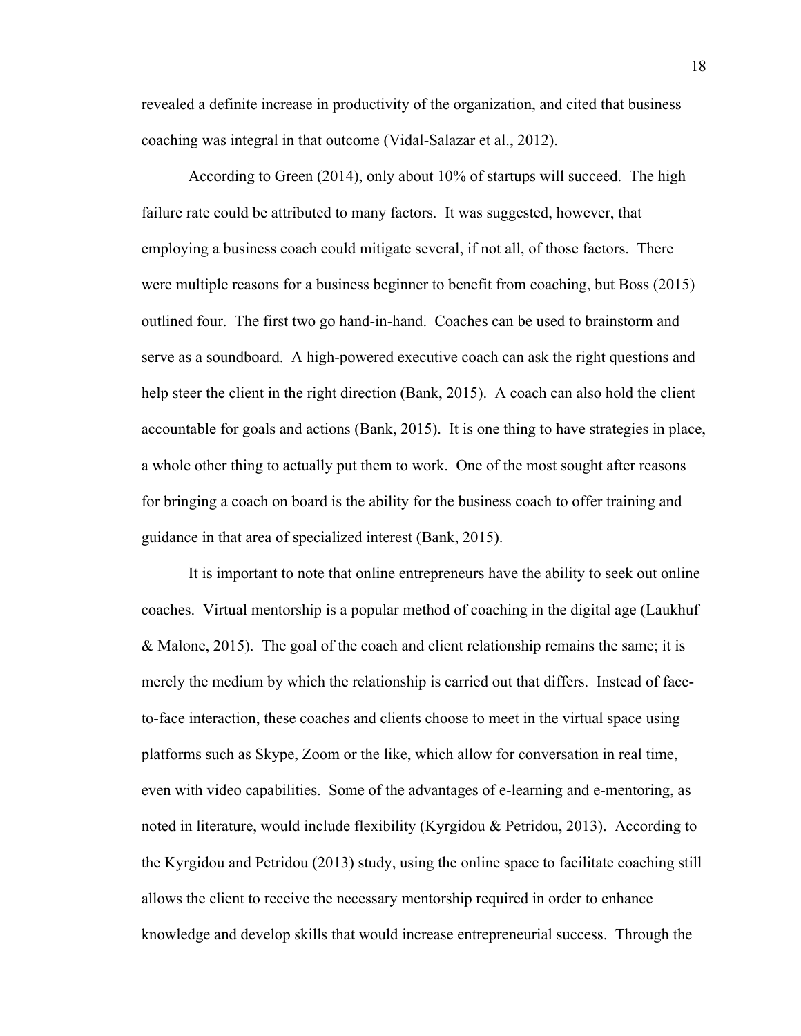revealed a definite increase in productivity of the organization, and cited that business coaching was integral in that outcome (Vidal-Salazar et al., 2012).

According to Green (2014), only about 10% of startups will succeed. The high failure rate could be attributed to many factors. It was suggested, however, that employing a business coach could mitigate several, if not all, of those factors. There were multiple reasons for a business beginner to benefit from coaching, but Boss (2015) outlined four. The first two go hand-in-hand. Coaches can be used to brainstorm and serve as a soundboard. A high-powered executive coach can ask the right questions and help steer the client in the right direction (Bank, 2015). A coach can also hold the client accountable for goals and actions (Bank, 2015). It is one thing to have strategies in place, a whole other thing to actually put them to work. One of the most sought after reasons for bringing a coach on board is the ability for the business coach to offer training and guidance in that area of specialized interest (Bank, 2015).

It is important to note that online entrepreneurs have the ability to seek out online coaches. Virtual mentorship is a popular method of coaching in the digital age (Laukhuf & Malone, 2015). The goal of the coach and client relationship remains the same; it is merely the medium by which the relationship is carried out that differs. Instead of face-to-face interaction, these coaches and clients choose to meet in the virtual space using platforms such as Skype, Zoom or the like, which allow for conversation in real time, even with video capabilities. Some of the advantages of e-learning and e-mentoring, as noted in literature, would include flexibility (Kyrgidou & Petridou, 2013). According to the Kyrgidou and Petridou (2013) study, using the online space to facilitate coaching still allows the client to receive the necessary mentorship required in order to enhance knowledge and develop skills that would increase entrepreneurial success. Through the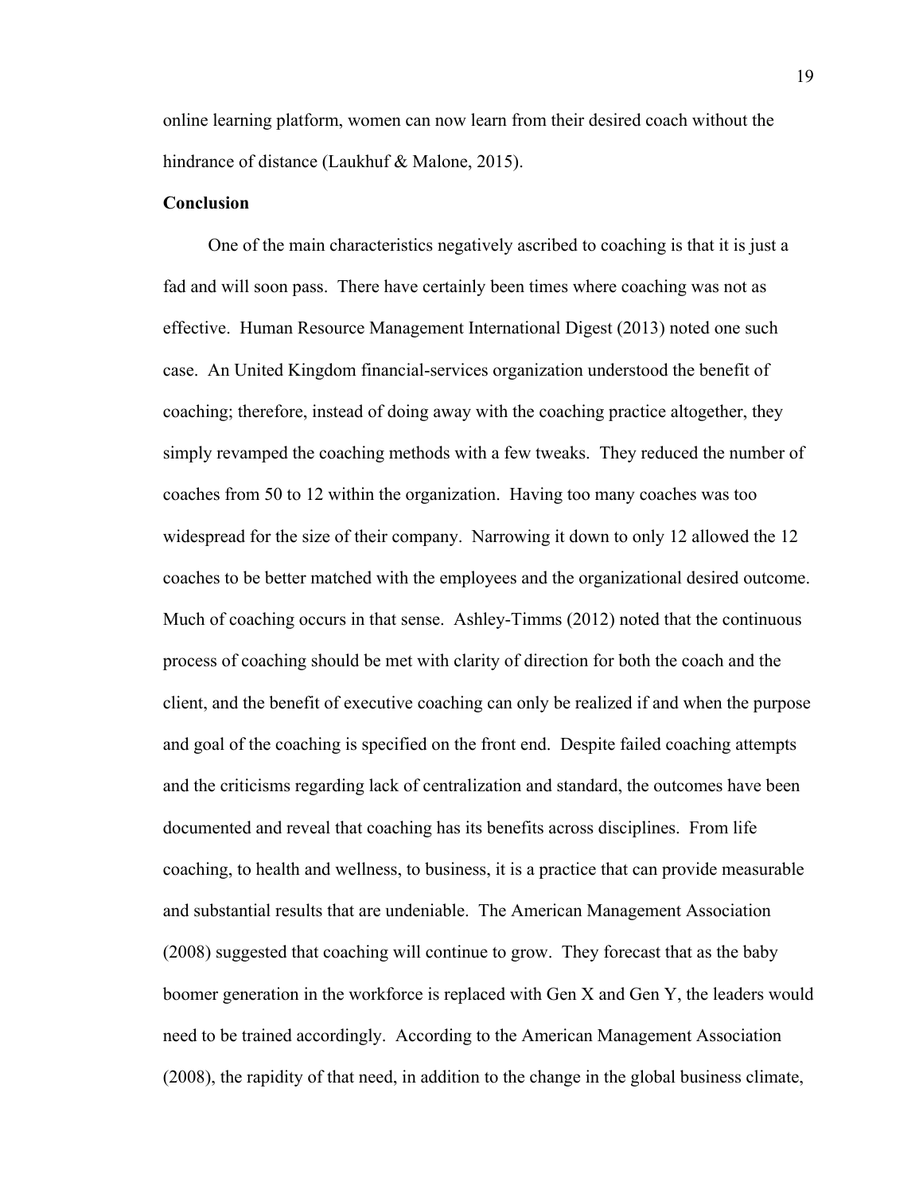online learning platform, women can now learn from their desired coach without the hindrance of distance (Laukhuf & Malone, 2015).

**Conclusion**

One of the main characteristics negatively ascribed to coaching is that it is just a fad and will soon pass. There have certainly been times where coaching was not as effective. Human Resource Management International Digest (2013) noted one such case. An United Kingdom financial-services organization understood the benefit of coaching; therefore, instead of doing away with the coaching practice altogether, they simply revamped the coaching methods with a few tweaks. They reduced the number of coaches from 50 to 12 within the organization. Having too many coaches was too widespread for the size of their company. Narrowing it down to only 12 allowed the 12 coaches to be better matched with the employees and the organizational desired outcome. Much of coaching occurs in that sense. Ashley-Timms (2012) noted that the continuous process of coaching should be met with clarity of direction for both the coach and the client, and the benefit of executive coaching can only be realized if and when the purpose and goal of the coaching is specified on the front end. Despite failed coaching attempts and the criticisms regarding lack of centralization and standard, the outcomes have been documented and reveal that coaching has its benefits across disciplines. From life coaching, to health and wellness, to business, it is a practice that can provide measurable and substantial results that are undeniable. The American Management Association (2008) suggested that coaching will continue to grow. They forecast that as the baby boomer generation in the workforce is replaced with Gen X and Gen Y, the leaders would need to be trained accordingly. According to the American Management Association (2008), the rapidity of that need, in addition to the change in the global business climate,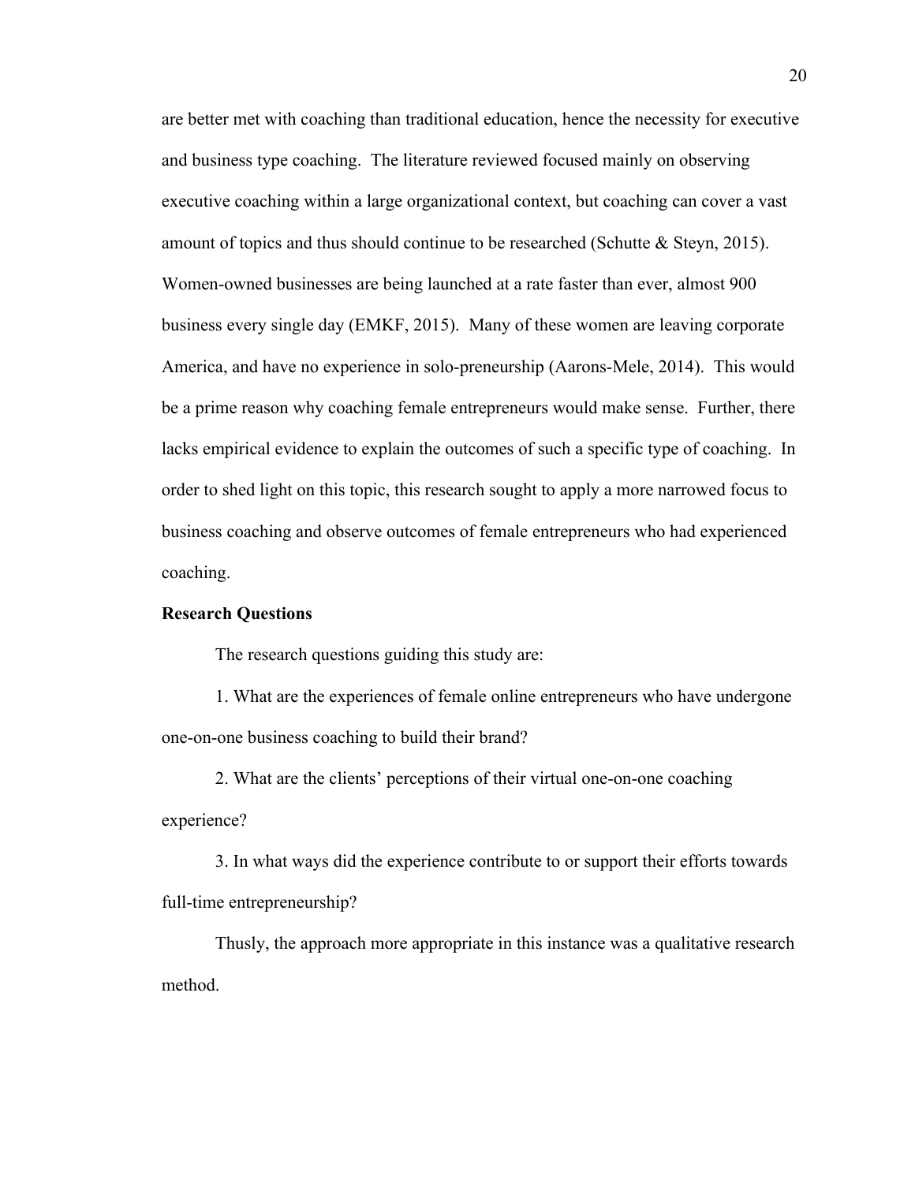are better met with coaching than traditional education, hence the necessity for executive and business type coaching. The literature reviewed focused mainly on observing executive coaching within a large organizational context, but coaching can cover a vast amount of topics and thus should continue to be researched (Schutte & Steyn, 2015). Women-owned businesses are being launched at a rate faster than ever, almost 900 business every single day (EMKF, 2015). Many of these women are leaving corporate America, and have no experience in solo-preneurship (Aarons-Mele, 2014). This would be a prime reason why coaching female entrepreneurs would make sense. Further, there lacks empirical evidence to explain the outcomes of such a specific type of coaching. In order to shed light on this topic, this research sought to apply a more narrowed focus to business coaching and observe outcomes of female entrepreneurs who had experienced coaching.

**Research Questions**

The research questions guiding this study are:

1. What are the experiences of female online entrepreneurs who have undergone one-on-one business coaching to build their brand?

2. What are the clients' perceptions of their virtual one-on-one coaching experience?

3. In what ways did the experience contribute to or support their efforts towards full-time entrepreneurship?

Thusly, the approach more appropriate in this instance was a qualitative research method.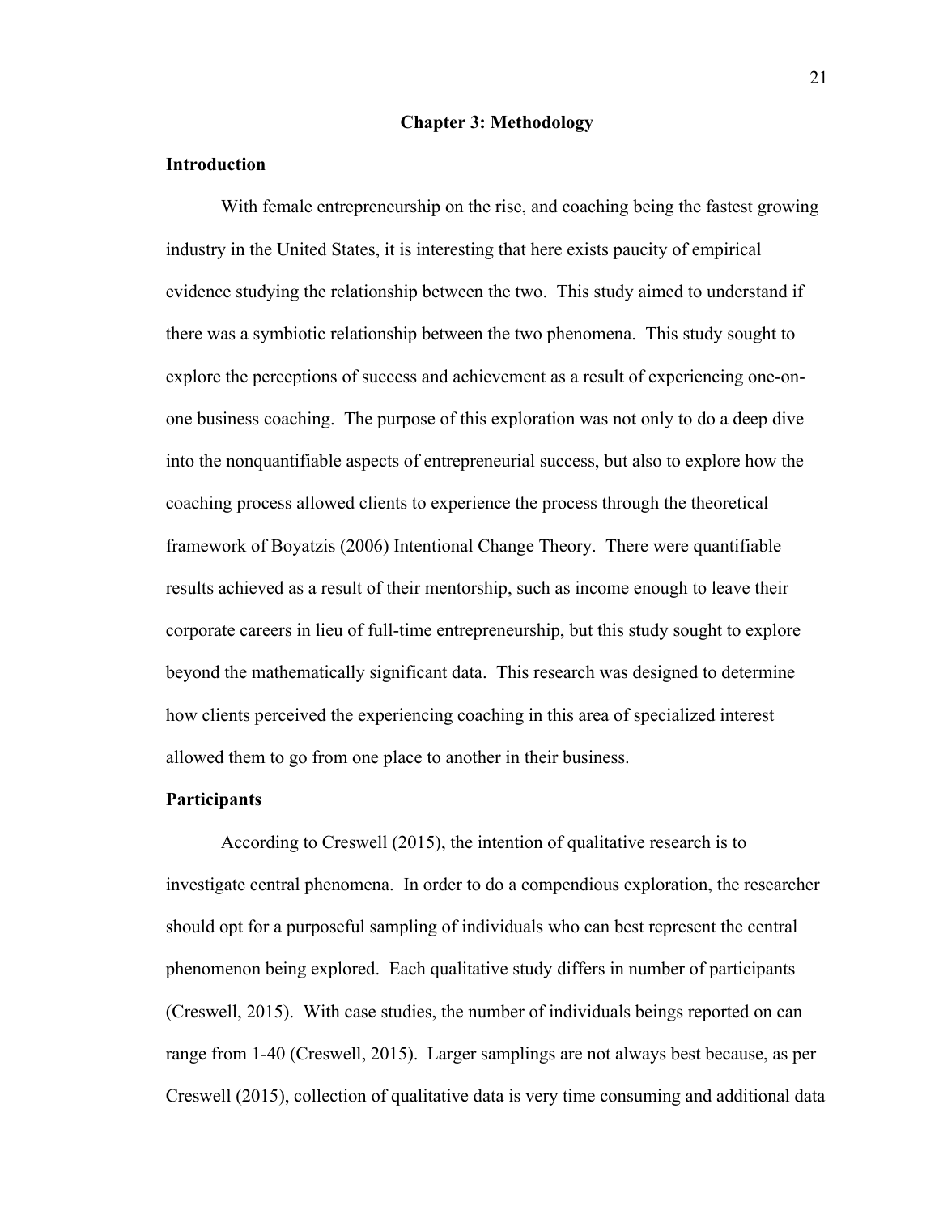# Chapter 3: Methodology

## Introduction

With female entrepreneurship on the rise, and coaching being the fastest growing industry in the United States, it is interesting that here exists paucity of empirical evidence studying the relationship between the two. This study aimed to understand if there was a symbiotic relationship between the two phenomena. This study sought to explore the perceptions of success and achievement as a result of experiencing one-on-one business coaching. The purpose of this exploration was not only to do a deep dive into the nonquantifiable aspects of entrepreneurial success, but also to explore how the coaching process allowed clients to experience the process through the theoretical framework of Boyatzis (2006) Intentional Change Theory. There were quantifiable results achieved as a result of their mentorship, such as income enough to leave their corporate careers in lieu of full-time entrepreneurship, but this study sought to explore beyond the mathematically significant data. This research was designed to determine how clients perceived the experiencing coaching in this area of specialized interest allowed them to go from one place to another in their business.

## Participants

According to Creswell (2015), the intention of qualitative research is to investigate central phenomena. In order to do a compendious exploration, the researcher should opt for a purposeful sampling of individuals who can best represent the central phenomenon being explored. Each qualitative study differs in number of participants (Creswell, 2015). With case studies, the number of individuals beings reported on can range from 1-40 (Creswell, 2015). Larger samplings are not always best because, as per Creswell (2015), collection of qualitative data is very time consuming and additional data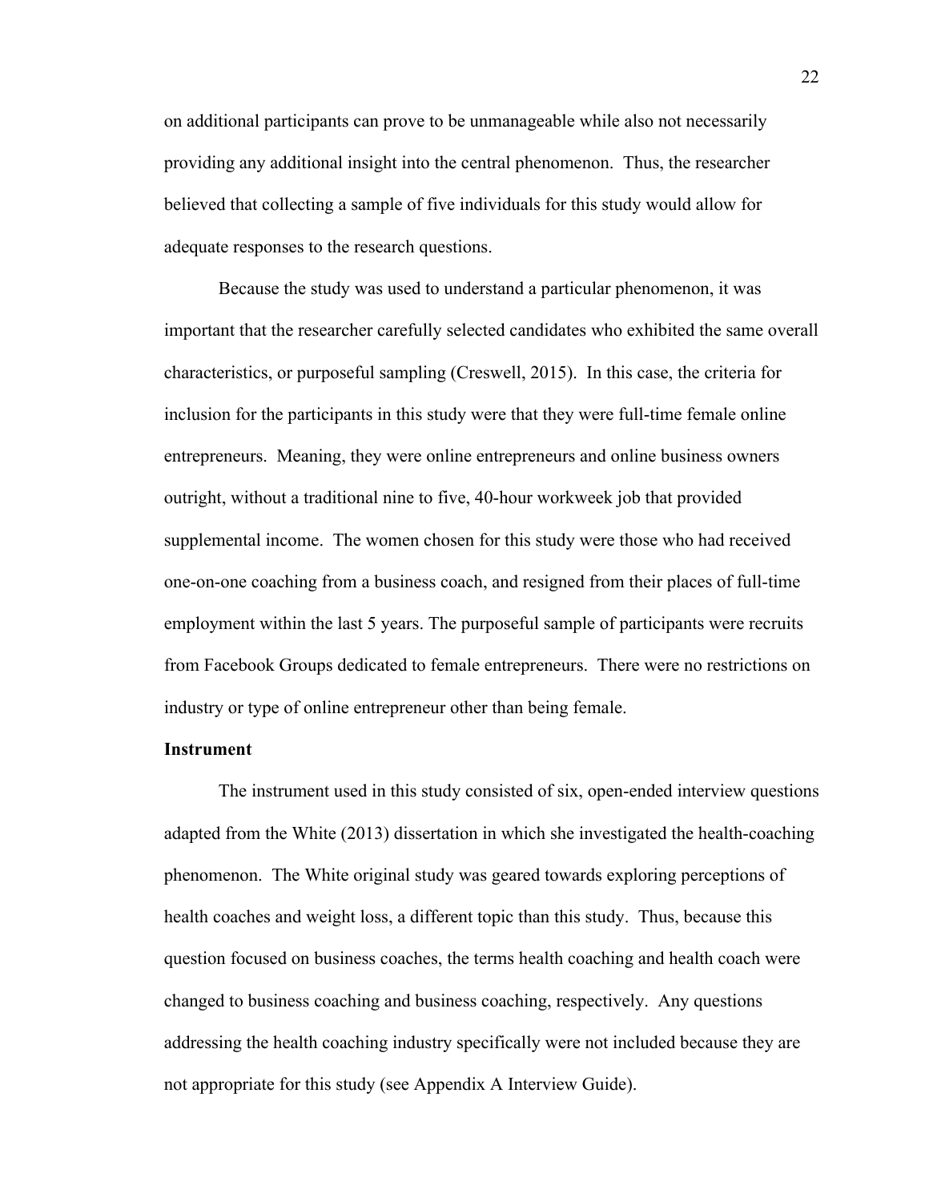on additional participants can prove to be unmanageable while also not necessarily providing any additional insight into the central phenomenon. Thus, the researcher believed that collecting a sample of five individuals for this study would allow for adequate responses to the research questions.

Because the study was used to understand a particular phenomenon, it was important that the researcher carefully selected candidates who exhibited the same overall characteristics, or purposeful sampling (Creswell, 2015). In this case, the criteria for inclusion for the participants in this study were that they were full-time female online entrepreneurs. Meaning, they were online entrepreneurs and online business owners outright, without a traditional nine to five, 40-hour workweek job that provided supplemental income. The women chosen for this study were those who had received one-on-one coaching from a business coach, and resigned from their places of full-time employment within the last 5 years. The purposeful sample of participants were recruits from Facebook Groups dedicated to female entrepreneurs. There were no restrictions on industry or type of online entrepreneur other than being female.

**Instrument**

The instrument used in this study consisted of six, open-ended interview questions adapted from the White (2013) dissertation in which she investigated the health-coaching phenomenon. The White original study was geared towards exploring perceptions of health coaches and weight loss, a different topic than this study. Thus, because this question focused on business coaches, the terms health coaching and health coach were changed to business coaching and business coaching, respectively. Any questions addressing the health coaching industry specifically were not included because they are not appropriate for this study (see Appendix A Interview Guide).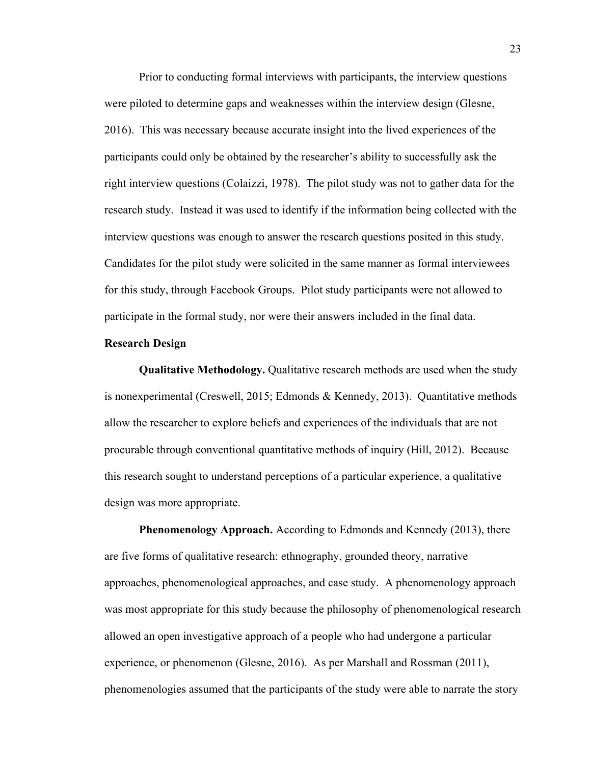Prior to conducting formal interviews with participants, the interview questions were piloted to determine gaps and weaknesses within the interview design (Glesne, 2016). This was necessary because accurate insight into the lived experiences of the participants could only be obtained by the researcher's ability to successfully ask the right interview questions (Colaizzi, 1978). The pilot study was not to gather data for the research study. Instead it was used to identify if the information being collected with the interview questions was enough to answer the research questions posited in this study. Candidates for the pilot study were solicited in the same manner as formal interviewees for this study, through Facebook Groups. Pilot study participants were not allowed to participate in the formal study, nor were their answers included in the final data.

## Research Design

**Qualitative Methodology.** Qualitative research methods are used when the study is nonexperimental (Creswell, 2015; Edmonds & Kennedy, 2013). Quantitative methods allow the researcher to explore beliefs and experiences of the individuals that are not procurable through conventional quantitative methods of inquiry (Hill, 2012). Because this research sought to understand perceptions of a particular experience, a qualitative design was more appropriate.

**Phenomenology Approach.** According to Edmonds and Kennedy (2013), there are five forms of qualitative research: ethnography, grounded theory, narrative approaches, phenomenological approaches, and case study. A phenomenology approach was most appropriate for this study because the philosophy of phenomenological research allowed an open investigative approach of a people who had undergone a particular experience, or phenomenon (Glesne, 2016). As per Marshall and Rossman (2011), phenomenologies assumed that the participants of the study were able to narrate the story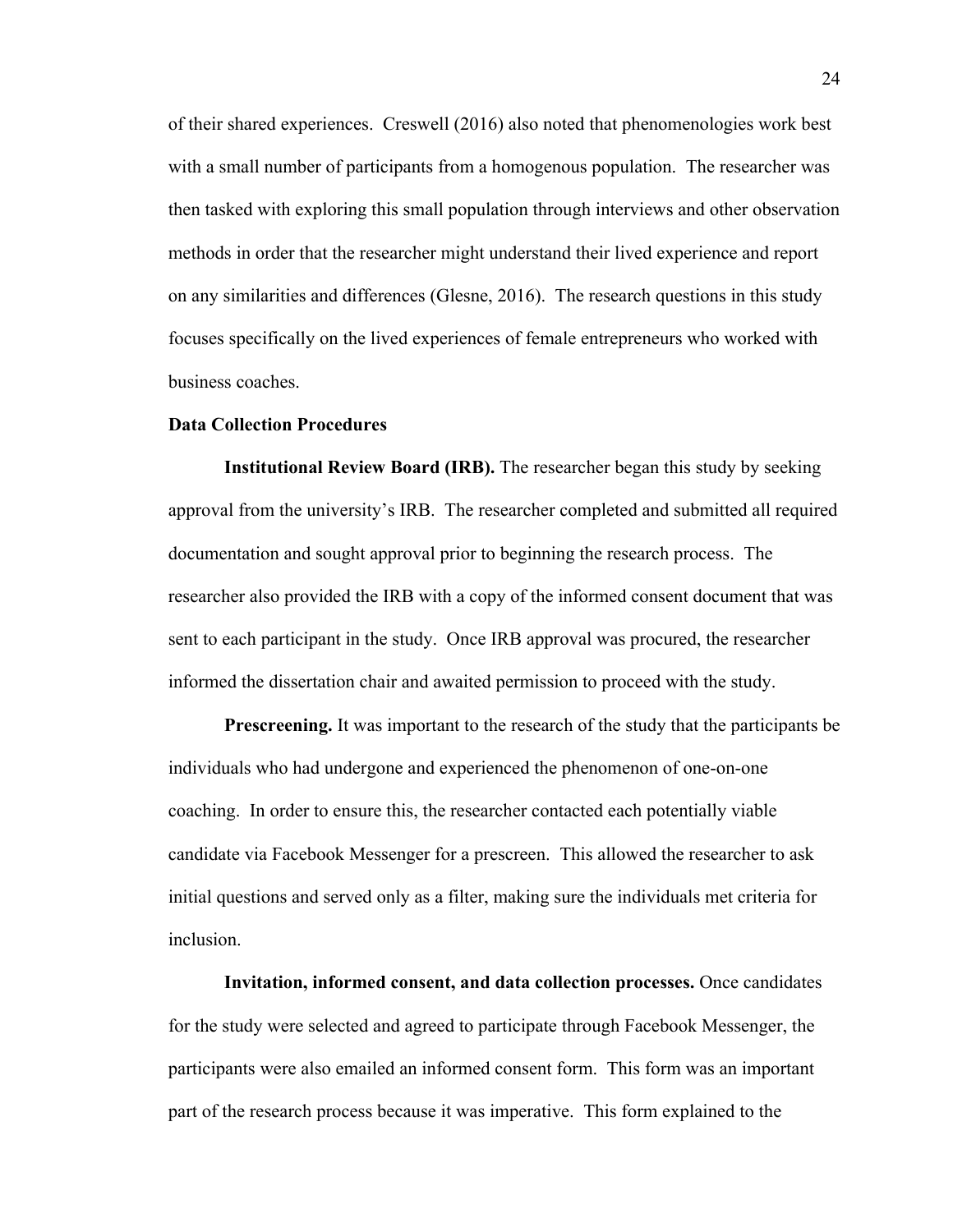of their shared experiences. Creswell (2016) also noted that phenomenologies work best with a small number of participants from a homogenous population. The researcher was then tasked with exploring this small population through interviews and other observation methods in order that the researcher might understand their lived experience and report on any similarities and differences (Glesne, 2016). The research questions in this study focuses specifically on the lived experiences of female entrepreneurs who worked with business coaches.

## Data Collection Procedures

**Institutional Review Board (IRB).** The researcher began this study by seeking approval from the university's IRB. The researcher completed and submitted all required documentation and sought approval prior to beginning the research process. The researcher also provided the IRB with a copy of the informed consent document that was sent to each participant in the study. Once IRB approval was procured, the researcher informed the dissertation chair and awaited permission to proceed with the study.

**Prescreening.** It was important to the research of the study that the participants be individuals who had undergone and experienced the phenomenon of one-on-one coaching. In order to ensure this, the researcher contacted each potentially viable candidate via Facebook Messenger for a prescreen. This allowed the researcher to ask initial questions and served only as a filter, making sure the individuals met criteria for inclusion.

**Invitation, informed consent, and data collection processes.** Once candidates for the study were selected and agreed to participate through Facebook Messenger, the participants were also emailed an informed consent form. This form was an important part of the research process because it was imperative. This form explained to the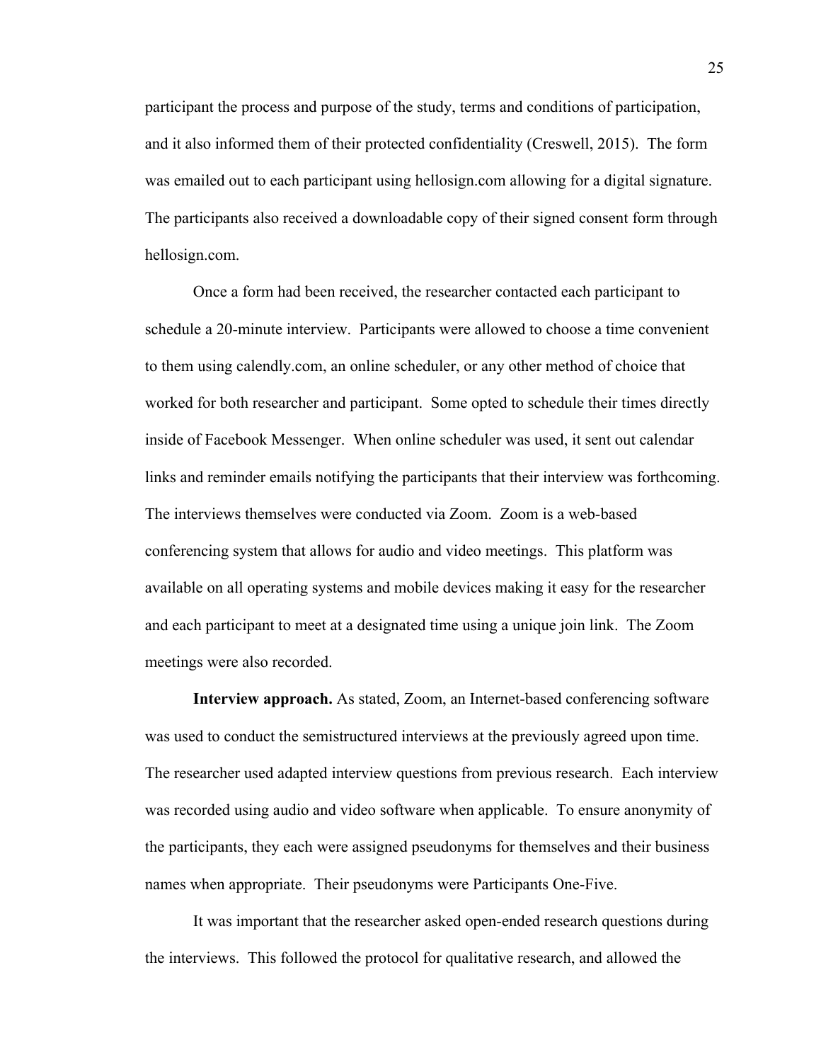participant the process and purpose of the study, terms and conditions of participation, and it also informed them of their protected confidentiality (Creswell, 2015). The form was emailed out to each participant using hellosign.com allowing for a digital signature. The participants also received a downloadable copy of their signed consent form through hellosign.com.

Once a form had been received, the researcher contacted each participant to schedule a 20-minute interview. Participants were allowed to choose a time convenient to them using calendly.com, an online scheduler, or any other method of choice that worked for both researcher and participant. Some opted to schedule their times directly inside of Facebook Messenger. When online scheduler was used, it sent out calendar links and reminder emails notifying the participants that their interview was forthcoming. The interviews themselves were conducted via Zoom. Zoom is a web-based conferencing system that allows for audio and video meetings. This platform was available on all operating systems and mobile devices making it easy for the researcher and each participant to meet at a designated time using a unique join link. The Zoom meetings were also recorded.

**Interview approach.** As stated, Zoom, an Internet-based conferencing software was used to conduct the semistructured interviews at the previously agreed upon time. The researcher used adapted interview questions from previous research. Each interview was recorded using audio and video software when applicable. To ensure anonymity of the participants, they each were assigned pseudonyms for themselves and their business names when appropriate. Their pseudonyms were Participants One-Five.

It was important that the researcher asked open-ended research questions during the interviews. This followed the protocol for qualitative research, and allowed the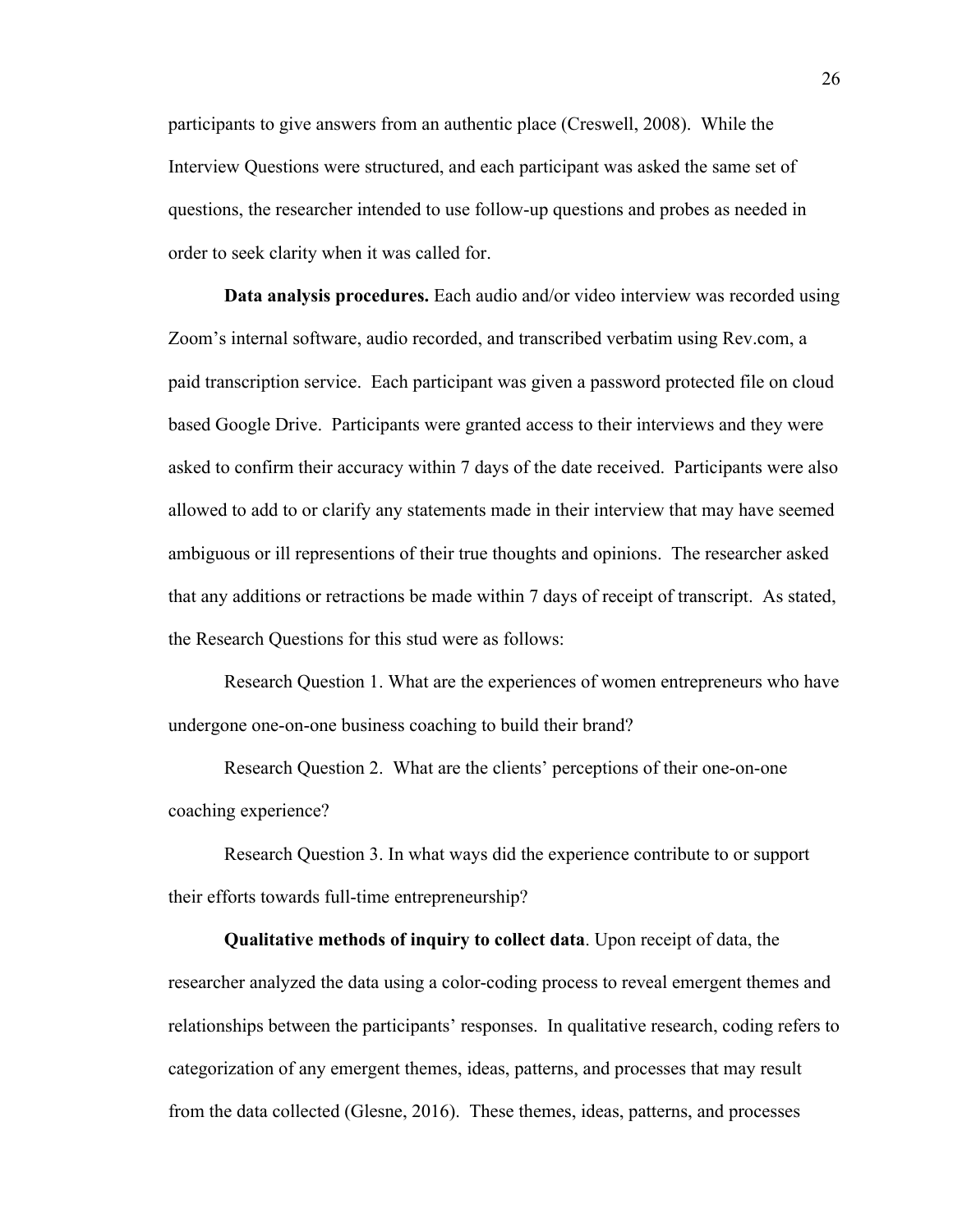participants to give answers from an authentic place (Creswell, 2008). While the Interview Questions were structured, and each participant was asked the same set of questions, the researcher intended to use follow-up questions and probes as needed in order to seek clarity when it was called for.

**Data analysis procedures.** Each audio and/or video interview was recorded using Zoom's internal software, audio recorded, and transcribed verbatim using Rev.com, a paid transcription service. Each participant was given a password protected file on cloud based Google Drive. Participants were granted access to their interviews and they were asked to confirm their accuracy within 7 days of the date received. Participants were also allowed to add to or clarify any statements made in their interview that may have seemed ambiguous or ill representions of their true thoughts and opinions. The researcher asked that any additions or retractions be made within 7 days of receipt of transcript. As stated, the Research Questions for this stud were as follows:

Research Question 1. What are the experiences of women entrepreneurs who have undergone one-on-one business coaching to build their brand?

Research Question 2. What are the clients' perceptions of their one-on-one coaching experience?

Research Question 3. In what ways did the experience contribute to or support their efforts towards full-time entrepreneurship?

**Qualitative methods of inquiry to collect data**. Upon receipt of data, the researcher analyzed the data using a color-coding process to reveal emergent themes and relationships between the participants' responses. In qualitative research, coding refers to categorization of any emergent themes, ideas, patterns, and processes that may result from the data collected (Glesne, 2016). These themes, ideas, patterns, and processes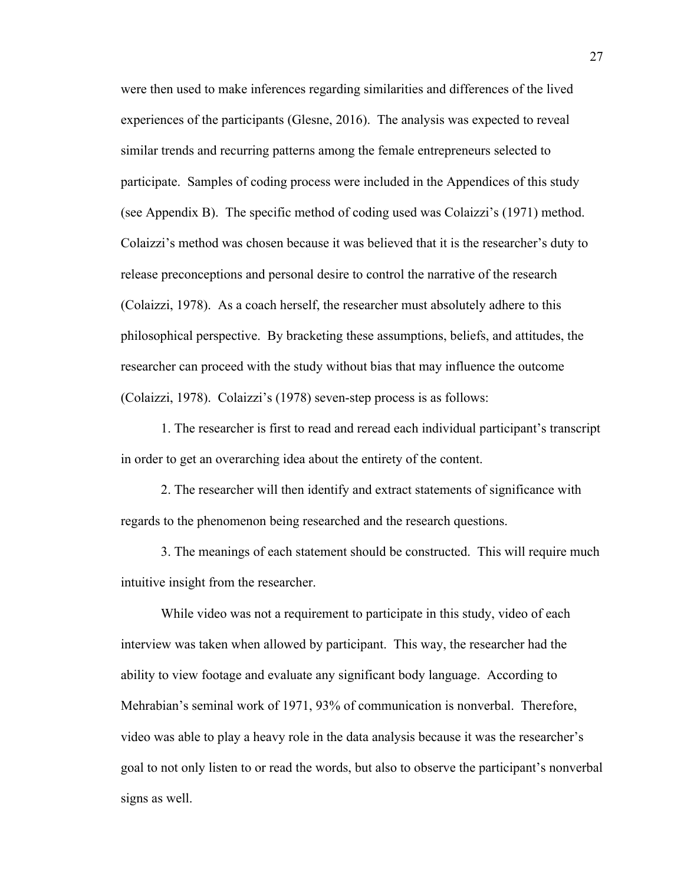were then used to make inferences regarding similarities and differences of the lived experiences of the participants (Glesne, 2016). The analysis was expected to reveal similar trends and recurring patterns among the female entrepreneurs selected to participate. Samples of coding process were included in the Appendices of this study (see Appendix B). The specific method of coding used was Colaizzi's (1971) method. Colaizzi's method was chosen because it was believed that it is the researcher's duty to release preconceptions and personal desire to control the narrative of the research (Colaizzi, 1978). As a coach herself, the researcher must absolutely adhere to this philosophical perspective. By bracketing these assumptions, beliefs, and attitudes, the researcher can proceed with the study without bias that may influence the outcome (Colaizzi, 1978). Colaizzi's (1978) seven-step process is as follows:

1. The researcher is first to read and reread each individual participant's transcript in order to get an overarching idea about the entirety of the content.

2. The researcher will then identify and extract statements of significance with regards to the phenomenon being researched and the research questions.

3. The meanings of each statement should be constructed. This will require much intuitive insight from the researcher.

While video was not a requirement to participate in this study, video of each interview was taken when allowed by participant. This way, the researcher had the ability to view footage and evaluate any significant body language. According to Mehrabian's seminal work of 1971, 93% of communication is nonverbal. Therefore, video was able to play a heavy role in the data analysis because it was the researcher's goal to not only listen to or read the words, but also to observe the participant's nonverbal signs as well.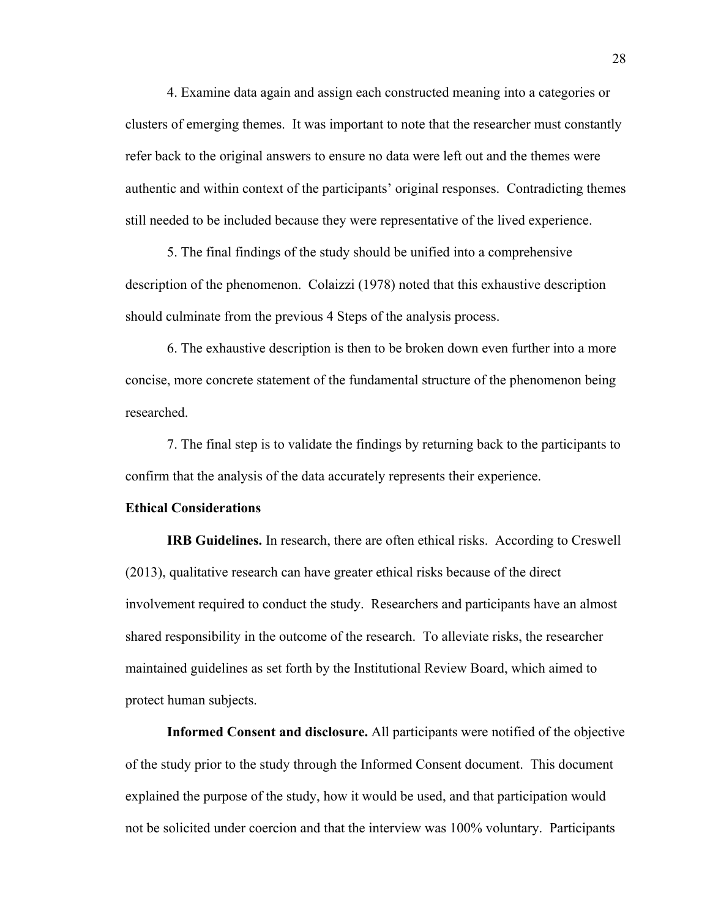4. Examine data again and assign each constructed meaning into a categories or clusters of emerging themes. It was important to note that the researcher must constantly refer back to the original answers to ensure no data were left out and the themes were authentic and within context of the participants' original responses. Contradicting themes still needed to be included because they were representative of the lived experience.

5. The final findings of the study should be unified into a comprehensive description of the phenomenon. Colaizzi (1978) noted that this exhaustive description should culminate from the previous 4 Steps of the analysis process.

6. The exhaustive description is then to be broken down even further into a more concise, more concrete statement of the fundamental structure of the phenomenon being researched.

7. The final step is to validate the findings by returning back to the participants to confirm that the analysis of the data accurately represents their experience.

## Ethical Considerations

**IRB Guidelines.** In research, there are often ethical risks. According to Creswell (2013), qualitative research can have greater ethical risks because of the direct involvement required to conduct the study. Researchers and participants have an almost shared responsibility in the outcome of the research. To alleviate risks, the researcher maintained guidelines as set forth by the Institutional Review Board, which aimed to protect human subjects.

**Informed Consent and disclosure.** All participants were notified of the objective of the study prior to the study through the Informed Consent document. This document explained the purpose of the study, how it would be used, and that participation would not be solicited under coercion and that the interview was 100% voluntary. Participants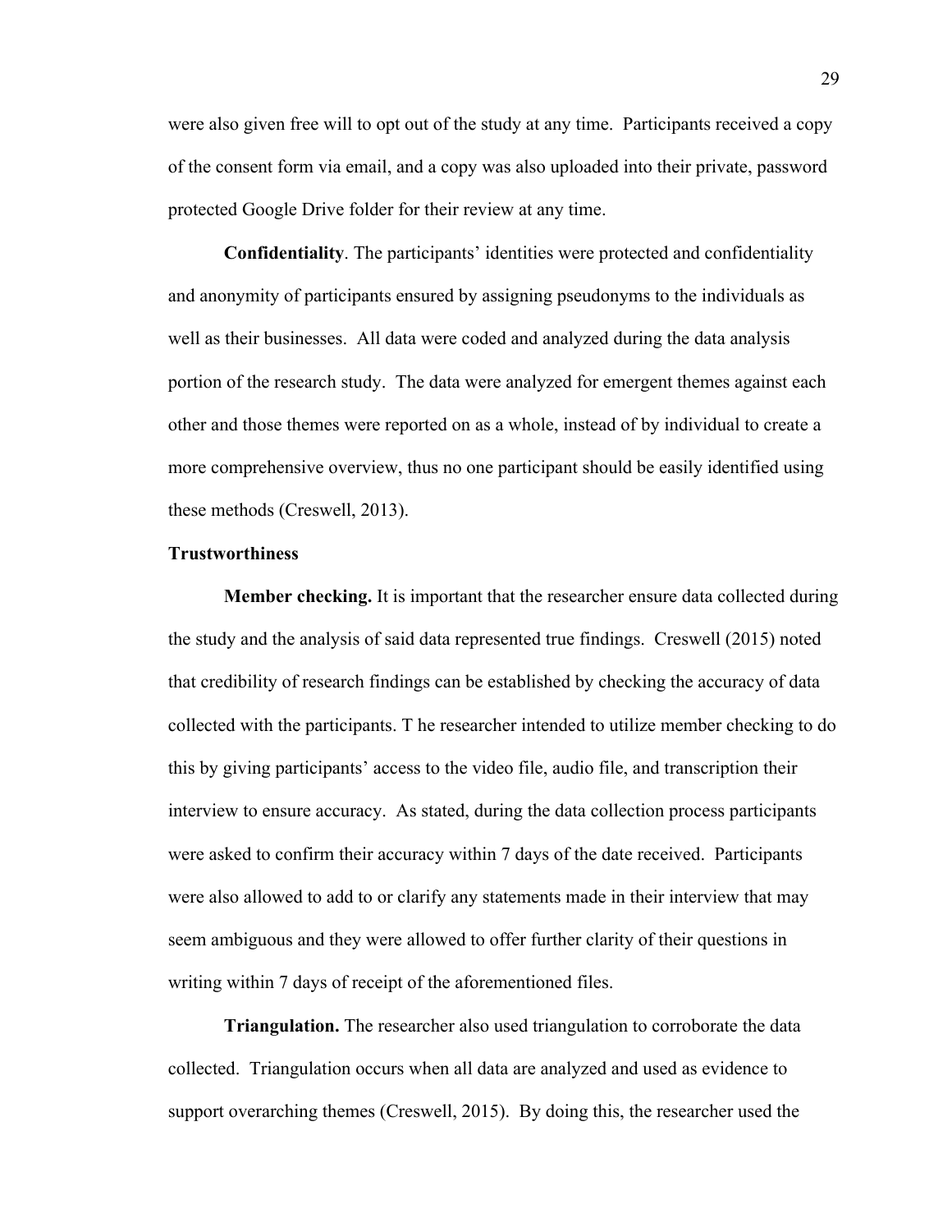were also given free will to opt out of the study at any time. Participants received a copy of the consent form via email, and a copy was also uploaded into their private, password protected Google Drive folder for their review at any time.

**Confidentiality**. The participants' identities were protected and confidentiality and anonymity of participants ensured by assigning pseudonyms to the individuals as well as their businesses. All data were coded and analyzed during the data analysis portion of the research study. The data were analyzed for emergent themes against each other and those themes were reported on as a whole, instead of by individual to create a more comprehensive overview, thus no one participant should be easily identified using these methods (Creswell, 2013).

## Trustworthiness

**Member checking.** It is important that the researcher ensure data collected during the study and the analysis of said data represented true findings. Creswell (2015) noted that credibility of research findings can be established by checking the accuracy of data collected with the participants. T he researcher intended to utilize member checking to do this by giving participants' access to the video file, audio file, and transcription their interview to ensure accuracy. As stated, during the data collection process participants were asked to confirm their accuracy within 7 days of the date received. Participants were also allowed to add to or clarify any statements made in their interview that may seem ambiguous and they were allowed to offer further clarity of their questions in writing within 7 days of receipt of the aforementioned files.

**Triangulation.** The researcher also used triangulation to corroborate the data collected. Triangulation occurs when all data are analyzed and used as evidence to support overarching themes (Creswell, 2015). By doing this, the researcher used the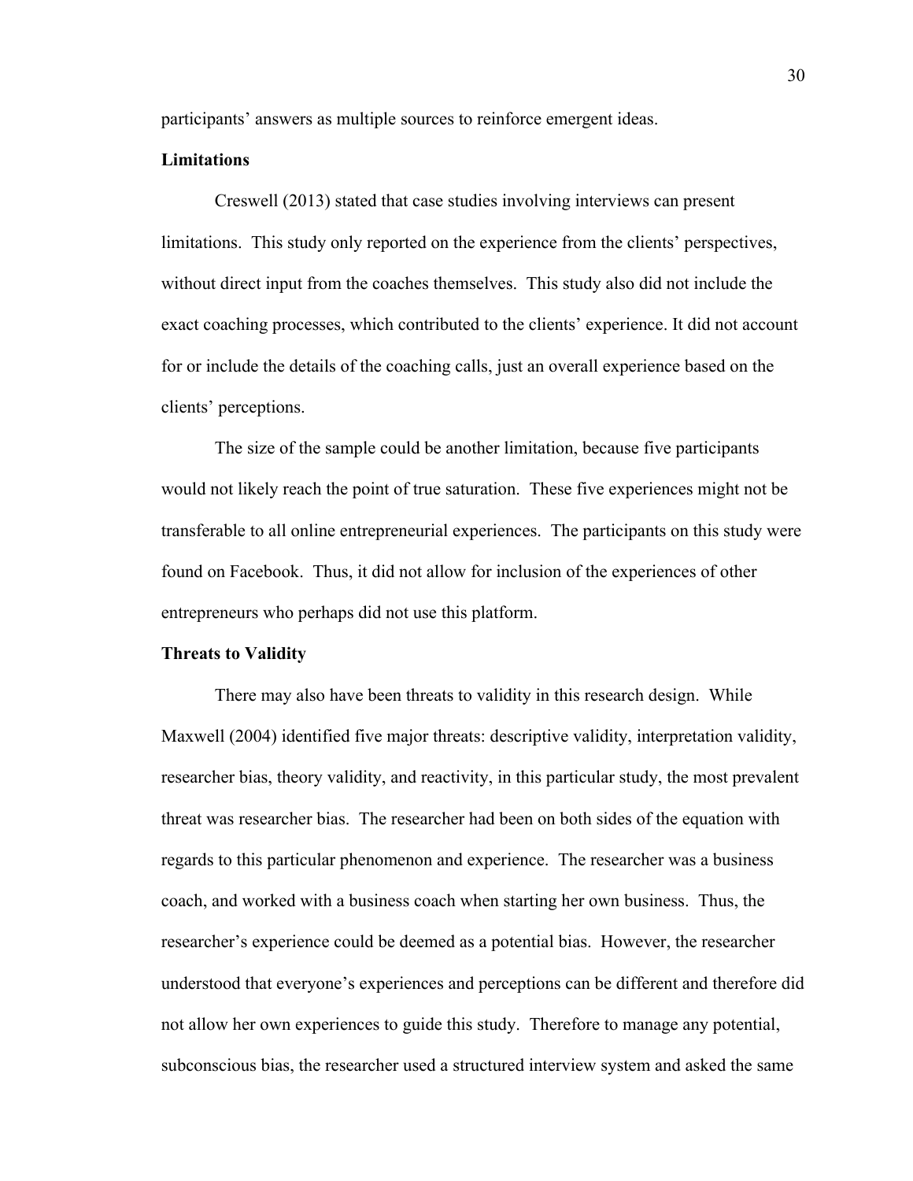participants' answers as multiple sources to reinforce emergent ideas.

**Limitations**

Creswell (2013) stated that case studies involving interviews can present limitations. This study only reported on the experience from the clients' perspectives, without direct input from the coaches themselves. This study also did not include the exact coaching processes, which contributed to the clients' experience. It did not account for or include the details of the coaching calls, just an overall experience based on the clients' perceptions.

The size of the sample could be another limitation, because five participants would not likely reach the point of true saturation. These five experiences might not be transferable to all online entrepreneurial experiences. The participants on this study were found on Facebook. Thus, it did not allow for inclusion of the experiences of other entrepreneurs who perhaps did not use this platform.

**Threats to Validity**

There may also have been threats to validity in this research design. While Maxwell (2004) identified five major threats: descriptive validity, interpretation validity, researcher bias, theory validity, and reactivity, in this particular study, the most prevalent threat was researcher bias. The researcher had been on both sides of the equation with regards to this particular phenomenon and experience. The researcher was a business coach, and worked with a business coach when starting her own business. Thus, the researcher's experience could be deemed as a potential bias. However, the researcher understood that everyone's experiences and perceptions can be different and therefore did not allow her own experiences to guide this study. Therefore to manage any potential, subconscious bias, the researcher used a structured interview system and asked the same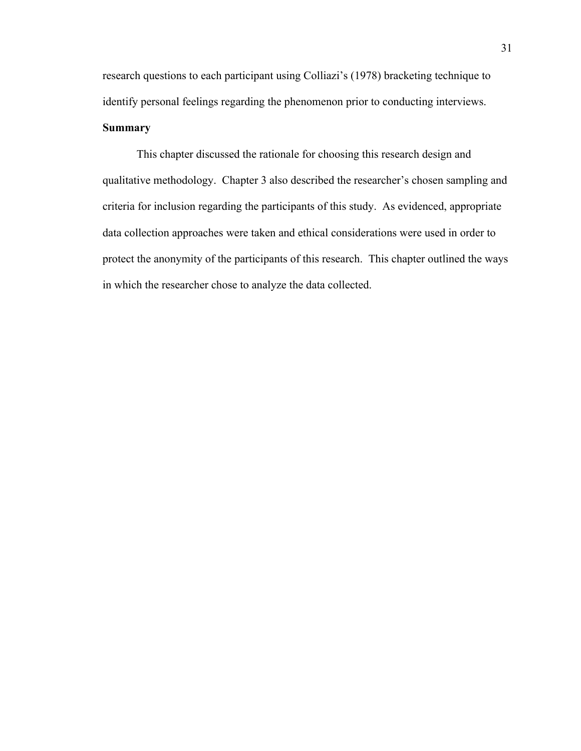research questions to each participant using Colliazi's (1978) bracketing technique to identify personal feelings regarding the phenomenon prior to conducting interviews.

**Summary**

This chapter discussed the rationale for choosing this research design and qualitative methodology. Chapter 3 also described the researcher's chosen sampling and criteria for inclusion regarding the participants of this study. As evidenced, appropriate data collection approaches were taken and ethical considerations were used in order to protect the anonymity of the participants of this research. This chapter outlined the ways in which the researcher chose to analyze the data collected.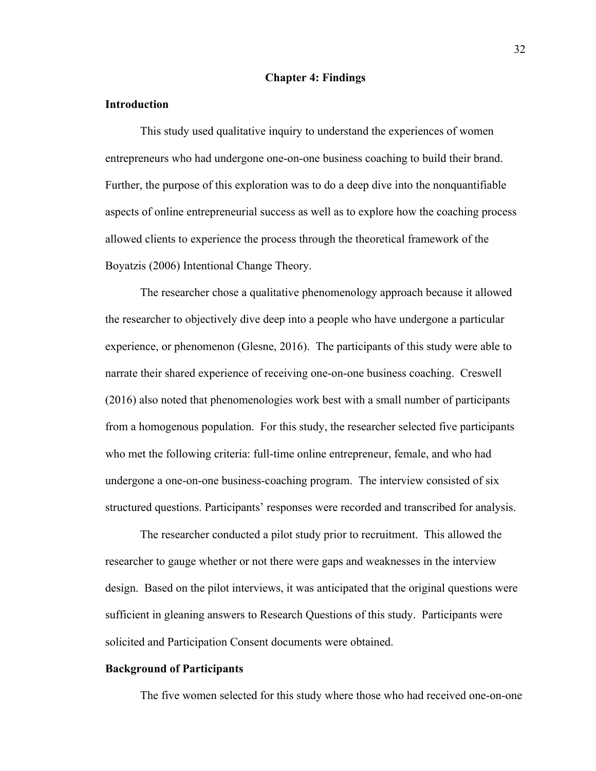# Chapter 4: Findings

## Introduction

This study used qualitative inquiry to understand the experiences of women entrepreneurs who had undergone one-on-one business coaching to build their brand. Further, the purpose of this exploration was to do a deep dive into the nonquantifiable aspects of online entrepreneurial success as well as to explore how the coaching process allowed clients to experience the process through the theoretical framework of the Boyatzis (2006) Intentional Change Theory.

The researcher chose a qualitative phenomenology approach because it allowed the researcher to objectively dive deep into a people who have undergone a particular experience, or phenomenon (Glesne, 2016). The participants of this study were able to narrate their shared experience of receiving one-on-one business coaching. Creswell (2016) also noted that phenomenologies work best with a small number of participants from a homogenous population. For this study, the researcher selected five participants who met the following criteria: full-time online entrepreneur, female, and who had undergone a one-on-one business-coaching program. The interview consisted of six structured questions. Participants' responses were recorded and transcribed for analysis.

The researcher conducted a pilot study prior to recruitment. This allowed the researcher to gauge whether or not there were gaps and weaknesses in the interview design. Based on the pilot interviews, it was anticipated that the original questions were sufficient in gleaning answers to Research Questions of this study. Participants were solicited and Participation Consent documents were obtained.

## Background of Participants

The five women selected for this study where those who had received one-on-one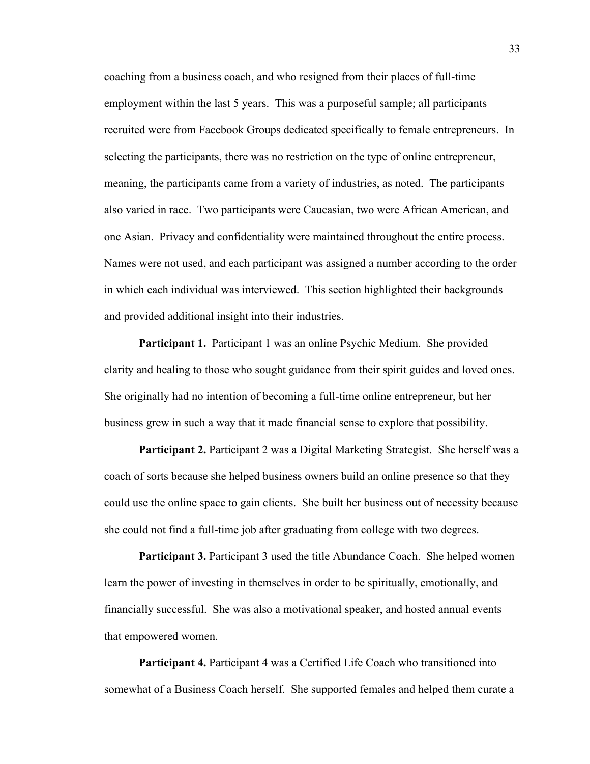coaching from a business coach, and who resigned from their places of full-time employment within the last 5 years. This was a purposeful sample; all participants recruited were from Facebook Groups dedicated specifically to female entrepreneurs. In selecting the participants, there was no restriction on the type of online entrepreneur, meaning, the participants came from a variety of industries, as noted. The participants also varied in race. Two participants were Caucasian, two were African American, and one Asian. Privacy and confidentiality were maintained throughout the entire process. Names were not used, and each participant was assigned a number according to the order in which each individual was interviewed. This section highlighted their backgrounds and provided additional insight into their industries.

**Participant 1.** Participant 1 was an online Psychic Medium. She provided clarity and healing to those who sought guidance from their spirit guides and loved ones. She originally had no intention of becoming a full-time online entrepreneur, but her business grew in such a way that it made financial sense to explore that possibility.

**Participant 2.** Participant 2 was a Digital Marketing Strategist. She herself was a coach of sorts because she helped business owners build an online presence so that they could use the online space to gain clients. She built her business out of necessity because she could not find a full-time job after graduating from college with two degrees.

**Participant 3.** Participant 3 used the title Abundance Coach. She helped women learn the power of investing in themselves in order to be spiritually, emotionally, and financially successful. She was also a motivational speaker, and hosted annual events that empowered women.

**Participant 4.** Participant 4 was a Certified Life Coach who transitioned into somewhat of a Business Coach herself. She supported females and helped them curate a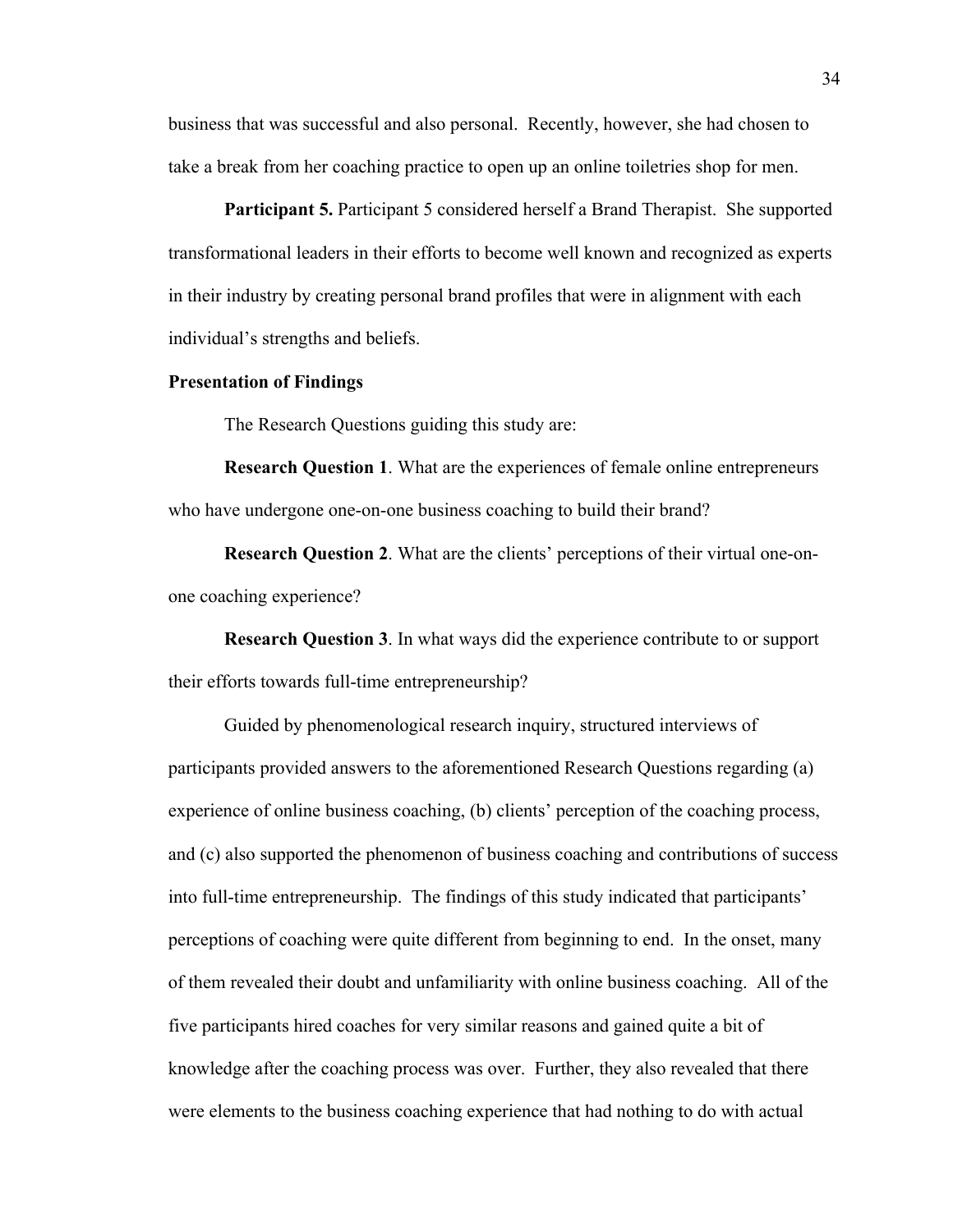business that was successful and also personal. Recently, however, she had chosen to take a break from her coaching practice to open up an online toiletries shop for men.

**Participant 5.** Participant 5 considered herself a Brand Therapist. She supported transformational leaders in their efforts to become well known and recognized as experts in their industry by creating personal brand profiles that were in alignment with each individual's strengths and beliefs.

## Presentation of Findings

The Research Questions guiding this study are:

**Research Question 1**. What are the experiences of female online entrepreneurs who have undergone one-on-one business coaching to build their brand?

**Research Question 2**. What are the clients' perceptions of their virtual one-on-one coaching experience?

**Research Question 3**. In what ways did the experience contribute to or support their efforts towards full-time entrepreneurship?

Guided by phenomenological research inquiry, structured interviews of participants provided answers to the aforementioned Research Questions regarding (a) experience of online business coaching, (b) clients' perception of the coaching process, and (c) also supported the phenomenon of business coaching and contributions of success into full-time entrepreneurship. The findings of this study indicated that participants' perceptions of coaching were quite different from beginning to end. In the onset, many of them revealed their doubt and unfamiliarity with online business coaching. All of the five participants hired coaches for very similar reasons and gained quite a bit of knowledge after the coaching process was over. Further, they also revealed that there were elements to the business coaching experience that had nothing to do with actual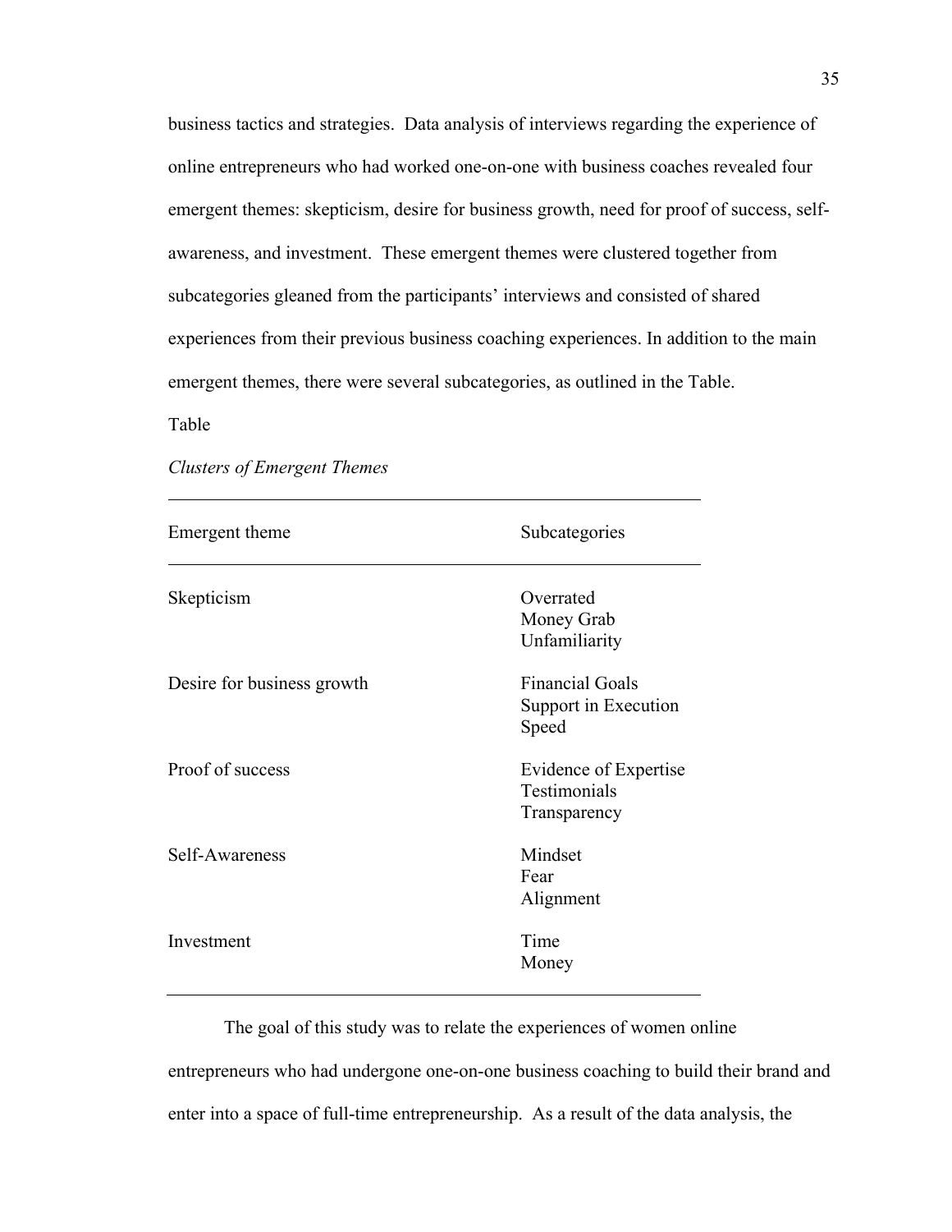business tactics and strategies. Data analysis of interviews regarding the experience of online entrepreneurs who had worked one-on-one with business coaches revealed four emergent themes: skepticism, desire for business growth, need for proof of success, self-awareness, and investment. These emergent themes were clustered together from subcategories gleaned from the participants' interviews and consisted of shared experiences from their previous business coaching experiences. In addition to the main emergent themes, there were several subcategories, as outlined in the Table.

Table

*Clusters of Emergent Themes*

| Emergent theme | Subcategories |
|---|---|
| Skepticism | Overrated<br>Money Grab<br>Unfamiliarity |
| Desire for business growth | Financial Goals<br>Support in Execution<br>Speed |
| Proof of success | Evidence of Expertise<br>Testimonials<br>Transparency |
| Self-Awareness | Mindset<br>Fear<br>Alignment |
| Investment | Time<br>Money |

The goal of this study was to relate the experiences of women online entrepreneurs who had undergone one-on-one business coaching to build their brand and enter into a space of full-time entrepreneurship. As a result of the data analysis, the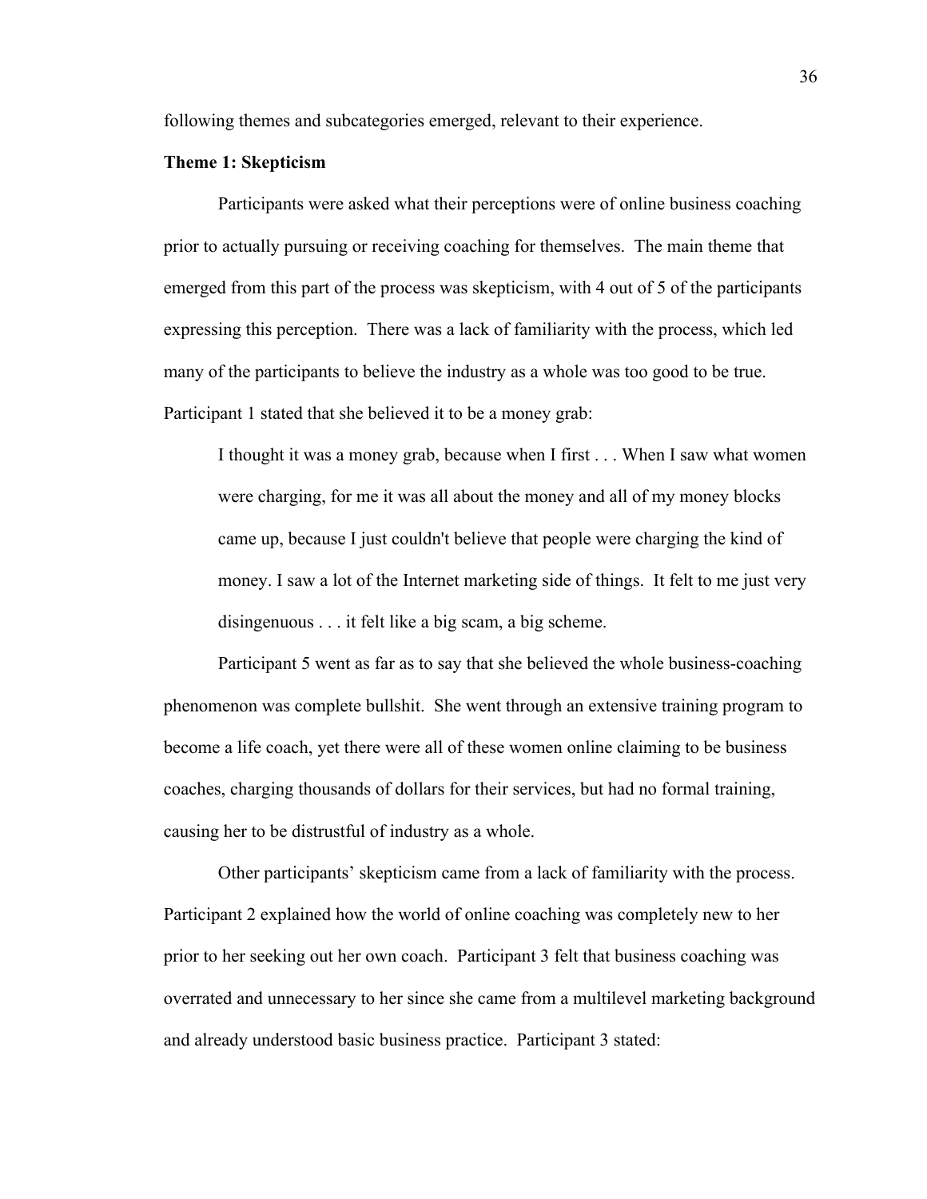following themes and subcategories emerged, relevant to their experience.

**Theme 1: Skepticism**

Participants were asked what their perceptions were of online business coaching prior to actually pursuing or receiving coaching for themselves. The main theme that emerged from this part of the process was skepticism, with 4 out of 5 of the participants expressing this perception. There was a lack of familiarity with the process, which led many of the participants to believe the industry as a whole was too good to be true. Participant 1 stated that she believed it to be a money grab:

> I thought it was a money grab, because when I first . . . When I saw what women were charging, for me it was all about the money and all of my money blocks came up, because I just couldn't believe that people were charging the kind of money. I saw a lot of the Internet marketing side of things. It felt to me just very disingenuous . . . it felt like a big scam, a big scheme.

Participant 5 went as far as to say that she believed the whole business-coaching phenomenon was complete bullshit. She went through an extensive training program to become a life coach, yet there were all of these women online claiming to be business coaches, charging thousands of dollars for their services, but had no formal training, causing her to be distrustful of industry as a whole.

Other participants' skepticism came from a lack of familiarity with the process. Participant 2 explained how the world of online coaching was completely new to her prior to her seeking out her own coach. Participant 3 felt that business coaching was overrated and unnecessary to her since she came from a multilevel marketing background and already understood basic business practice. Participant 3 stated: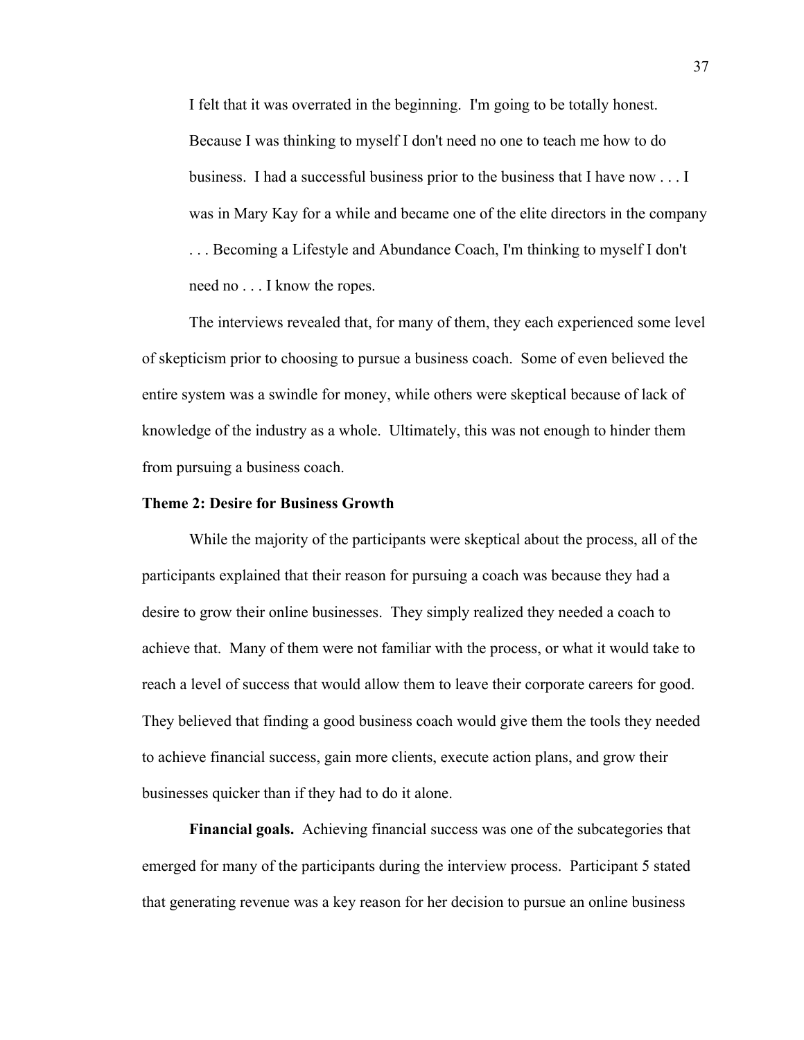> I felt that it was overrated in the beginning. I'm going to be totally honest. Because I was thinking to myself I don't need no one to teach me how to do business. I had a successful business prior to the business that I have now . . . I was in Mary Kay for a while and became one of the elite directors in the company . . . Becoming a Lifestyle and Abundance Coach, I'm thinking to myself I don't need no . . . I know the ropes.

The interviews revealed that, for many of them, they each experienced some level of skepticism prior to choosing to pursue a business coach. Some of even believed the entire system was a swindle for money, while others were skeptical because of lack of knowledge of the industry as a whole. Ultimately, this was not enough to hinder them from pursuing a business coach.

### Theme 2: Desire for Business Growth

While the majority of the participants were skeptical about the process, all of the participants explained that their reason for pursuing a coach was because they had a desire to grow their online businesses. They simply realized they needed a coach to achieve that. Many of them were not familiar with the process, or what it would take to reach a level of success that would allow them to leave their corporate careers for good. They believed that finding a good business coach would give them the tools they needed to achieve financial success, gain more clients, execute action plans, and grow their businesses quicker than if they had to do it alone.

**Financial goals.** Achieving financial success was one of the subcategories that emerged for many of the participants during the interview process. Participant 5 stated that generating revenue was a key reason for her decision to pursue an online business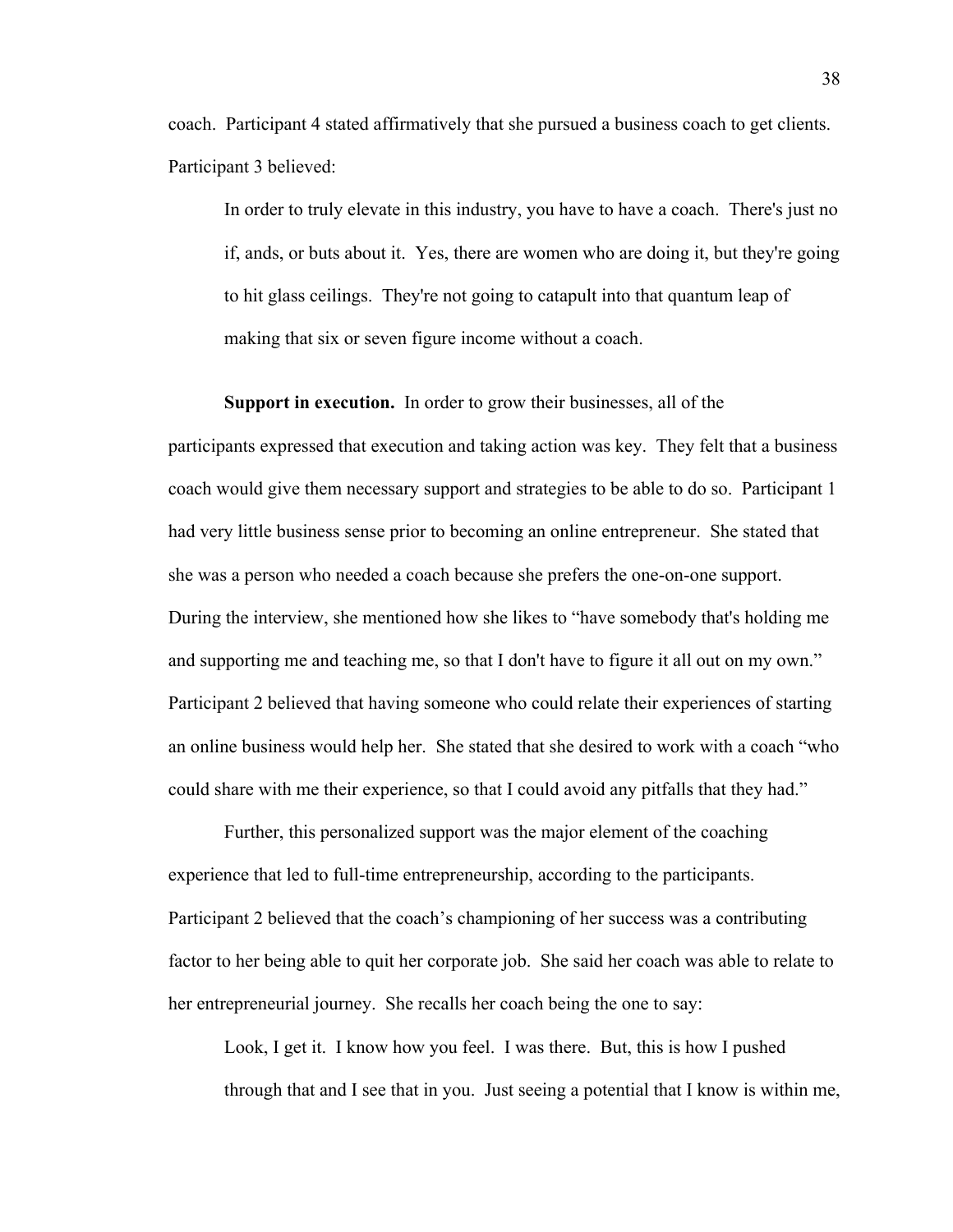coach. Participant 4 stated affirmatively that she pursued a business coach to get clients. Participant 3 believed:

> In order to truly elevate in this industry, you have to have a coach. There's just no if, ands, or buts about it. Yes, there are women who are doing it, but they're going to hit glass ceilings. They're not going to catapult into that quantum leap of making that six or seven figure income without a coach.

**Support in execution.** In order to grow their businesses, all of the participants expressed that execution and taking action was key. They felt that a business coach would give them necessary support and strategies to be able to do so. Participant 1 had very little business sense prior to becoming an online entrepreneur. She stated that she was a person who needed a coach because she prefers the one-on-one support. During the interview, she mentioned how she likes to "have somebody that's holding me and supporting me and teaching me, so that I don't have to figure it all out on my own." Participant 2 believed that having someone who could relate their experiences of starting an online business would help her. She stated that she desired to work with a coach "who could share with me their experience, so that I could avoid any pitfalls that they had."

Further, this personalized support was the major element of the coaching experience that led to full-time entrepreneurship, according to the participants. Participant 2 believed that the coach's championing of her success was a contributing factor to her being able to quit her corporate job. She said her coach was able to relate to her entrepreneurial journey. She recalls her coach being the one to say:

> Look, I get it. I know how you feel. I was there. But, this is how I pushed through that and I see that in you. Just seeing a potential that I know is within me,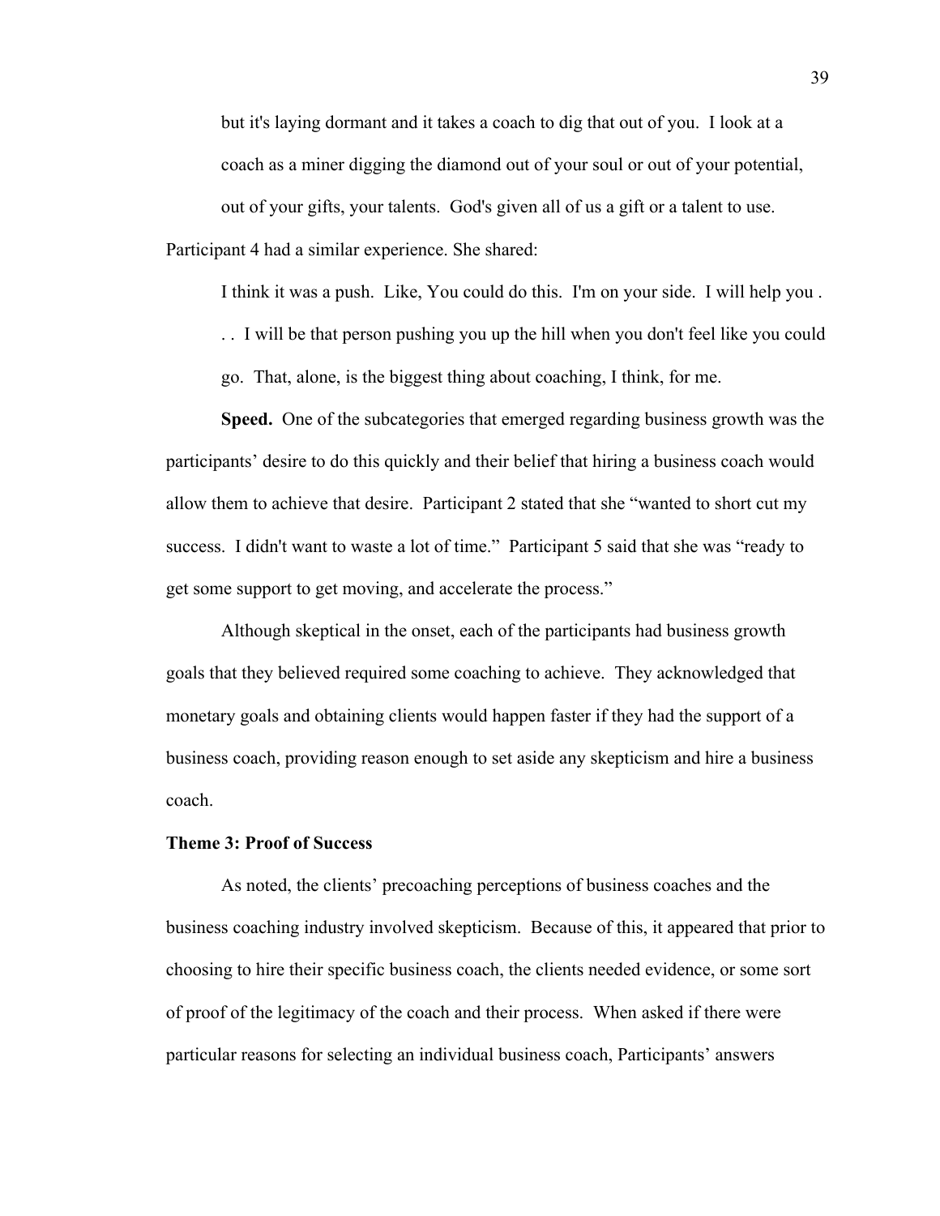> but it's laying dormant and it takes a coach to dig that out of you. I look at a coach as a miner digging the diamond out of your soul or out of your potential, out of your gifts, your talents. God's given all of us a gift or a talent to use.

Participant 4 had a similar experience. She shared:

> I think it was a push. Like, You could do this. I'm on your side. I will help you . . . I will be that person pushing you up the hill when you don't feel like you could go. That, alone, is the biggest thing about coaching, I think, for me.

**Speed.** One of the subcategories that emerged regarding business growth was the participants' desire to do this quickly and their belief that hiring a business coach would allow them to achieve that desire. Participant 2 stated that she "wanted to short cut my success. I didn't want to waste a lot of time." Participant 5 said that she was "ready to get some support to get moving, and accelerate the process."

Although skeptical in the onset, each of the participants had business growth goals that they believed required some coaching to achieve. They acknowledged that monetary goals and obtaining clients would happen faster if they had the support of a business coach, providing reason enough to set aside any skepticism and hire a business coach.

### Theme 3: Proof of Success

As noted, the clients' precoaching perceptions of business coaches and the business coaching industry involved skepticism. Because of this, it appeared that prior to choosing to hire their specific business coach, the clients needed evidence, or some sort of proof of the legitimacy of the coach and their process. When asked if there were particular reasons for selecting an individual business coach, Participants' answers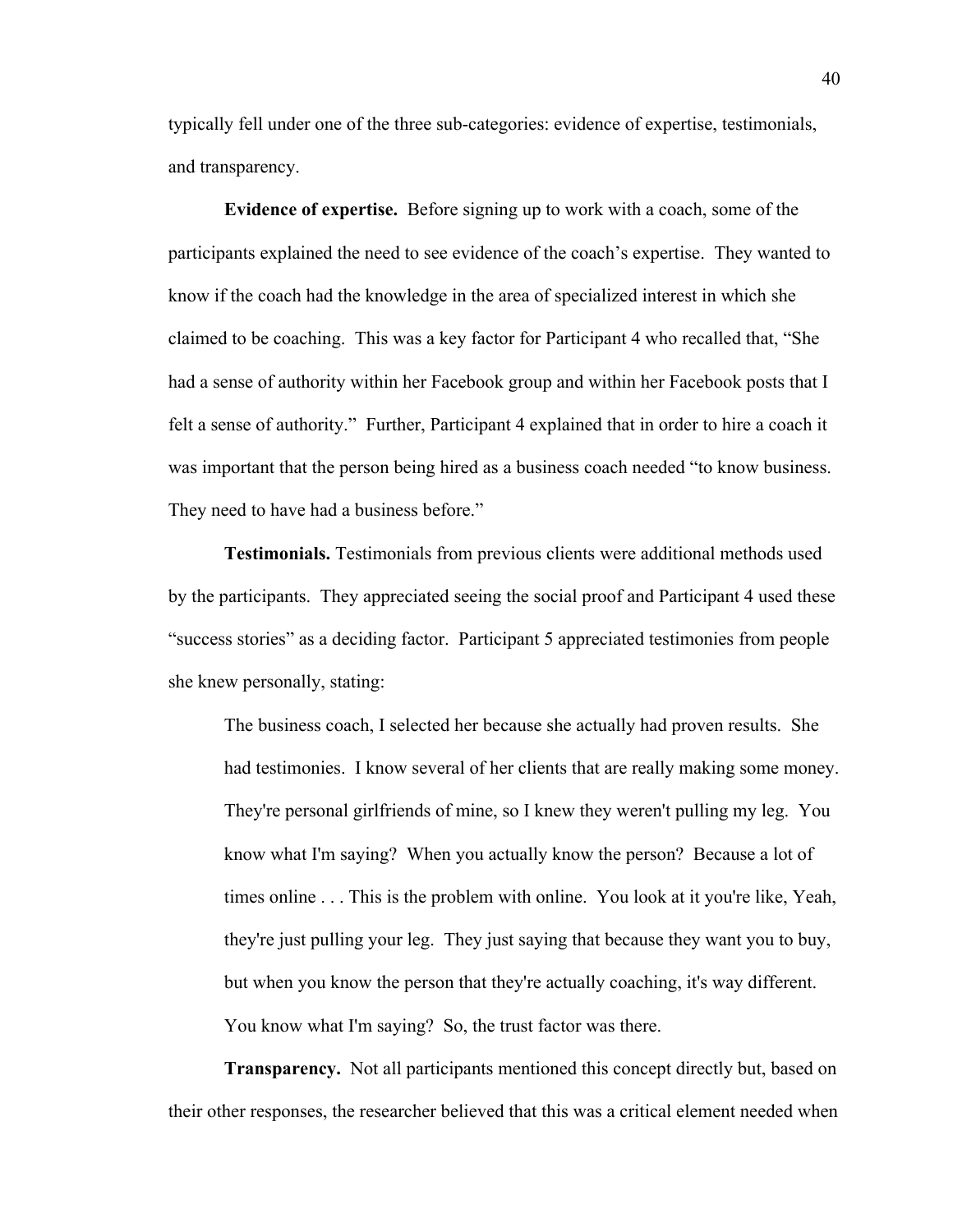typically fell under one of the three sub-categories: evidence of expertise, testimonials, and transparency.

**Evidence of expertise.** Before signing up to work with a coach, some of the participants explained the need to see evidence of the coach's expertise. They wanted to know if the coach had the knowledge in the area of specialized interest in which she claimed to be coaching. This was a key factor for Participant 4 who recalled that, "She had a sense of authority within her Facebook group and within her Facebook posts that I felt a sense of authority." Further, Participant 4 explained that in order to hire a coach it was important that the person being hired as a business coach needed "to know business. They need to have had a business before."

**Testimonials.** Testimonials from previous clients were additional methods used by the participants. They appreciated seeing the social proof and Participant 4 used these "success stories" as a deciding factor. Participant 5 appreciated testimonies from people she knew personally, stating:

> The business coach, I selected her because she actually had proven results. She had testimonies. I know several of her clients that are really making some money. They're personal girlfriends of mine, so I knew they weren't pulling my leg. You know what I'm saying? When you actually know the person? Because a lot of times online . . . This is the problem with online. You look at it you're like, Yeah, they're just pulling your leg. They just saying that because they want you to buy, but when you know the person that they're actually coaching, it's way different. You know what I'm saying? So, the trust factor was there.

**Transparency.** Not all participants mentioned this concept directly but, based on their other responses, the researcher believed that this was a critical element needed when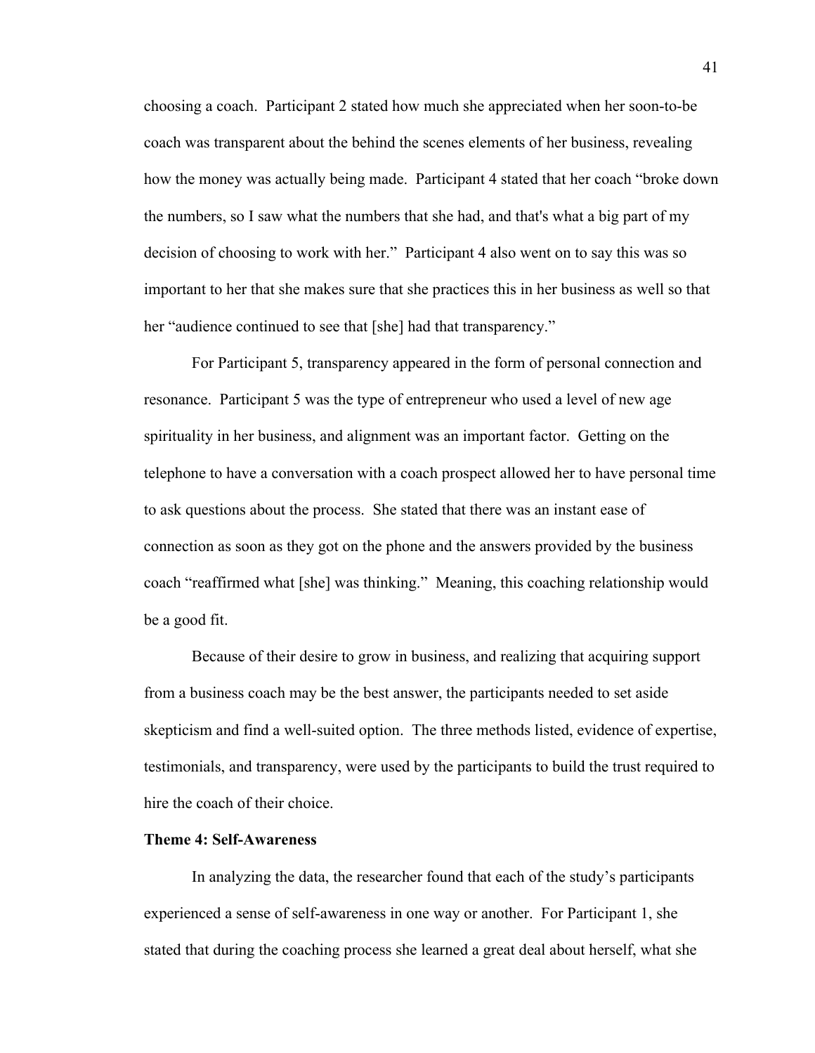choosing a coach. Participant 2 stated how much she appreciated when her soon-to-be coach was transparent about the behind the scenes elements of her business, revealing how the money was actually being made. Participant 4 stated that her coach "broke down the numbers, so I saw what the numbers that she had, and that's what a big part of my decision of choosing to work with her." Participant 4 also went on to say this was so important to her that she makes sure that she practices this in her business as well so that her "audience continued to see that [she] had that transparency."

For Participant 5, transparency appeared in the form of personal connection and resonance. Participant 5 was the type of entrepreneur who used a level of new age spirituality in her business, and alignment was an important factor. Getting on the telephone to have a conversation with a coach prospect allowed her to have personal time to ask questions about the process. She stated that there was an instant ease of connection as soon as they got on the phone and the answers provided by the business coach "reaffirmed what [she] was thinking." Meaning, this coaching relationship would be a good fit.

Because of their desire to grow in business, and realizing that acquiring support from a business coach may be the best answer, the participants needed to set aside skepticism and find a well-suited option. The three methods listed, evidence of expertise, testimonials, and transparency, were used by the participants to build the trust required to hire the coach of their choice.

**Theme 4: Self-Awareness**

In analyzing the data, the researcher found that each of the study's participants experienced a sense of self-awareness in one way or another. For Participant 1, she stated that during the coaching process she learned a great deal about herself, what she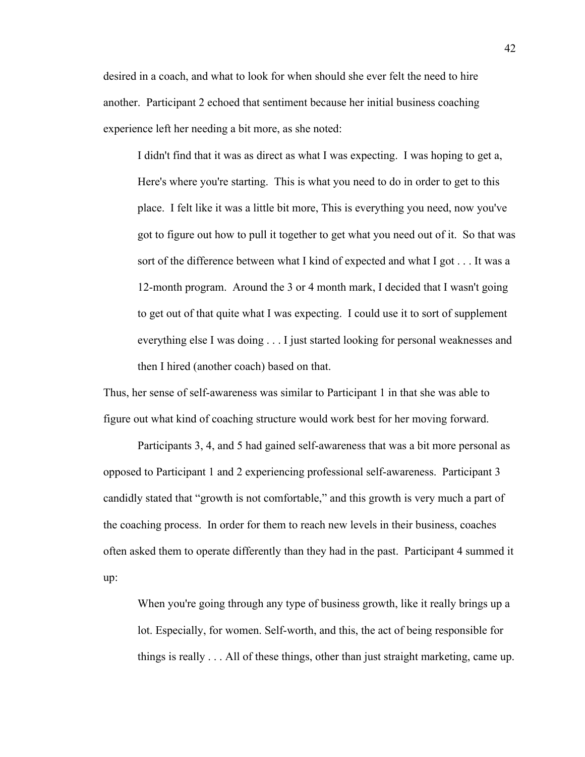desired in a coach, and what to look for when should she ever felt the need to hire another. Participant 2 echoed that sentiment because her initial business coaching experience left her needing a bit more, as she noted:

> I didn't find that it was as direct as what I was expecting. I was hoping to get a, Here's where you're starting. This is what you need to do in order to get to this place. I felt like it was a little bit more, This is everything you need, now you've got to figure out how to pull it together to get what you need out of it. So that was sort of the difference between what I kind of expected and what I got . . . It was a 12-month program. Around the 3 or 4 month mark, I decided that I wasn't going to get out of that quite what I was expecting. I could use it to sort of supplement everything else I was doing . . . I just started looking for personal weaknesses and then I hired (another coach) based on that.

Thus, her sense of self-awareness was similar to Participant 1 in that she was able to figure out what kind of coaching structure would work best for her moving forward.

Participants 3, 4, and 5 had gained self-awareness that was a bit more personal as opposed to Participant 1 and 2 experiencing professional self-awareness. Participant 3 candidly stated that "growth is not comfortable," and this growth is very much a part of the coaching process. In order for them to reach new levels in their business, coaches often asked them to operate differently than they had in the past. Participant 4 summed it up:

> When you're going through any type of business growth, like it really brings up a lot. Especially, for women. Self-worth, and this, the act of being responsible for things is really . . . All of these things, other than just straight marketing, came up.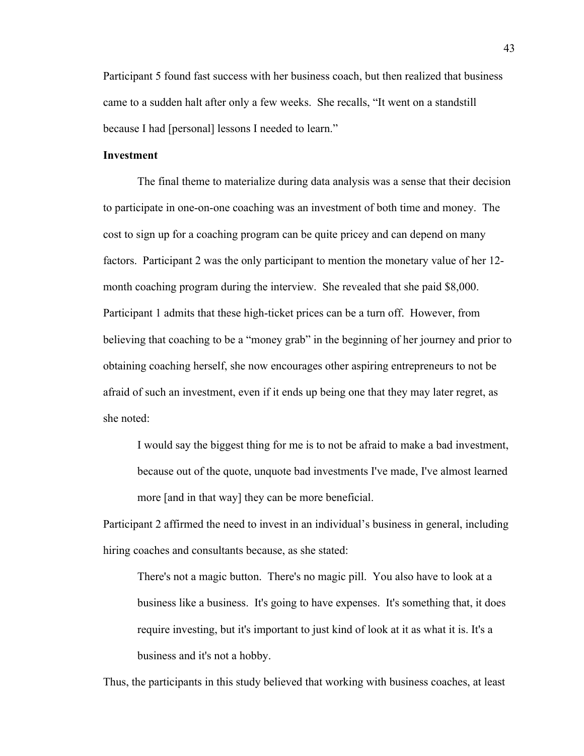Participant 5 found fast success with her business coach, but then realized that business came to a sudden halt after only a few weeks. She recalls, "It went on a standstill because I had [personal] lessons I needed to learn."

**Investment**

The final theme to materialize during data analysis was a sense that their decision to participate in one-on-one coaching was an investment of both time and money. The cost to sign up for a coaching program can be quite pricey and can depend on many factors. Participant 2 was the only participant to mention the monetary value of her 12-month coaching program during the interview. She revealed that she paid $8,000. Participant 1 admits that these high-ticket prices can be a turn off. However, from believing that coaching to be a "money grab" in the beginning of her journey and prior to obtaining coaching herself, she now encourages other aspiring entrepreneurs to not be afraid of such an investment, even if it ends up being one that they may later regret, as she noted:

> I would say the biggest thing for me is to not be afraid to make a bad investment, because out of the quote, unquote bad investments I've made, I've almost learned more [and in that way] they can be more beneficial.

Participant 2 affirmed the need to invest in an individual's business in general, including hiring coaches and consultants because, as she stated:

> There's not a magic button. There's no magic pill. You also have to look at a business like a business. It's going to have expenses. It's something that, it does require investing, but it's important to just kind of look at it as what it is. It's a business and it's not a hobby.

Thus, the participants in this study believed that working with business coaches, at least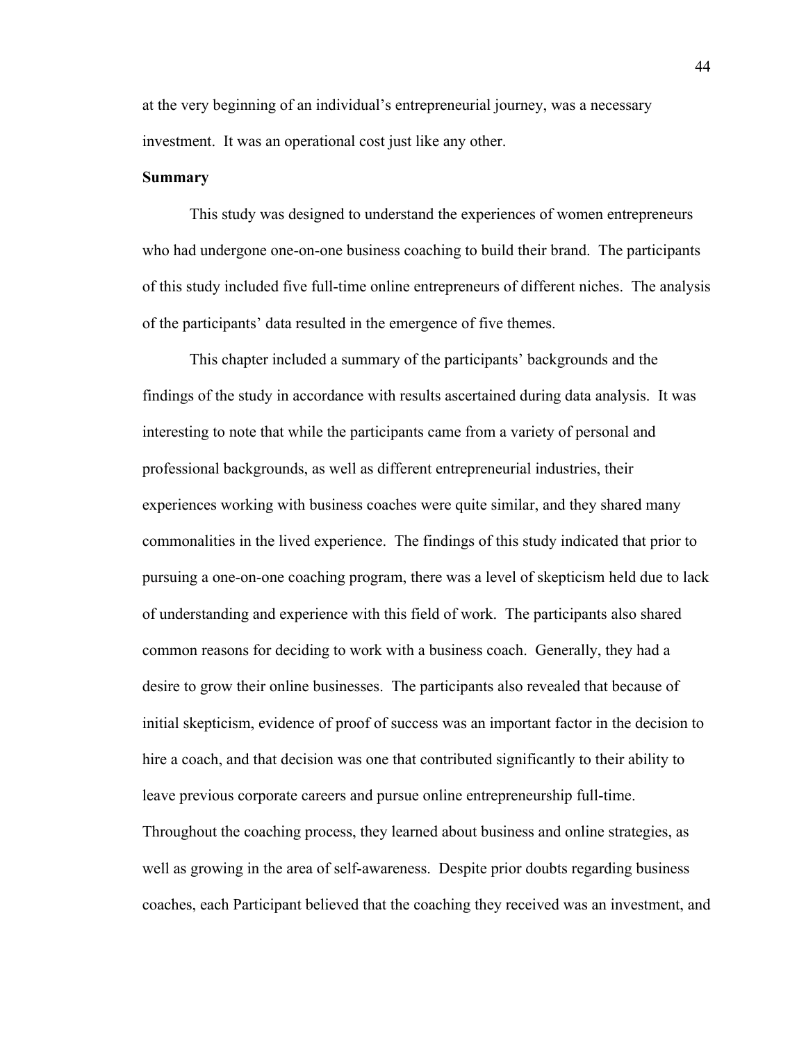at the very beginning of an individual's entrepreneurial journey, was a necessary investment. It was an operational cost just like any other.

## Summary

This study was designed to understand the experiences of women entrepreneurs who had undergone one-on-one business coaching to build their brand. The participants of this study included five full-time online entrepreneurs of different niches. The analysis of the participants' data resulted in the emergence of five themes.

This chapter included a summary of the participants' backgrounds and the findings of the study in accordance with results ascertained during data analysis. It was interesting to note that while the participants came from a variety of personal and professional backgrounds, as well as different entrepreneurial industries, their experiences working with business coaches were quite similar, and they shared many commonalities in the lived experience. The findings of this study indicated that prior to pursuing a one-on-one coaching program, there was a level of skepticism held due to lack of understanding and experience with this field of work. The participants also shared common reasons for deciding to work with a business coach. Generally, they had a desire to grow their online businesses. The participants also revealed that because of initial skepticism, evidence of proof of success was an important factor in the decision to hire a coach, and that decision was one that contributed significantly to their ability to leave previous corporate careers and pursue online entrepreneurship full-time. Throughout the coaching process, they learned about business and online strategies, as well as growing in the area of self-awareness. Despite prior doubts regarding business coaches, each Participant believed that the coaching they received was an investment, and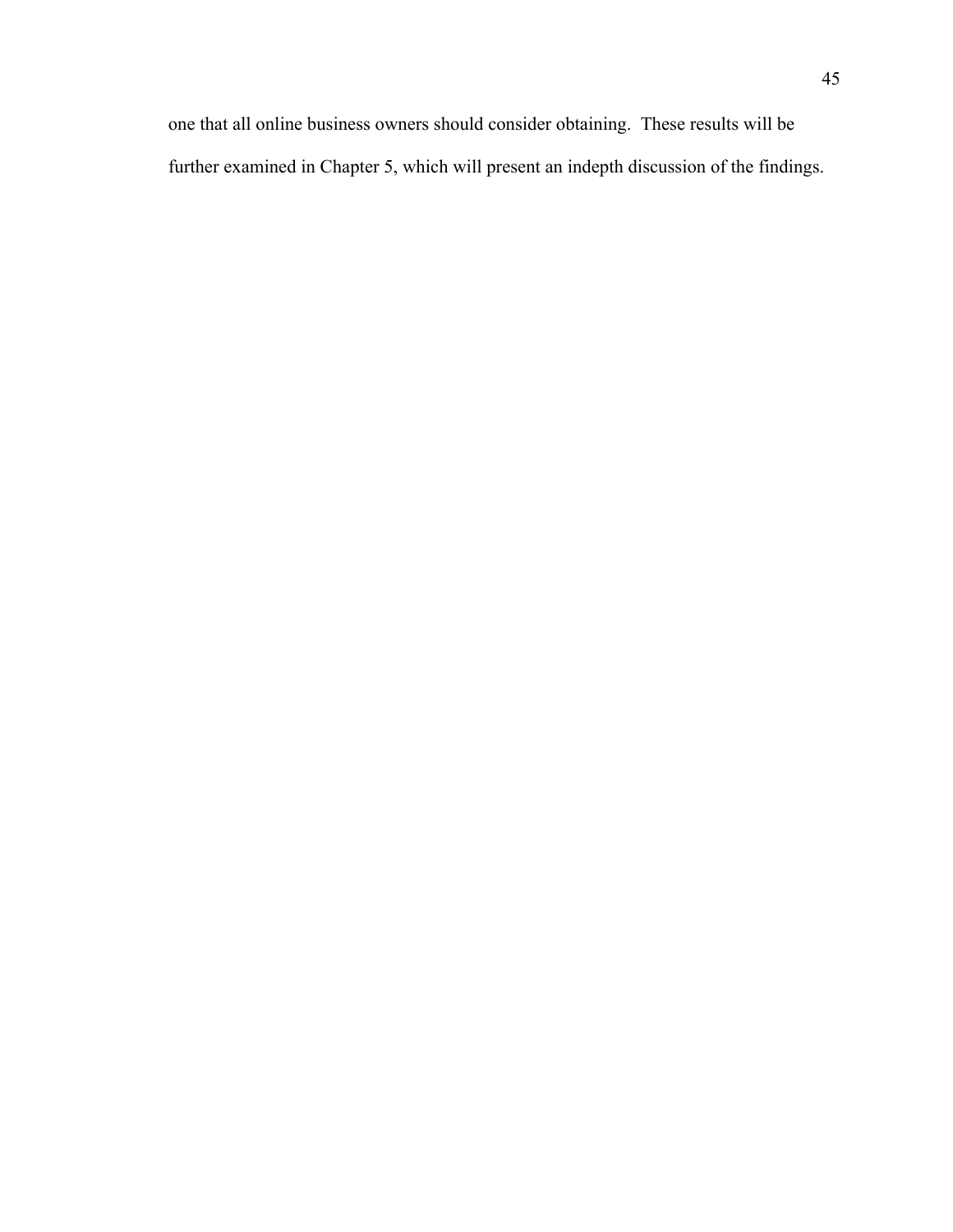one that all online business owners should consider obtaining. These results will be further examined in Chapter 5, which will present an indepth discussion of the findings.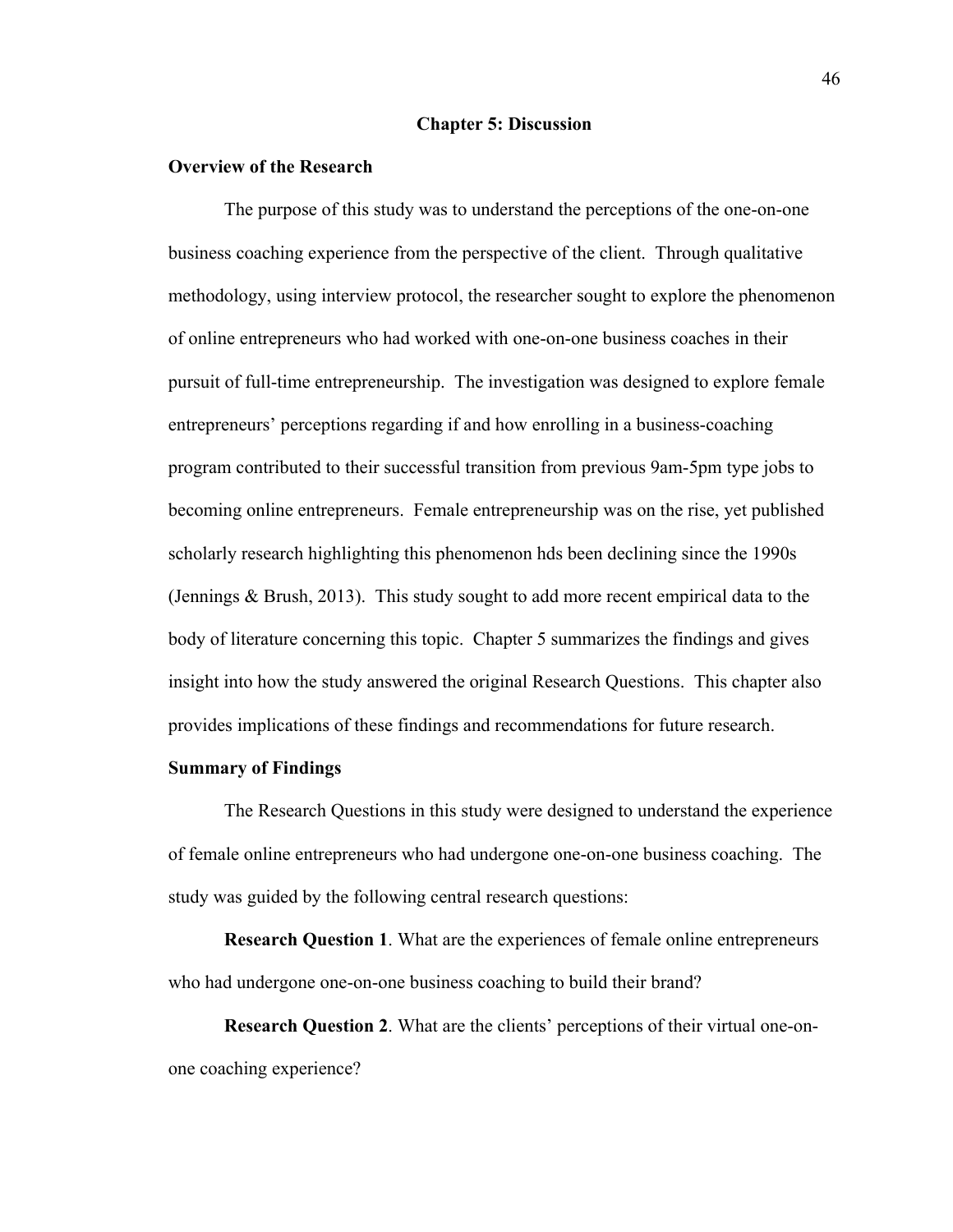# Chapter 5: Discussion

## Overview of the Research

The purpose of this study was to understand the perceptions of the one-on-one business coaching experience from the perspective of the client. Through qualitative methodology, using interview protocol, the researcher sought to explore the phenomenon of online entrepreneurs who had worked with one-on-one business coaches in their pursuit of full-time entrepreneurship. The investigation was designed to explore female entrepreneurs' perceptions regarding if and how enrolling in a business-coaching program contributed to their successful transition from previous 9am-5pm type jobs to becoming online entrepreneurs. Female entrepreneurship was on the rise, yet published scholarly research highlighting this phenomenon hds been declining since the 1990s (Jennings & Brush, 2013). This study sought to add more recent empirical data to the body of literature concerning this topic. Chapter 5 summarizes the findings and gives insight into how the study answered the original Research Questions. This chapter also provides implications of these findings and recommendations for future research.

## Summary of Findings

The Research Questions in this study were designed to understand the experience of female online entrepreneurs who had undergone one-on-one business coaching. The study was guided by the following central research questions:

**Research Question 1**. What are the experiences of female online entrepreneurs who had undergone one-on-one business coaching to build their brand?

**Research Question 2**. What are the clients' perceptions of their virtual one-on-one coaching experience?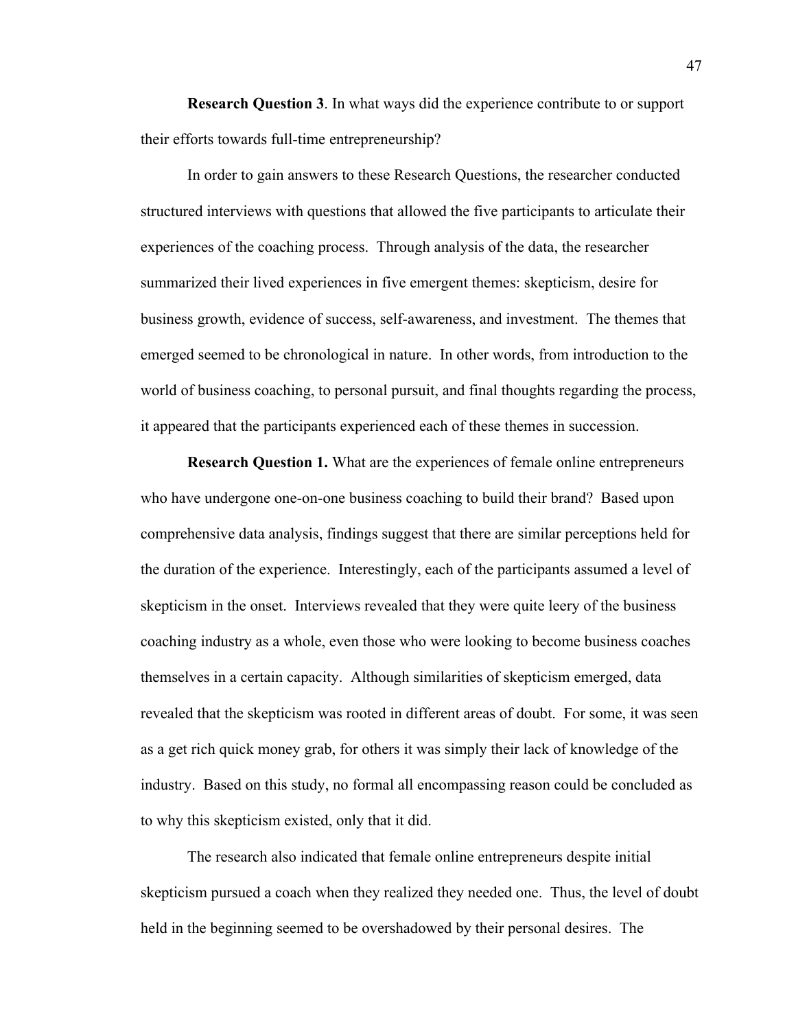**Research Question 3**. In what ways did the experience contribute to or support their efforts towards full-time entrepreneurship?

In order to gain answers to these Research Questions, the researcher conducted structured interviews with questions that allowed the five participants to articulate their experiences of the coaching process. Through analysis of the data, the researcher summarized their lived experiences in five emergent themes: skepticism, desire for business growth, evidence of success, self-awareness, and investment. The themes that emerged seemed to be chronological in nature. In other words, from introduction to the world of business coaching, to personal pursuit, and final thoughts regarding the process, it appeared that the participants experienced each of these themes in succession.

**Research Question 1.** What are the experiences of female online entrepreneurs who have undergone one-on-one business coaching to build their brand? Based upon comprehensive data analysis, findings suggest that there are similar perceptions held for the duration of the experience. Interestingly, each of the participants assumed a level of skepticism in the onset. Interviews revealed that they were quite leery of the business coaching industry as a whole, even those who were looking to become business coaches themselves in a certain capacity. Although similarities of skepticism emerged, data revealed that the skepticism was rooted in different areas of doubt. For some, it was seen as a get rich quick money grab, for others it was simply their lack of knowledge of the industry. Based on this study, no formal all encompassing reason could be concluded as to why this skepticism existed, only that it did.

The research also indicated that female online entrepreneurs despite initial skepticism pursued a coach when they realized they needed one. Thus, the level of doubt held in the beginning seemed to be overshadowed by their personal desires. The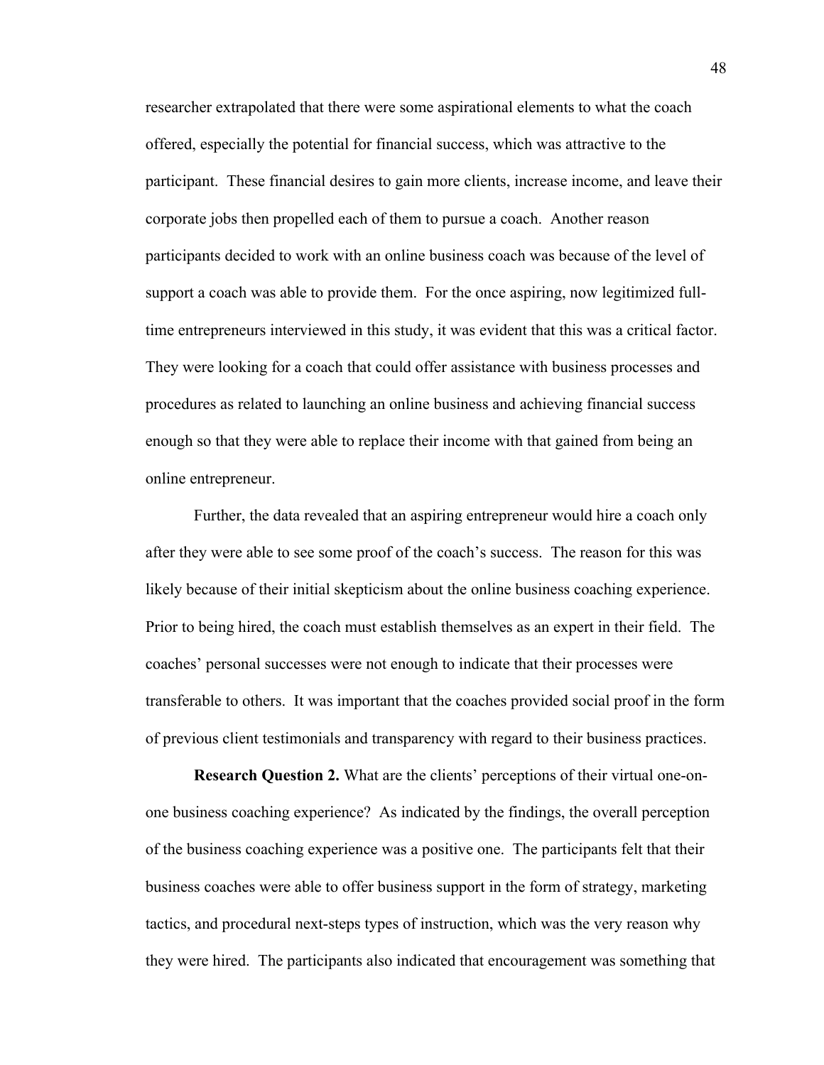researcher extrapolated that there were some aspirational elements to what the coach offered, especially the potential for financial success, which was attractive to the participant. These financial desires to gain more clients, increase income, and leave their corporate jobs then propelled each of them to pursue a coach. Another reason participants decided to work with an online business coach was because of the level of support a coach was able to provide them. For the once aspiring, now legitimized full-time entrepreneurs interviewed in this study, it was evident that this was a critical factor. They were looking for a coach that could offer assistance with business processes and procedures as related to launching an online business and achieving financial success enough so that they were able to replace their income with that gained from being an online entrepreneur.

Further, the data revealed that an aspiring entrepreneur would hire a coach only after they were able to see some proof of the coach's success. The reason for this was likely because of their initial skepticism about the online business coaching experience. Prior to being hired, the coach must establish themselves as an expert in their field. The coaches' personal successes were not enough to indicate that their processes were transferable to others. It was important that the coaches provided social proof in the form of previous client testimonials and transparency with regard to their business practices.

**Research Question 2.** What are the clients' perceptions of their virtual one-on-one business coaching experience? As indicated by the findings, the overall perception of the business coaching experience was a positive one. The participants felt that their business coaches were able to offer business support in the form of strategy, marketing tactics, and procedural next-steps types of instruction, which was the very reason why they were hired. The participants also indicated that encouragement was something that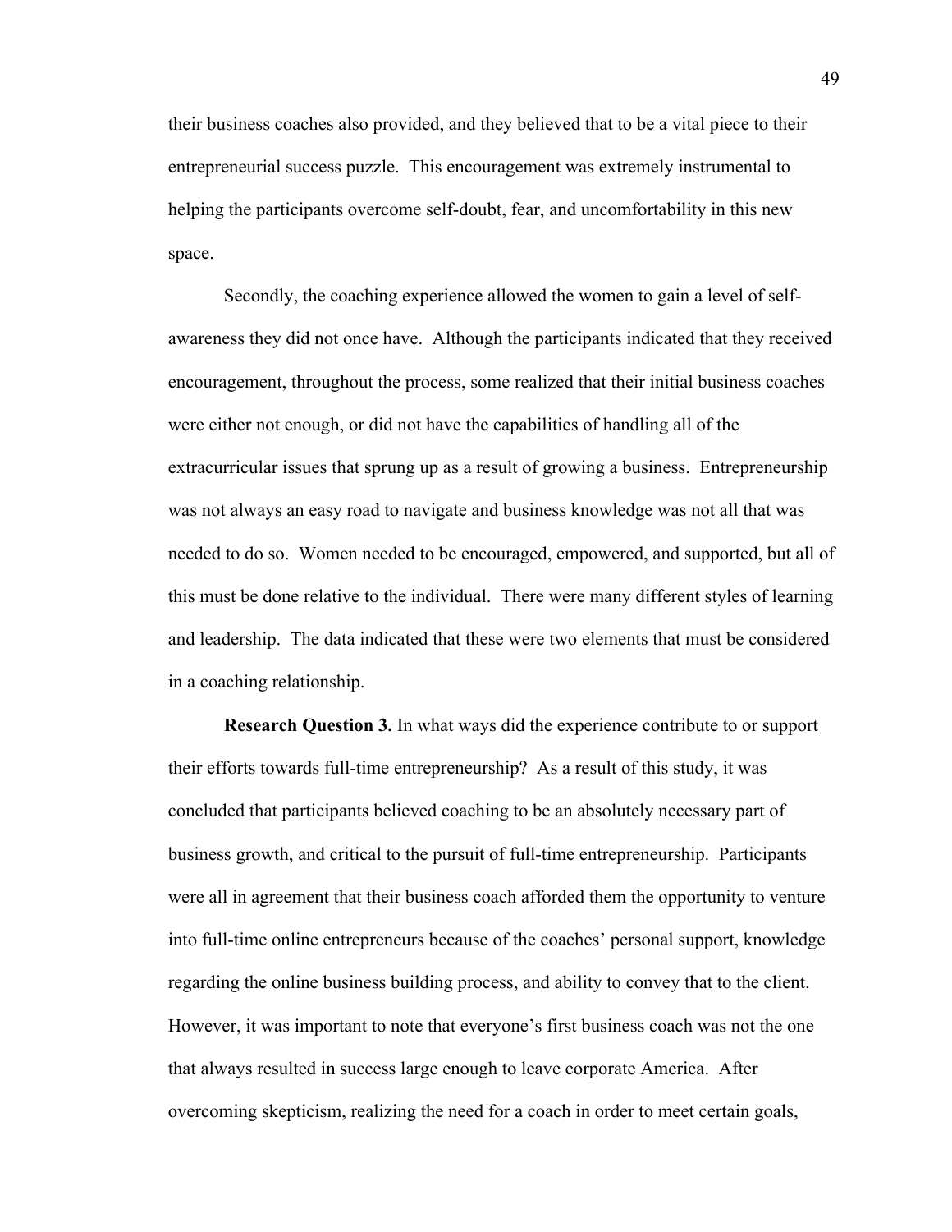their business coaches also provided, and they believed that to be a vital piece to their entrepreneurial success puzzle. This encouragement was extremely instrumental to helping the participants overcome self-doubt, fear, and uncomfortability in this new space.

Secondly, the coaching experience allowed the women to gain a level of self-awareness they did not once have. Although the participants indicated that they received encouragement, throughout the process, some realized that their initial business coaches were either not enough, or did not have the capabilities of handling all of the extracurricular issues that sprung up as a result of growing a business. Entrepreneurship was not always an easy road to navigate and business knowledge was not all that was needed to do so. Women needed to be encouraged, empowered, and supported, but all of this must be done relative to the individual. There were many different styles of learning and leadership. The data indicated that these were two elements that must be considered in a coaching relationship.

**Research Question 3.** In what ways did the experience contribute to or support their efforts towards full-time entrepreneurship? As a result of this study, it was concluded that participants believed coaching to be an absolutely necessary part of business growth, and critical to the pursuit of full-time entrepreneurship. Participants were all in agreement that their business coach afforded them the opportunity to venture into full-time online entrepreneurs because of the coaches' personal support, knowledge regarding the online business building process, and ability to convey that to the client. However, it was important to note that everyone's first business coach was not the one that always resulted in success large enough to leave corporate America. After overcoming skepticism, realizing the need for a coach in order to meet certain goals,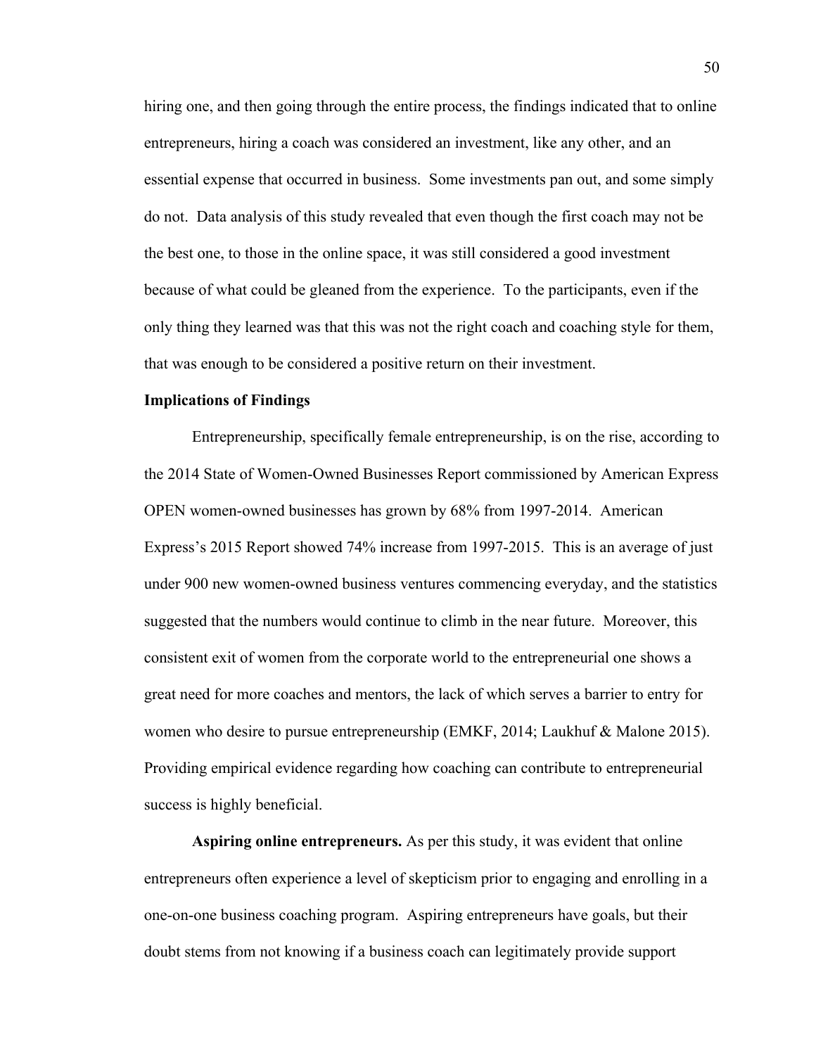hiring one, and then going through the entire process, the findings indicated that to online entrepreneurs, hiring a coach was considered an investment, like any other, and an essential expense that occurred in business. Some investments pan out, and some simply do not. Data analysis of this study revealed that even though the first coach may not be the best one, to those in the online space, it was still considered a good investment because of what could be gleaned from the experience. To the participants, even if the only thing they learned was that this was not the right coach and coaching style for them, that was enough to be considered a positive return on their investment.

## Implications of Findings

Entrepreneurship, specifically female entrepreneurship, is on the rise, according to the 2014 State of Women-Owned Businesses Report commissioned by American Express OPEN women-owned businesses has grown by 68% from 1997-2014. American Express's 2015 Report showed 74% increase from 1997-2015. This is an average of just under 900 new women-owned business ventures commencing everyday, and the statistics suggested that the numbers would continue to climb in the near future. Moreover, this consistent exit of women from the corporate world to the entrepreneurial one shows a great need for more coaches and mentors, the lack of which serves a barrier to entry for women who desire to pursue entrepreneurship (EMKF, 2014; Laukhuf & Malone 2015). Providing empirical evidence regarding how coaching can contribute to entrepreneurial success is highly beneficial.

**Aspiring online entrepreneurs.** As per this study, it was evident that online entrepreneurs often experience a level of skepticism prior to engaging and enrolling in a one-on-one business coaching program. Aspiring entrepreneurs have goals, but their doubt stems from not knowing if a business coach can legitimately provide support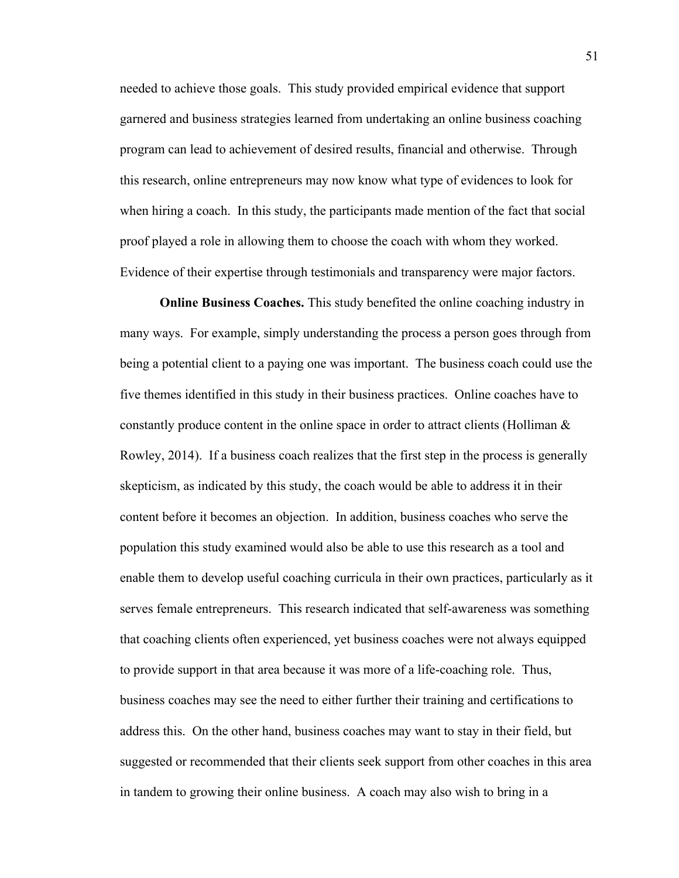needed to achieve those goals. This study provided empirical evidence that support garnered and business strategies learned from undertaking an online business coaching program can lead to achievement of desired results, financial and otherwise. Through this research, online entrepreneurs may now know what type of evidences to look for when hiring a coach. In this study, the participants made mention of the fact that social proof played a role in allowing them to choose the coach with whom they worked. Evidence of their expertise through testimonials and transparency were major factors.

**Online Business Coaches.** This study benefited the online coaching industry in many ways. For example, simply understanding the process a person goes through from being a potential client to a paying one was important. The business coach could use the five themes identified in this study in their business practices. Online coaches have to constantly produce content in the online space in order to attract clients (Holliman & Rowley, 2014). If a business coach realizes that the first step in the process is generally skepticism, as indicated by this study, the coach would be able to address it in their content before it becomes an objection. In addition, business coaches who serve the population this study examined would also be able to use this research as a tool and enable them to develop useful coaching curricula in their own practices, particularly as it serves female entrepreneurs. This research indicated that self-awareness was something that coaching clients often experienced, yet business coaches were not always equipped to provide support in that area because it was more of a life-coaching role. Thus, business coaches may see the need to either further their training and certifications to address this. On the other hand, business coaches may want to stay in their field, but suggested or recommended that their clients seek support from other coaches in this area in tandem to growing their online business. A coach may also wish to bring in a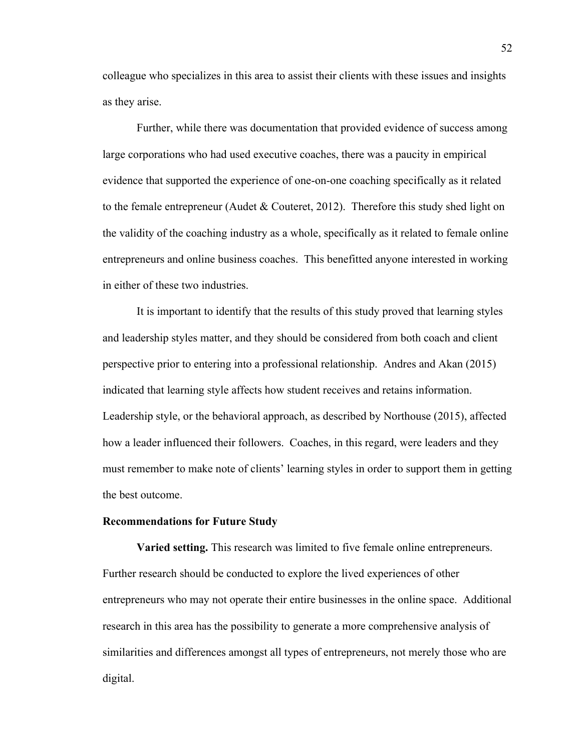colleague who specializes in this area to assist their clients with these issues and insights as they arise.

Further, while there was documentation that provided evidence of success among large corporations who had used executive coaches, there was a paucity in empirical evidence that supported the experience of one-on-one coaching specifically as it related to the female entrepreneur (Audet & Couteret, 2012). Therefore this study shed light on the validity of the coaching industry as a whole, specifically as it related to female online entrepreneurs and online business coaches. This benefitted anyone interested in working in either of these two industries.

It is important to identify that the results of this study proved that learning styles and leadership styles matter, and they should be considered from both coach and client perspective prior to entering into a professional relationship. Andres and Akan (2015) indicated that learning style affects how student receives and retains information. Leadership style, or the behavioral approach, as described by Northouse (2015), affected how a leader influenced their followers. Coaches, in this regard, were leaders and they must remember to make note of clients' learning styles in order to support them in getting the best outcome.

## Recommendations for Future Study

**Varied setting.** This research was limited to five female online entrepreneurs. Further research should be conducted to explore the lived experiences of other entrepreneurs who may not operate their entire businesses in the online space. Additional research in this area has the possibility to generate a more comprehensive analysis of similarities and differences amongst all types of entrepreneurs, not merely those who are digital.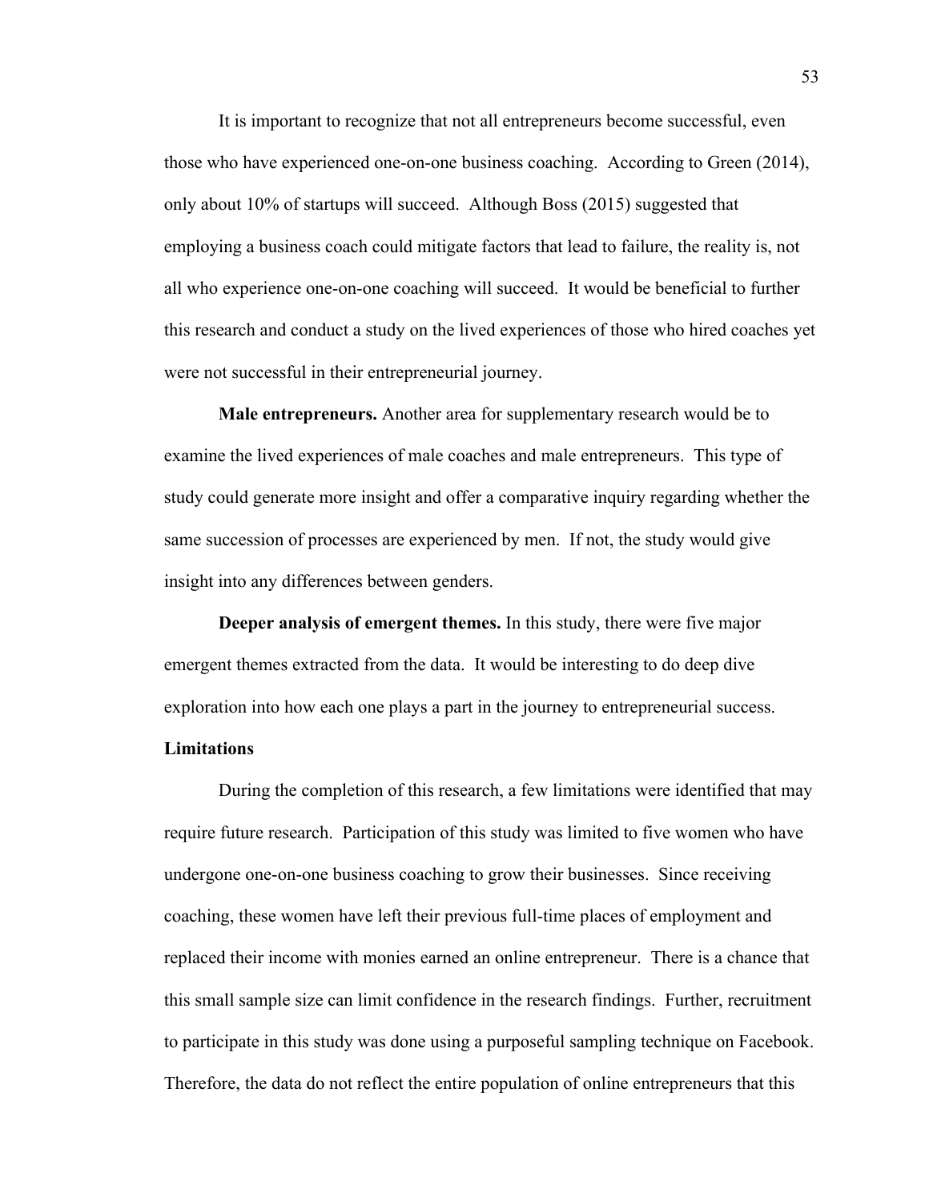It is important to recognize that not all entrepreneurs become successful, even those who have experienced one-on-one business coaching. According to Green (2014), only about 10% of startups will succeed. Although Boss (2015) suggested that employing a business coach could mitigate factors that lead to failure, the reality is, not all who experience one-on-one coaching will succeed. It would be beneficial to further this research and conduct a study on the lived experiences of those who hired coaches yet were not successful in their entrepreneurial journey.

**Male entrepreneurs.** Another area for supplementary research would be to examine the lived experiences of male coaches and male entrepreneurs. This type of study could generate more insight and offer a comparative inquiry regarding whether the same succession of processes are experienced by men. If not, the study would give insight into any differences between genders.

**Deeper analysis of emergent themes.** In this study, there were five major emergent themes extracted from the data. It would be interesting to do deep dive exploration into how each one plays a part in the journey to entrepreneurial success.

**Limitations**

During the completion of this research, a few limitations were identified that may require future research. Participation of this study was limited to five women who have undergone one-on-one business coaching to grow their businesses. Since receiving coaching, these women have left their previous full-time places of employment and replaced their income with monies earned an online entrepreneur. There is a chance that this small sample size can limit confidence in the research findings. Further, recruitment to participate in this study was done using a purposeful sampling technique on Facebook. Therefore, the data do not reflect the entire population of online entrepreneurs that this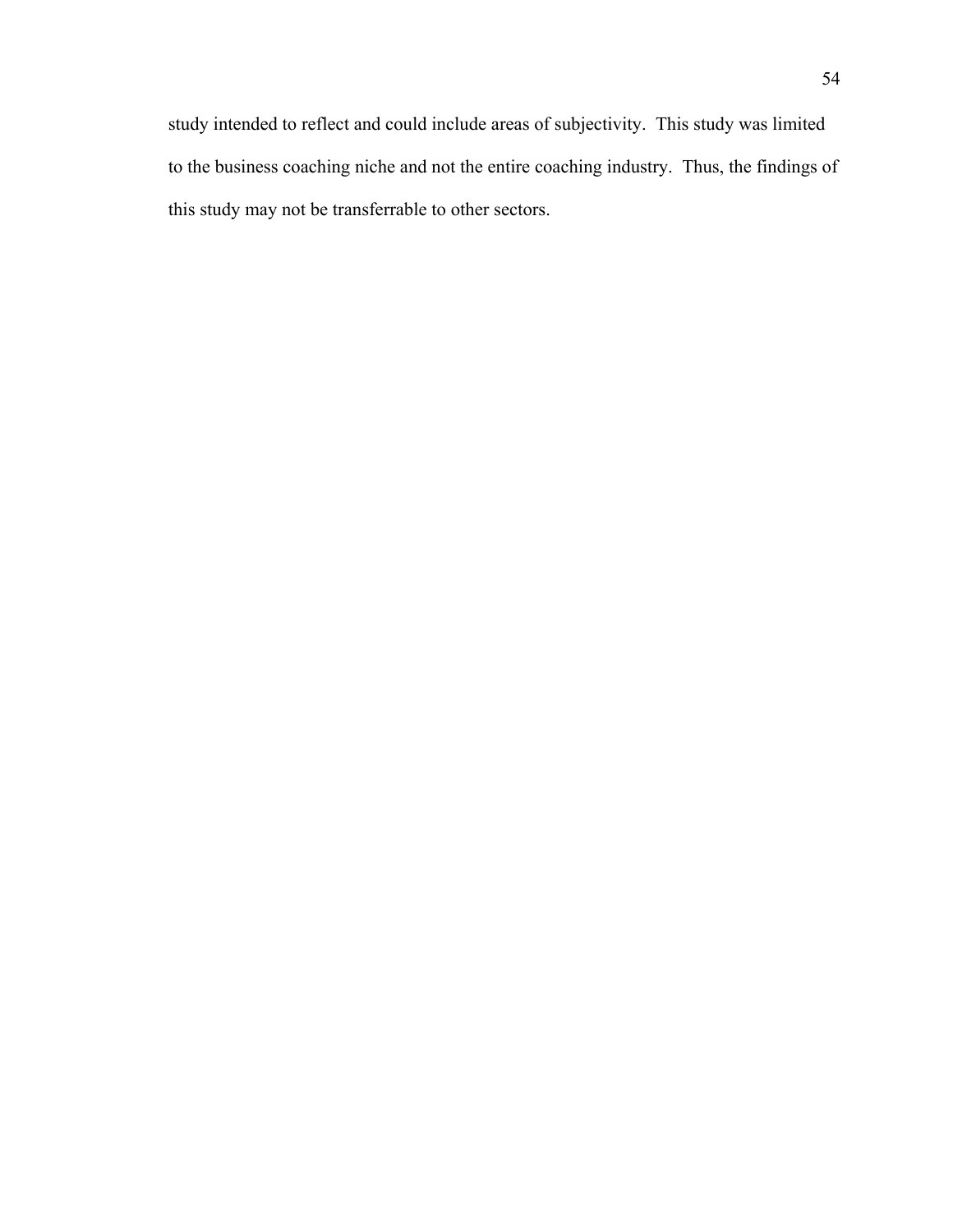study intended to reflect and could include areas of subjectivity. This study was limited to the business coaching niche and not the entire coaching industry. Thus, the findings of this study may not be transferrable to other sectors.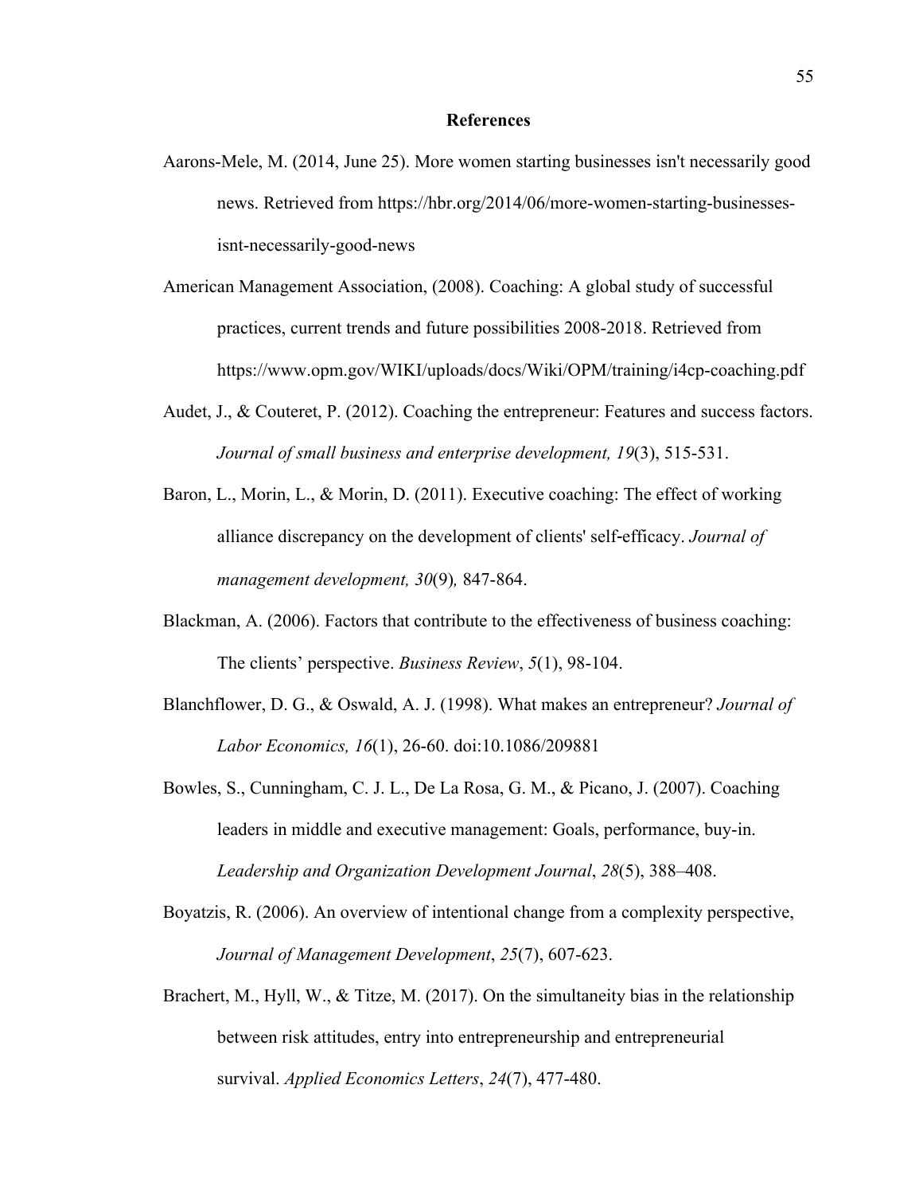# References

Aarons-Mele, M. (2014, June 25). More women starting businesses isn't necessarily good news. Retrieved from https://hbr.org/2014/06/more-women-starting-businesses-isnt-necessarily-good-news

American Management Association, (2008). Coaching: A global study of successful practices, current trends and future possibilities 2008-2018. Retrieved from https://www.opm.gov/WIKI/uploads/docs/Wiki/OPM/training/i4cp-coaching.pdf

Audet, J., & Couteret, P. (2012). Coaching the entrepreneur: Features and success factors. *Journal of small business and enterprise development, 19*(3), 515-531.

Baron, L., Morin, L., & Morin, D. (2011). Executive coaching: The effect of working alliance discrepancy on the development of clients' self-efficacy. *Journal of management development, 30*(9)*,* 847-864.

Blackman, A. (2006). Factors that contribute to the effectiveness of business coaching: The clients' perspective. *Business Review*, *5*(1), 98-104.

Blanchflower, D. G., & Oswald, A. J. (1998). What makes an entrepreneur? *Journal of Labor Economics, 16*(1), 26-60. doi:10.1086/209881

Bowles, S., Cunningham, C. J. L., De La Rosa, G. M., & Picano, J. (2007). Coaching leaders in middle and executive management: Goals, performance, buy-in. *Leadership and Organization Development Journal*, *28*(5), 388–408.

Boyatzis, R. (2006). An overview of intentional change from a complexity perspective, *Journal of Management Development*, *25*(7), 607-623.

Brachert, M., Hyll, W., & Titze, M. (2017). On the simultaneity bias in the relationship between risk attitudes, entry into entrepreneurship and entrepreneurial survival. *Applied Economics Letters*, *24*(7), 477-480.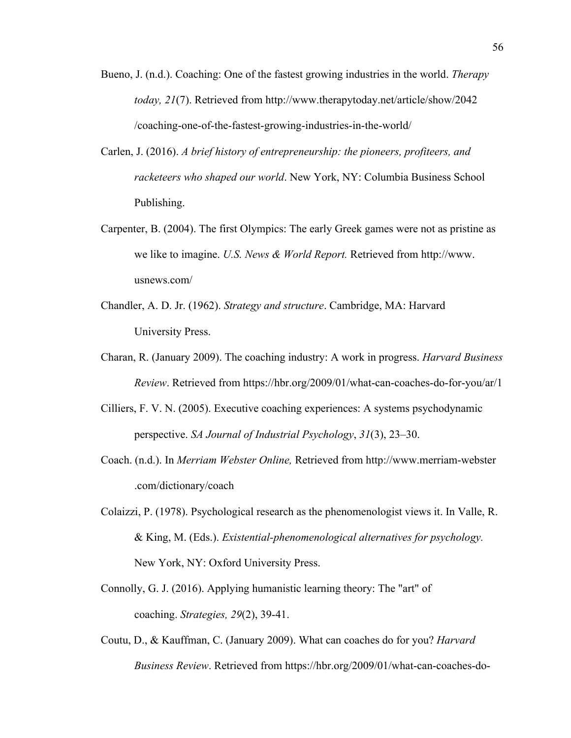Bueno, J. (n.d.). Coaching: One of the fastest growing industries in the world. *Therapy today, 21*(7). Retrieved from http://www.therapytoday.net/article/show/2042 /coaching-one-of-the-fastest-growing-industries-in-the-world/

Carlen, J. (2016). *A brief history of entrepreneurship: the pioneers, profiteers, and racketeers who shaped our world*. New York, NY: Columbia Business School Publishing.

Carpenter, B. (2004). The first Olympics: The early Greek games were not as pristine as we like to imagine. *U.S. News & World Report.* Retrieved from http://www. usnews.com/

Chandler, A. D. Jr. (1962). *Strategy and structure*. Cambridge, MA: Harvard University Press.

Charan, R. (January 2009). The coaching industry: A work in progress. *Harvard Business Review*. Retrieved from https://hbr.org/2009/01/what-can-coaches-do-for-you/ar/1

Cilliers, F. V. N. (2005). Executive coaching experiences: A systems psychodynamic perspective. *SA Journal of Industrial Psychology*, *31*(3), 23–30.

Coach. (n.d.). In *Merriam Webster Online,* Retrieved from http://www.merriam-webster .com/dictionary/coach

Colaizzi, P. (1978). Psychological research as the phenomenologist views it. In Valle, R. & King, M. (Eds.). *Existential-phenomenological alternatives for psychology.* New York, NY: Oxford University Press.

Connolly, G. J. (2016). Applying humanistic learning theory: The "art" of coaching. *Strategies, 29*(2), 39-41.

Coutu, D., & Kauffman, C. (January 2009). What can coaches do for you? *Harvard Business Review*. Retrieved from https://hbr.org/2009/01/what-can-coaches-do-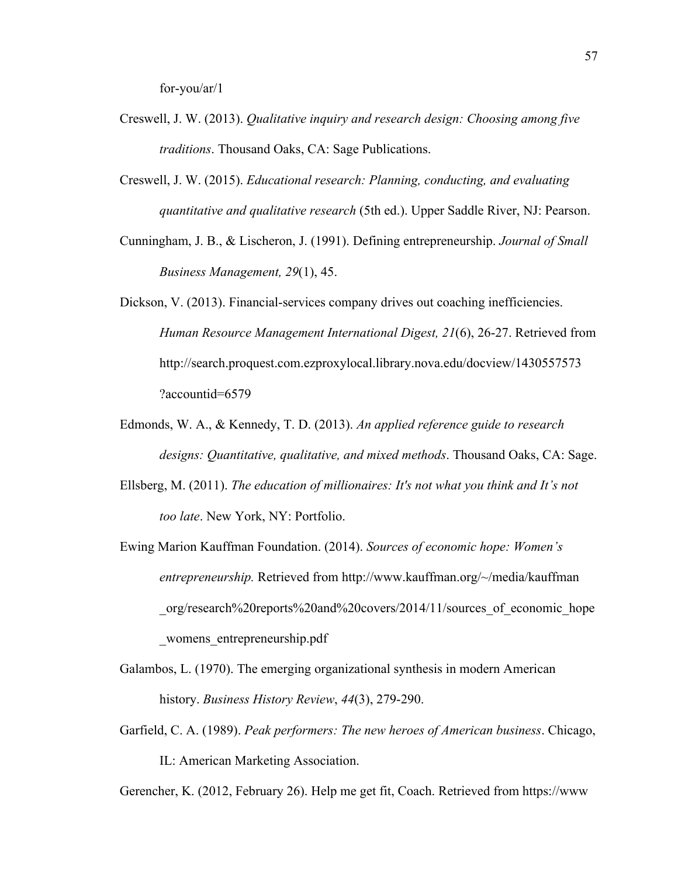for-you/ar/1

Creswell, J. W. (2013). *Qualitative inquiry and research design: Choosing among five traditions*. Thousand Oaks, CA: Sage Publications.

Creswell, J. W. (2015). *Educational research: Planning, conducting, and evaluating quantitative and qualitative research* (5th ed.). Upper Saddle River, NJ: Pearson.

Cunningham, J. B., & Lischeron, J. (1991). Defining entrepreneurship. *Journal of Small Business Management, 29*(1), 45.

Dickson, V. (2013). Financial-services company drives out coaching inefficiencies. *Human Resource Management International Digest, 21*(6), 26-27. Retrieved from http://search.proquest.com.ezproxylocal.library.nova.edu/docview/1430557573?accountid=6579

Edmonds, W. A., & Kennedy, T. D. (2013). *An applied reference guide to research designs: Quantitative, qualitative, and mixed methods*. Thousand Oaks, CA: Sage.

Ellsberg, M. (2011). *The education of millionaires: It's not what you think and It's not too late*. New York, NY: Portfolio.

Ewing Marion Kauffman Foundation. (2014). *Sources of economic hope: Women's entrepreneurship.* Retrieved from http://www.kauffman.org/~/media/kauffman_org/research%20reports%20and%20covers/2014/11/sources_of_economic_hope_womens_entrepreneurship.pdf

Galambos, L. (1970). The emerging organizational synthesis in modern American history. *Business History Review*, *44*(3), 279-290.

Garfield, C. A. (1989). *Peak performers: The new heroes of American business*. Chicago, IL: American Marketing Association.

Gerencher, K. (2012, February 26). Help me get fit, Coach. Retrieved from https://www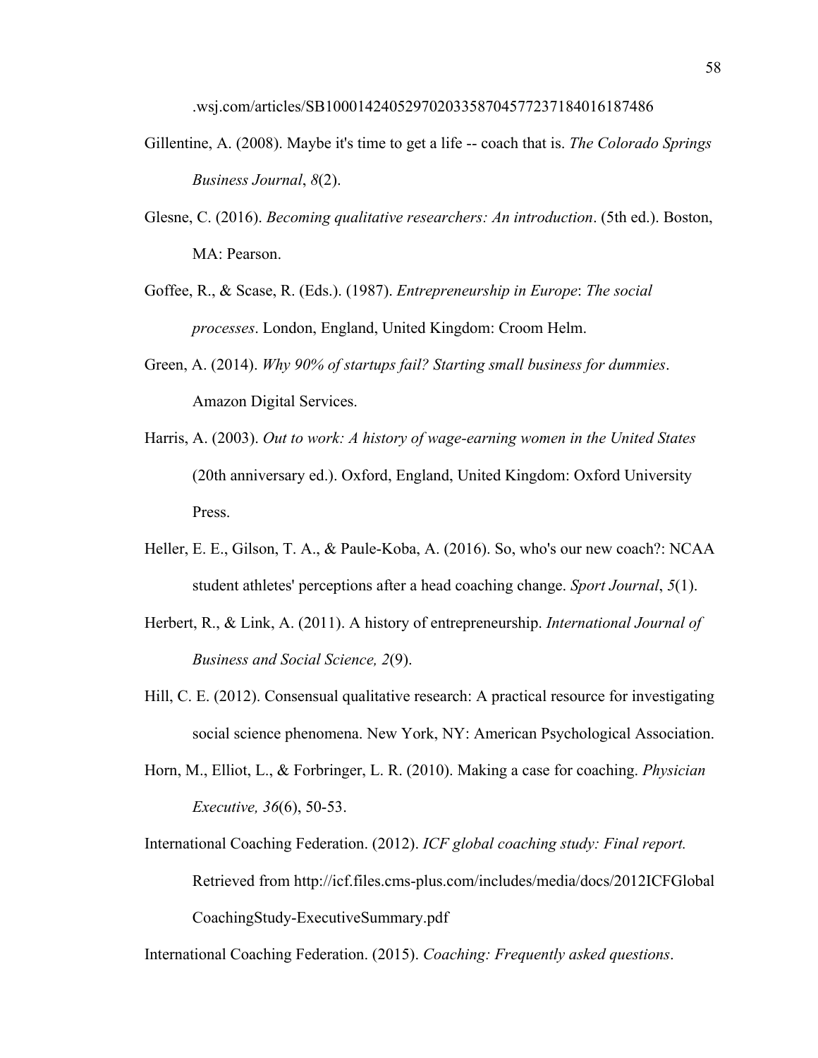.wsj.com/articles/SB10001424052970203358704577237184016187486

Gillentine, A. (2008). Maybe it's time to get a life -- coach that is. *The Colorado Springs Business Journal*, *8*(2).

Glesne, C. (2016). *Becoming qualitative researchers: An introduction*. (5th ed.). Boston, MA: Pearson.

Goffee, R., & Scase, R. (Eds.). (1987). *Entrepreneurship in Europe*: *The social processes*. London, England, United Kingdom: Croom Helm.

Green, A. (2014). *Why 90% of startups fail? Starting small business for dummies*. Amazon Digital Services.

Harris, A. (2003). *Out to work: A history of wage-earning women in the United States* (20th anniversary ed.). Oxford, England, United Kingdom: Oxford University Press.

Heller, E. E., Gilson, T. A., & Paule-Koba, A. (2016). So, who's our new coach?: NCAA student athletes' perceptions after a head coaching change. *Sport Journal*, *5*(1).

Herbert, R., & Link, A. (2011). A history of entrepreneurship. *International Journal of Business and Social Science, 2*(9).

Hill, C. E. (2012). Consensual qualitative research: A practical resource for investigating social science phenomena. New York, NY: American Psychological Association.

Horn, M., Elliot, L., & Forbringer, L. R. (2010). Making a case for coaching. *Physician Executive, 36*(6), 50-53.

International Coaching Federation. (2012). *ICF global coaching study: Final report.* Retrieved from http://icf.files.cms-plus.com/includes/media/docs/2012ICFGlobalCoachingStudy-ExecutiveSummary.pdf

International Coaching Federation. (2015). *Coaching: Frequently asked questions*.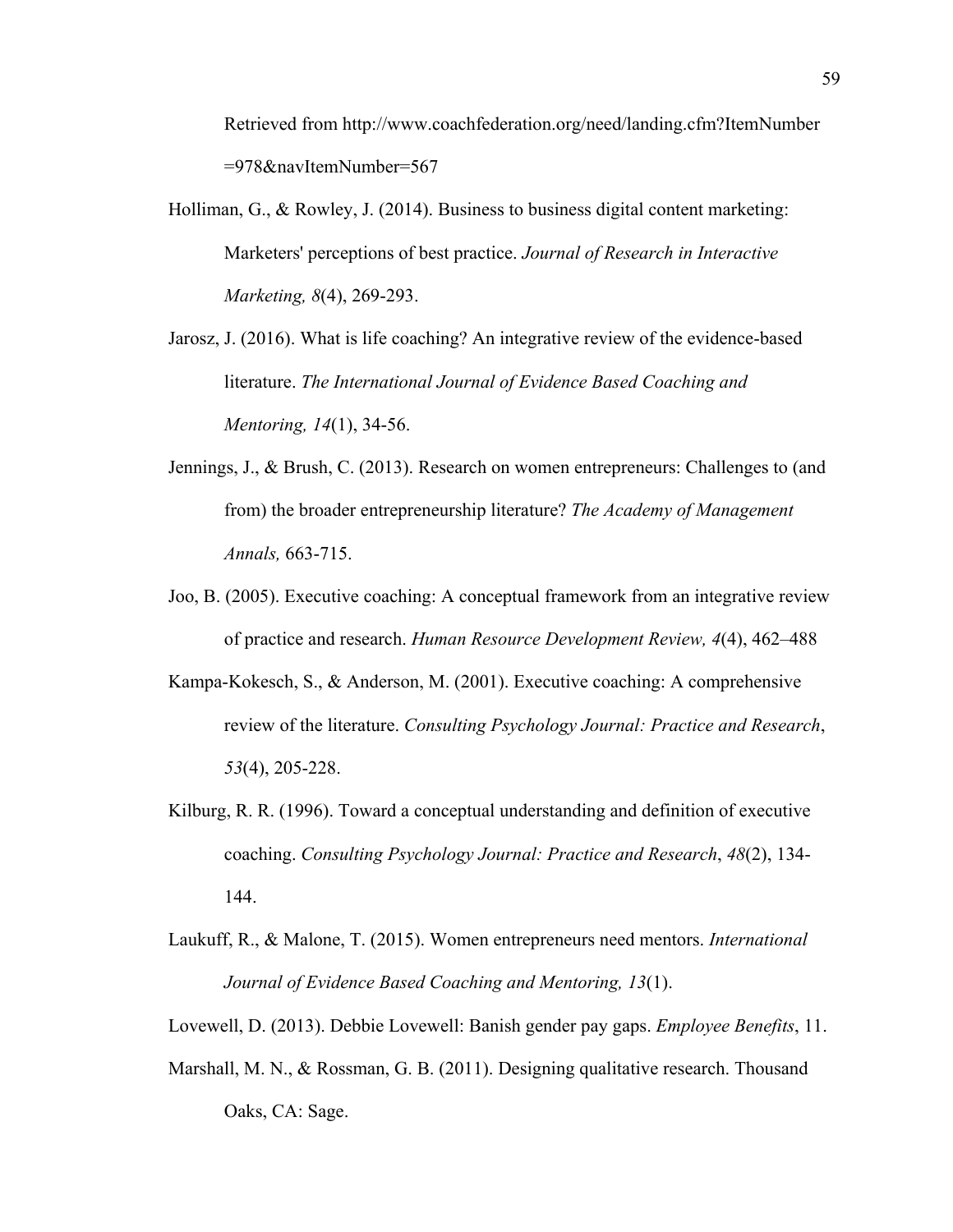Retrieved from http://www.coachfederation.org/need/landing.cfm?ItemNumber =978&navItemNumber=567

Holliman, G., & Rowley, J. (2014). Business to business digital content marketing: Marketers' perceptions of best practice. *Journal of Research in Interactive Marketing, 8*(4), 269-293.

Jarosz, J. (2016). What is life coaching? An integrative review of the evidence-based literature. *The International Journal of Evidence Based Coaching and Mentoring, 14*(1), 34-56.

Jennings, J., & Brush, C. (2013). Research on women entrepreneurs: Challenges to (and from) the broader entrepreneurship literature? *The Academy of Management Annals,* 663-715.

Joo, B. (2005). Executive coaching: A conceptual framework from an integrative review of practice and research. *Human Resource Development Review, 4*(4), 462–488

Kampa-Kokesch, S., & Anderson, M. (2001). Executive coaching: A comprehensive review of the literature. *Consulting Psychology Journal: Practice and Research*, *53*(4), 205-228.

Kilburg, R. R. (1996). Toward a conceptual understanding and definition of executive coaching. *Consulting Psychology Journal: Practice and Research*, *48*(2), 134-144.

Laukuff, R., & Malone, T. (2015). Women entrepreneurs need mentors. *International Journal of Evidence Based Coaching and Mentoring, 13*(1).

Lovewell, D. (2013). Debbie Lovewell: Banish gender pay gaps. *Employee Benefits*, 11.

Marshall, M. N., & Rossman, G. B. (2011). Designing qualitative research. Thousand Oaks, CA: Sage.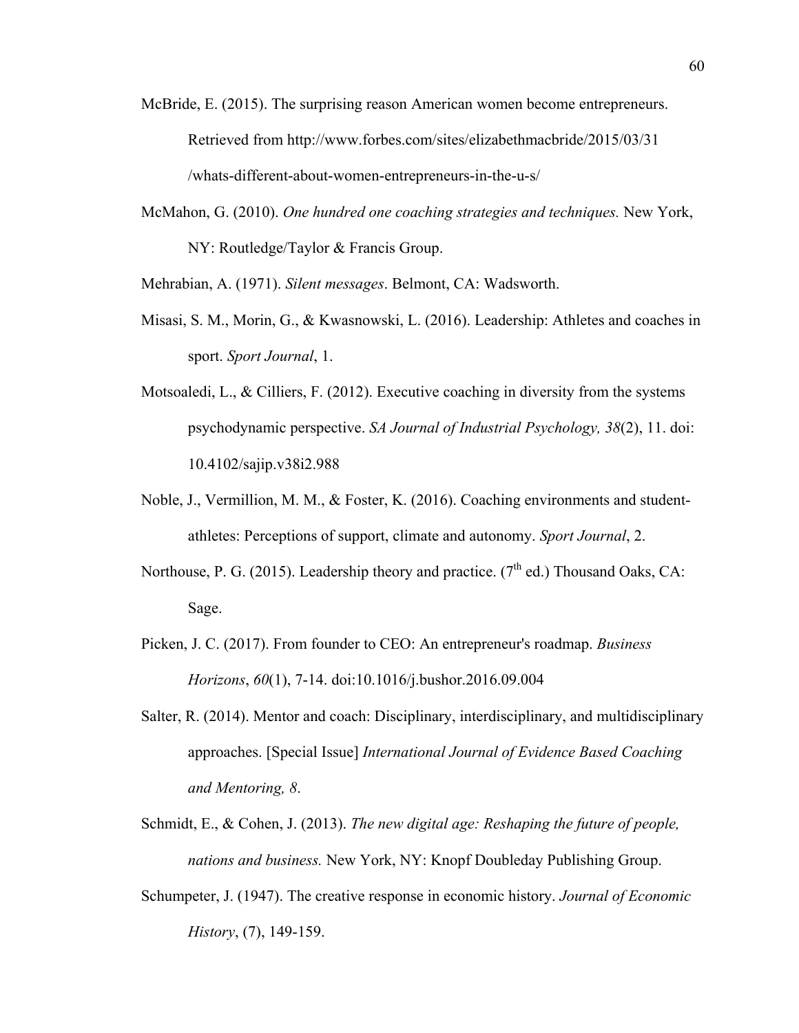McBride, E. (2015). The surprising reason American women become entrepreneurs. Retrieved from http://www.forbes.com/sites/elizabethmacbride/2015/03/31/whats-different-about-women-entrepreneurs-in-the-u-s/

McMahon, G. (2010). *One hundred one coaching strategies and techniques.* New York, NY: Routledge/Taylor & Francis Group.

Mehrabian, A. (1971). *Silent messages*. Belmont, CA: Wadsworth.

Misasi, S. M., Morin, G., & Kwasnowski, L. (2016). Leadership: Athletes and coaches in sport. *Sport Journal*, 1.

Motsoaledi, L., & Cilliers, F. (2012). Executive coaching in diversity from the systems psychodynamic perspective. *SA Journal of Industrial Psychology, 38*(2), 11. doi: 10.4102/sajip.v38i2.988

Noble, J., Vermillion, M. M., & Foster, K. (2016). Coaching environments and student-athletes: Perceptions of support, climate and autonomy. *Sport Journal*, 2.

Northouse, P. G. (2015). Leadership theory and practice. (7th ed.) Thousand Oaks, CA: Sage.

Picken, J. C. (2017). From founder to CEO: An entrepreneur's roadmap. *Business Horizons*, *60*(1), 7-14. doi:10.1016/j.bushor.2016.09.004

Salter, R. (2014). Mentor and coach: Disciplinary, interdisciplinary, and multidisciplinary approaches. [Special Issue] *International Journal of Evidence Based Coaching and Mentoring, 8*.

Schmidt, E., & Cohen, J. (2013). *The new digital age: Reshaping the future of people, nations and business.* New York, NY: Knopf Doubleday Publishing Group.

Schumpeter, J. (1947). The creative response in economic history. *Journal of Economic History*, (7), 149-159.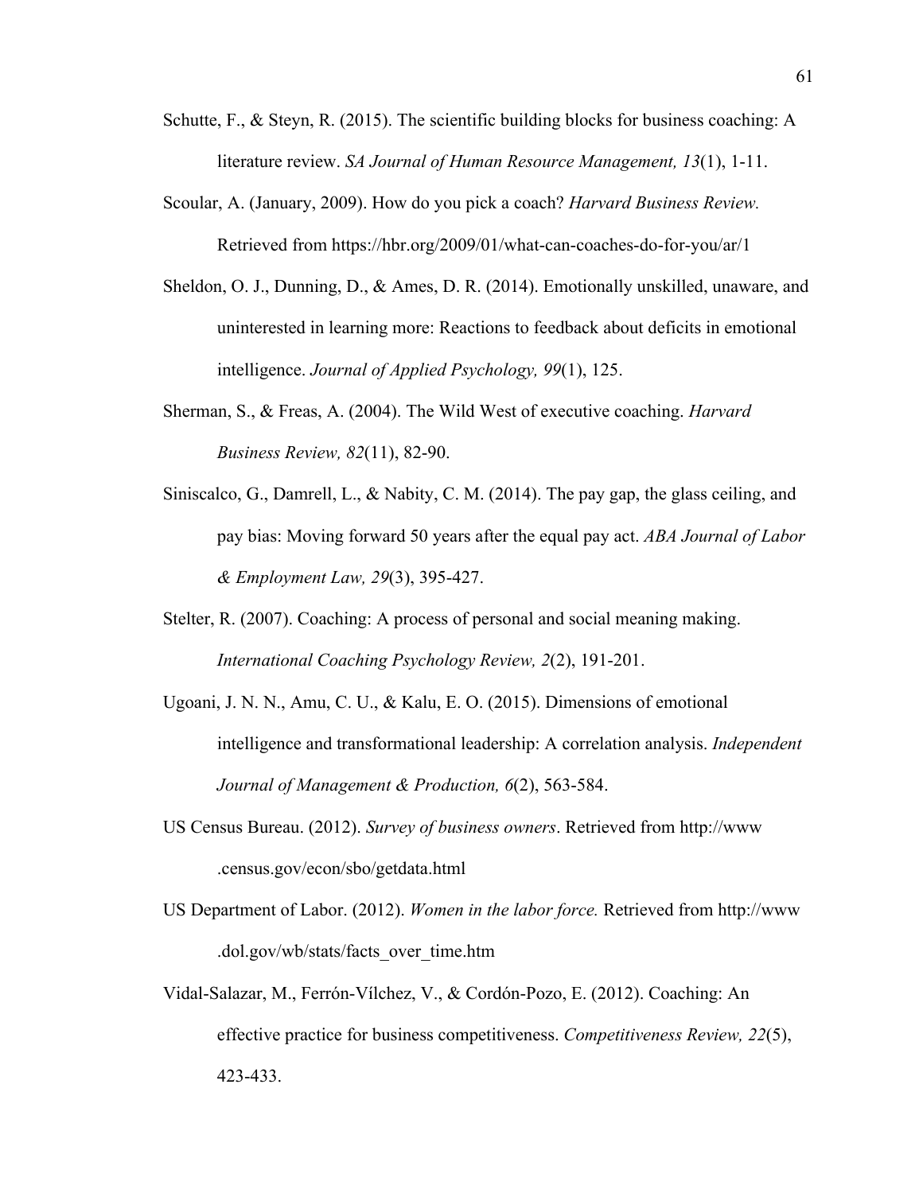Schutte, F., & Steyn, R. (2015). The scientific building blocks for business coaching: A literature review. *SA Journal of Human Resource Management, 13*(1), 1-11.

Scoular, A. (January, 2009). How do you pick a coach? *Harvard Business Review.* Retrieved from https://hbr.org/2009/01/what-can-coaches-do-for-you/ar/1

Sheldon, O. J., Dunning, D., & Ames, D. R. (2014). Emotionally unskilled, unaware, and uninterested in learning more: Reactions to feedback about deficits in emotional intelligence. *Journal of Applied Psychology, 99*(1), 125.

Sherman, S., & Freas, A. (2004). The Wild West of executive coaching. *Harvard Business Review, 82*(11), 82-90.

Siniscalco, G., Damrell, L., & Nabity, C. M. (2014). The pay gap, the glass ceiling, and pay bias: Moving forward 50 years after the equal pay act. *ABA Journal of Labor & Employment Law, 29*(3), 395-427.

Stelter, R. (2007). Coaching: A process of personal and social meaning making. *International Coaching Psychology Review, 2*(2), 191-201.

Ugoani, J. N. N., Amu, C. U., & Kalu, E. O. (2015). Dimensions of emotional intelligence and transformational leadership: A correlation analysis. *Independent Journal of Management & Production, 6*(2), 563-584.

US Census Bureau. (2012). *Survey of business owners*. Retrieved from http://www.census.gov/econ/sbo/getdata.html

US Department of Labor. (2012). *Women in the labor force.* Retrieved from http://www.dol.gov/wb/stats/facts_over_time.htm

Vidal-Salazar, M., Ferrón-Vílchez, V., & Cordón-Pozo, E. (2012). Coaching: An effective practice for business competitiveness. *Competitiveness Review, 22*(5), 423-433.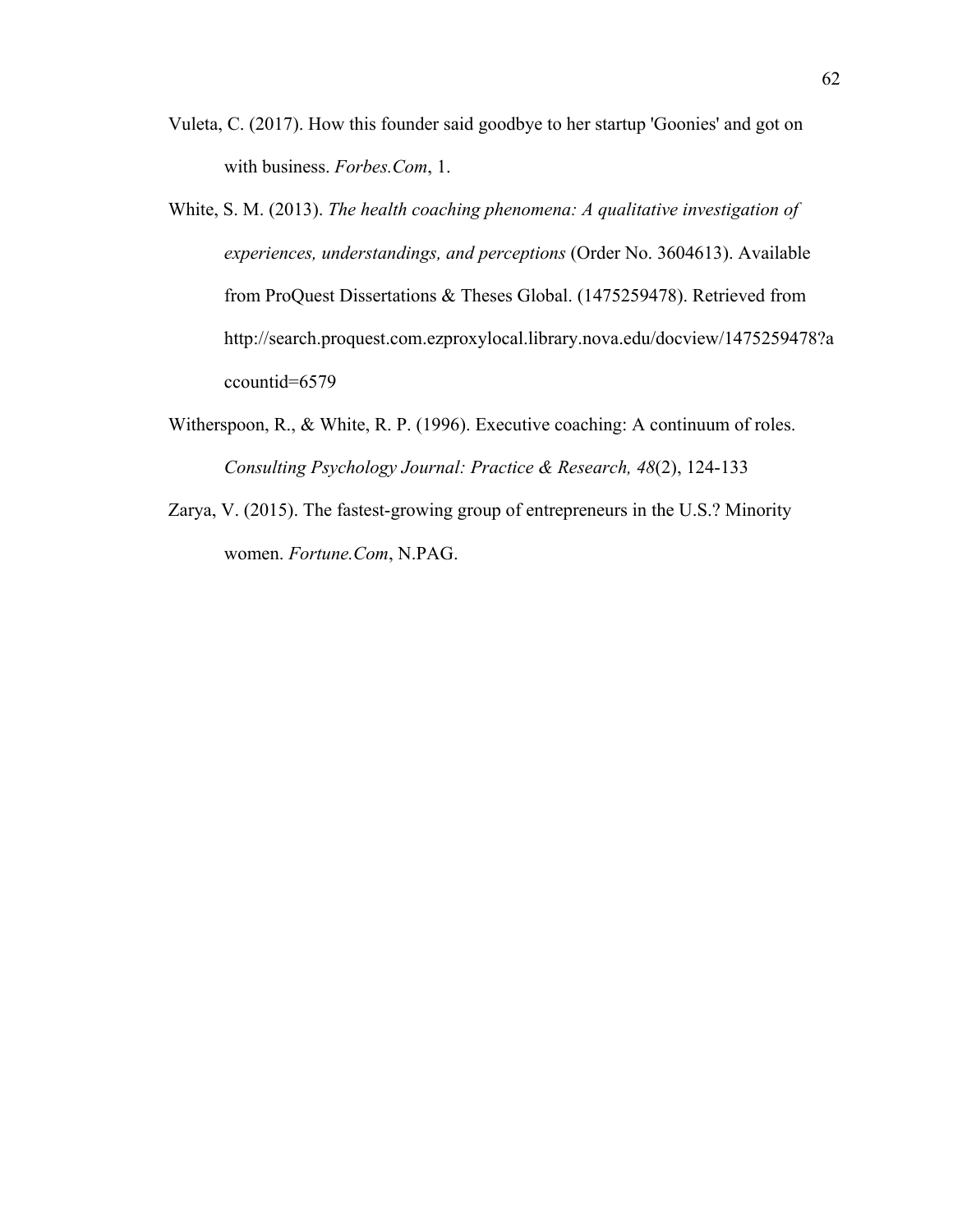Vuleta, C. (2017). How this founder said goodbye to her startup 'Goonies' and got on with business. *Forbes.Com*, 1.

White, S. M. (2013). *The health coaching phenomena: A qualitative investigation of experiences, understandings, and perceptions* (Order No. 3604613). Available from ProQuest Dissertations & Theses Global. (1475259478). Retrieved from http://search.proquest.com.ezproxylocal.library.nova.edu/docview/1475259478?accountid=6579

Witherspoon, R., & White, R. P. (1996). Executive coaching: A continuum of roles. *Consulting Psychology Journal: Practice & Research, 48*(2), 124-133

Zarya, V. (2015). The fastest-growing group of entrepreneurs in the U.S.? Minority women. *Fortune.Com*, N.PAG.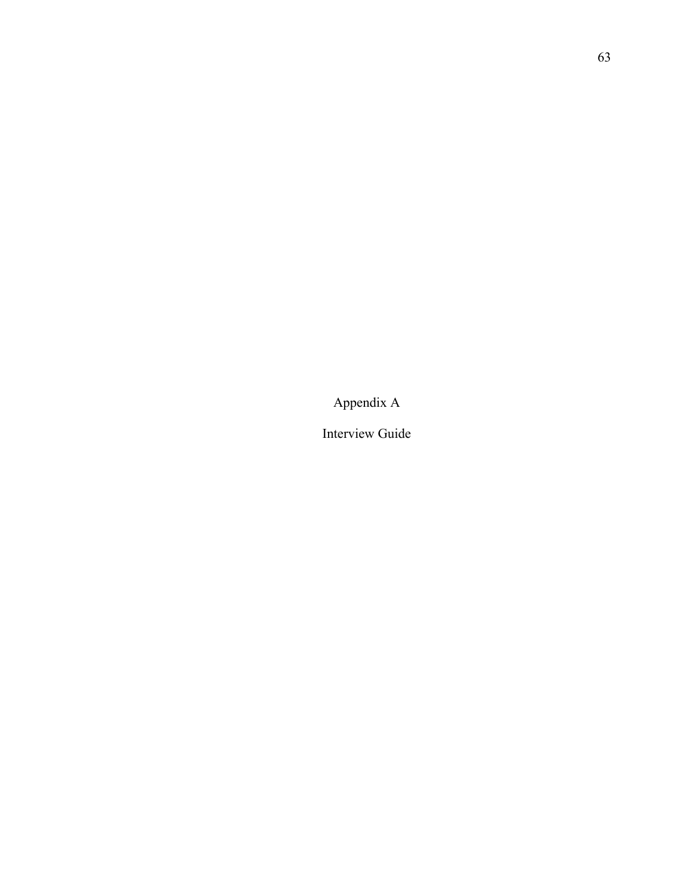# Appendix A

## Interview Guide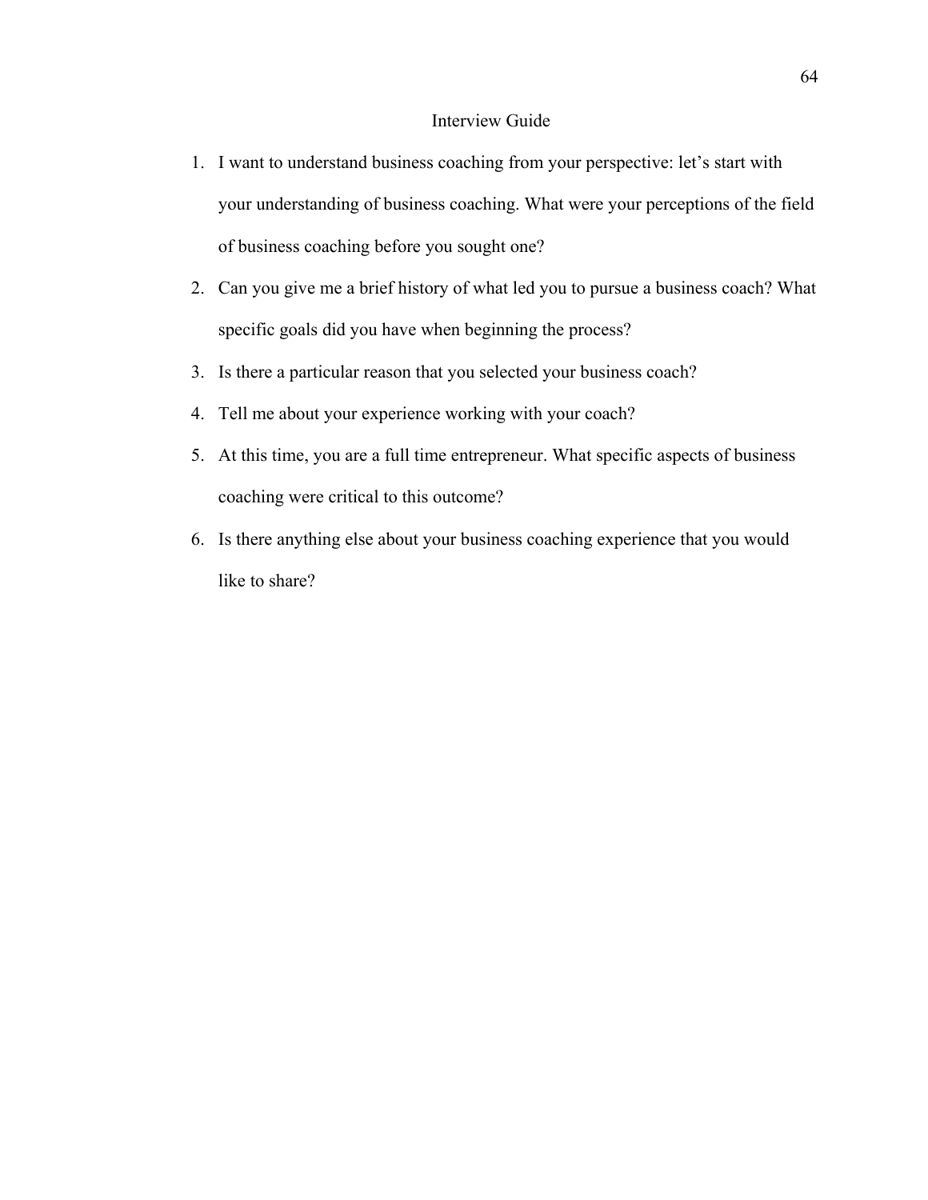# Interview Guide

1. I want to understand business coaching from your perspective: let’s start with your understanding of business coaching. What were your perceptions of the field of business coaching before you sought one?
2. Can you give me a brief history of what led you to pursue a business coach? What specific goals did you have when beginning the process?
3. Is there a particular reason that you selected your business coach?
4. Tell me about your experience working with your coach?
5. At this time, you are a full time entrepreneur. What specific aspects of business coaching were critical to this outcome?
6. Is there anything else about your business coaching experience that you would like to share?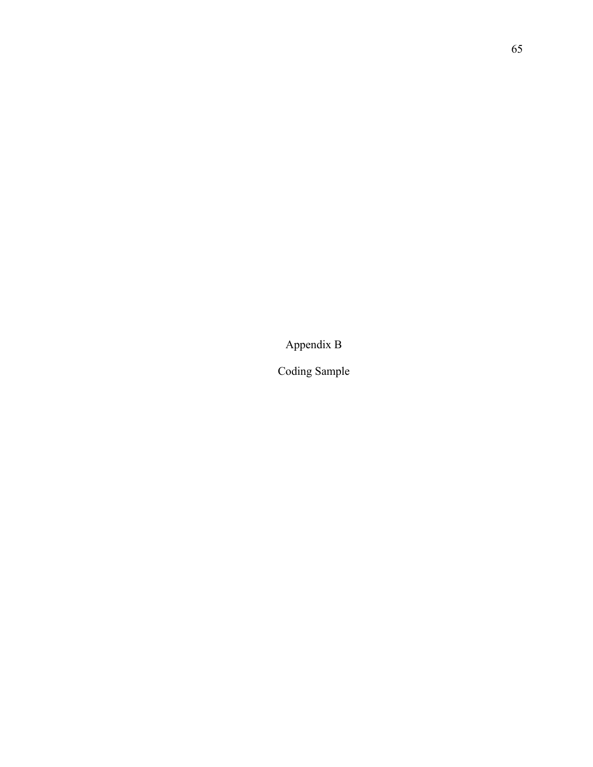# Appendix B

## Coding Sample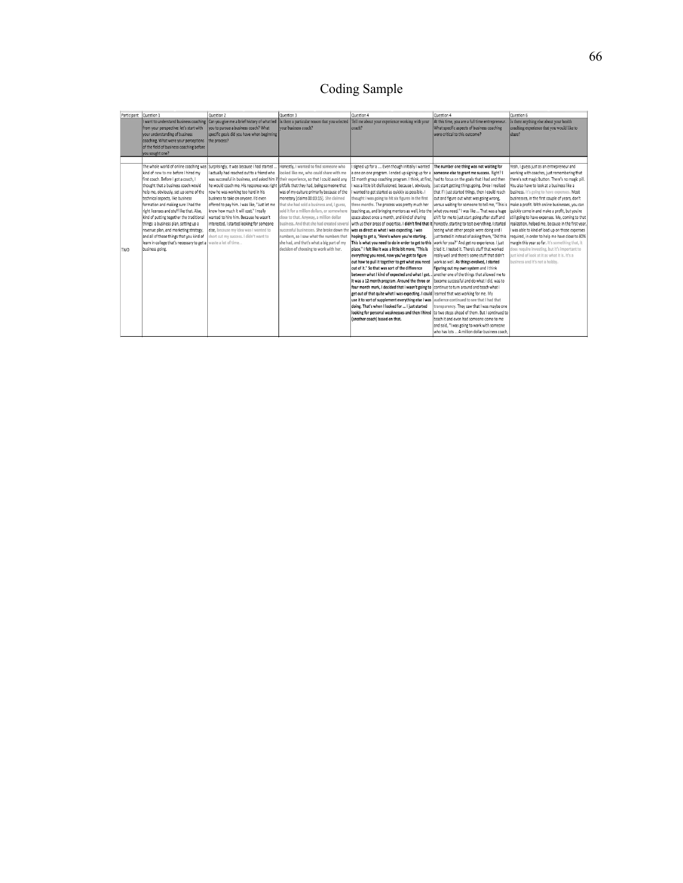# Coding Sample

| Participant | Question 1 | Question 2 | Question 3 | Question 4 | Question 4 | Question 6 |
|---|---|---|---|---|---|---|
| | I want to understand business coaching from your perspective: let's start with your understanding of business coaching. What were your perceptions of the field of business coaching before you sought one? | Can you give me a brief history of what led you to pursue a business coach? What specific goals did you have when beginning the process? | Is there a particular reason that you selected your business coach? | Tell me about your experience working with your coach? | At this time, you are a full time entrepreneur. What specific aspects of business coaching were critical to this outcome? | Is there anything else about your health coaching experience that you would like to share? |
| TWO | The whole world of online coaching was kind of new to me before I hired my first coach. Before I got a coach, I thought that a business coach would help me, obviously, set up some of the technical aspects, like business formation and making sure I had the right licenses and stuff like that. Also, kind of putting together the traditional things: a business plan, setting up a revenue plan, and marketing strategy, and all of those things that you kind of learn in college that's necessary to get a business going. | Surprisingly, it was because I had started ... I actually had reached out to a friend who was successful in business, and asked him if he would coach me. His response was right now he was working too hard in his business to take on anyone. I'd even offered to pay him. I was like, "Just let me know how much it will cost." I really wanted to hire him. Because he wasn't interested, I started looking for someone else, because my idea was I wanted to short cut my success. I didn't want to waste a lot of time.. | Honestly, I wanted to find someone who looked like me, who could share with me their experience, so that I could avoid any pitfalls that they had, being someone that was of my culture primarily because of the monetary [claims 00:03:15]. She claimed that she had sold a business and, I guess, sold it for a million dollars, or somewhere close to that. Anyway, a million dollar business. And that she had created several successful businesses. She broke down the numbers, so I saw what the numbers that she had, and that's what a big part of my decision of choosing to work with her. | I signed up for a .... Even though initially I wanted a one on one program. I ended up signing up for a 12 month group coaching program. I think, at first, I was a little bit disillusioned, because I, obviously, I wanted to get started as quickly as possible. I thought I was going to hit six figures in the first three months. The process was pretty much her teaching us, and bringing mentors as well, into the space about once a month, and kind of sharing with us their areas of expertise. **I didn't find that it was as direct as what I was expecting. I was hoping to get a, "Here's where you're starting. This is what you need to do in order to get to this place." I felt like it was a little bit more, "This is everything you need, now you've got to figure out how to pull it together to get what you need out of it." So that was sort of the difference between what I kind of expected and what I got.. It was a 12 month program. Around the three or four month mark, I decided that I wasn't going to get out of that quite what I was expecting. I could use it to sort of supplement everything else I was doing. That's when I looked for ... I just started looking for personal weaknesses and then I hired (another coach) based on that.** | **The number one thing was not waiting for someone else to grant me success.** Right? I had to focus on the goals that I had and then just start getting things going. Once I realized that if I just started things, then I could reach out and figure out what was going wrong, versus waiting for someone to tell me, "This is what you need." I was like ... That was a huge shift for me to just start going after stuff and honestly, starting to test everything. I started seeing what other people were doing and I just tested it instead of asking them, "Did this work for you?" And get no experience. I just tried it. I tested it. There's stuff that worked really well and there's some stuff that didn't work as well. **As things evolved, I started figuring out my own system** and I think another one of the things that allowed me to become successful and do what I did, was to continue to turn around and teach what I learned that was working for me. My audience continued to see that I had that transparency. They saw that I was maybe one to two steps ahead of them. But I continued to teach it and even had someone come to me and said, "I was going to work with someone who has lots ... A million dollar business coach, | Yeah, I guess just as an entrepreneur and working with coaches, just remembering that there's not magic button. There's no magic pill. You also have to look at a business like a business. It's going to have expenses. Most businesses, in the first couple of years, don't make a profit. With online businesses, you can quickly come in and make a profit, but you're still going to have expenses. Me, coming to that realization, helped me, because in the first year, I was able to kind of load up on those expenses required, in order to help me have close to 80% margin this year so far. It's something that, it does require investing, but it's important to just kind of look at it as what it is. It's a business and it's not a hobby. |